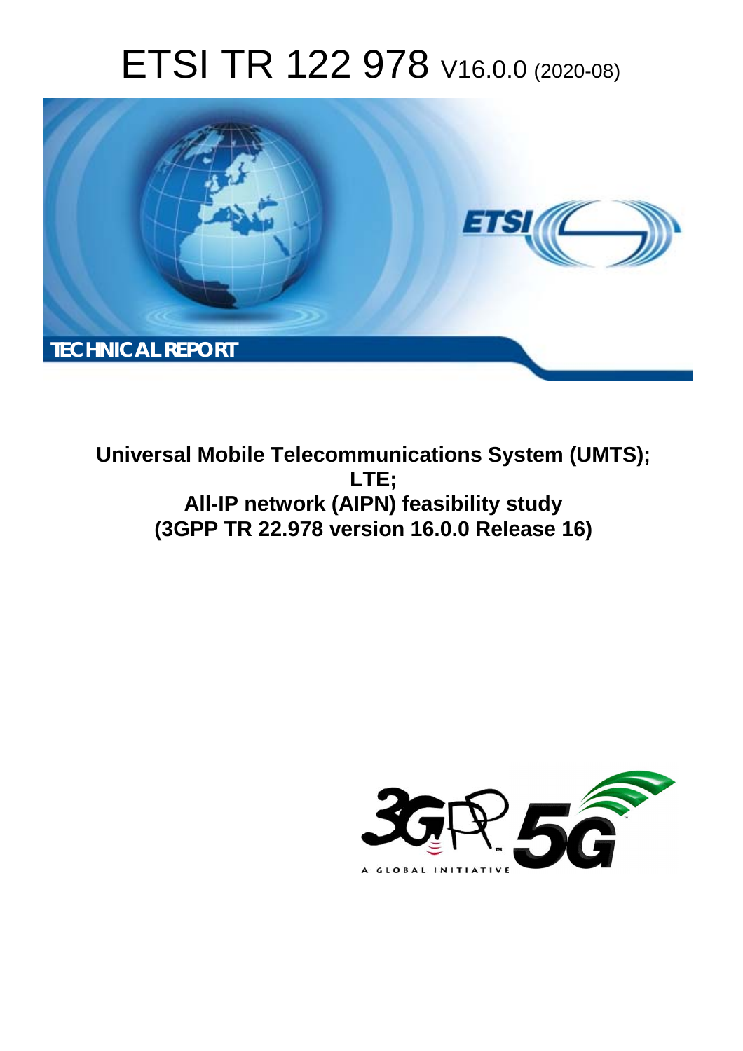# ETSI TR 122 978 V16.0.0 (2020-08)

TECHNICAL REPORT

**Universal Mobile Telecommunications System (UMTS);**
**LTE;**
**All-IP network (AIPN) feasibility study**
**(3GPP TR 22.978 version 16.0.0 Release 16)**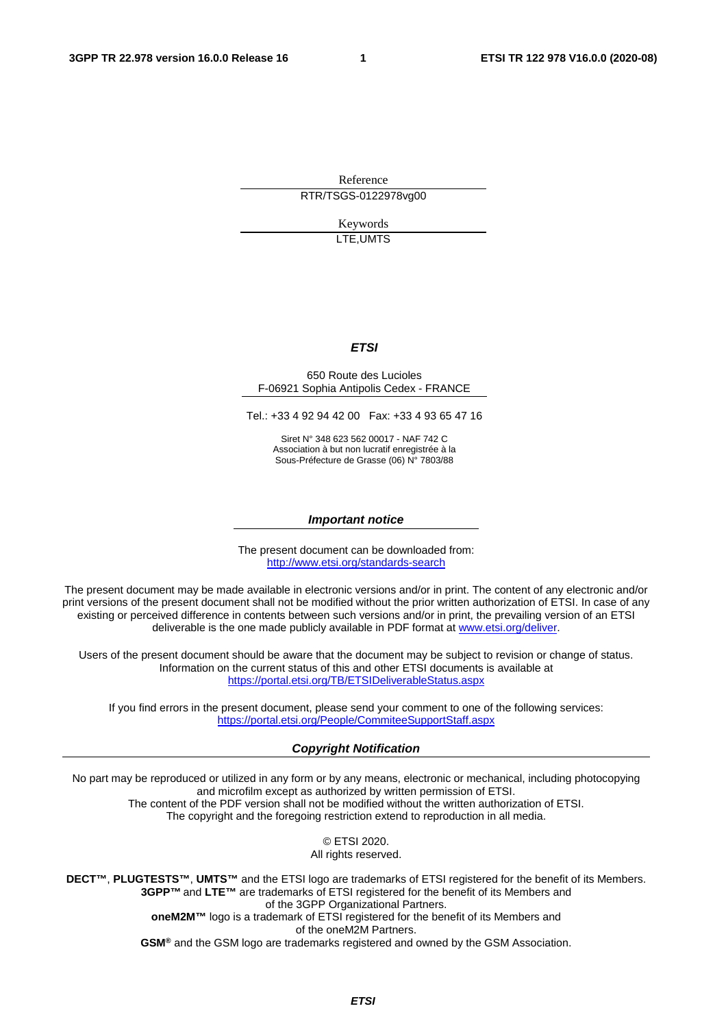Reference

RTR/TSGS-0122978vg00

Keywords

LTE,UMTS

***ETSI***

650 Route des Lucioles
F-06921 Sophia Antipolis Cedex - FRANCE

Tel.: +33 4 92 94 42 00   Fax: +33 4 93 65 47 16

Siret N° 348 623 562 00017 - NAF 742 C
Association à but non lucratif enregistrée à la
Sous-Préfecture de Grasse (06) N° 7803/88

***Important notice***

The present document can be downloaded from:
http://www.etsi.org/standards-search

The present document may be made available in electronic versions and/or in print. The content of any electronic and/or print versions of the present document shall not be modified without the prior written authorization of ETSI. In case of any existing or perceived difference in contents between such versions and/or in print, the prevailing version of an ETSI deliverable is the one made publicly available in PDF format at www.etsi.org/deliver.

Users of the present document should be aware that the document may be subject to revision or change of status. Information on the current status of this and other ETSI documents is available at https://portal.etsi.org/TB/ETSIDeliverableStatus.aspx

If you find errors in the present document, please send your comment to one of the following services:
https://portal.etsi.org/People/CommiteeSupportStaff.aspx

***Copyright Notification***

No part may be reproduced or utilized in any form or by any means, electronic or mechanical, including photocopying and microfilm except as authorized by written permission of ETSI.
The content of the PDF version shall not be modified without the written authorization of ETSI.
The copyright and the foregoing restriction extend to reproduction in all media.

© ETSI 2020.
All rights reserved.

**DECT™**, **PLUGTESTS™**, **UMTS™** and the ETSI logo are trademarks of ETSI registered for the benefit of its Members.
**3GPP™** and **LTE™** are trademarks of ETSI registered for the benefit of its Members and of the 3GPP Organizational Partners.
**oneM2M™** logo is a trademark of ETSI registered for the benefit of its Members and of the oneM2M Partners.
**GSM®** and the GSM logo are trademarks registered and owned by the GSM Association.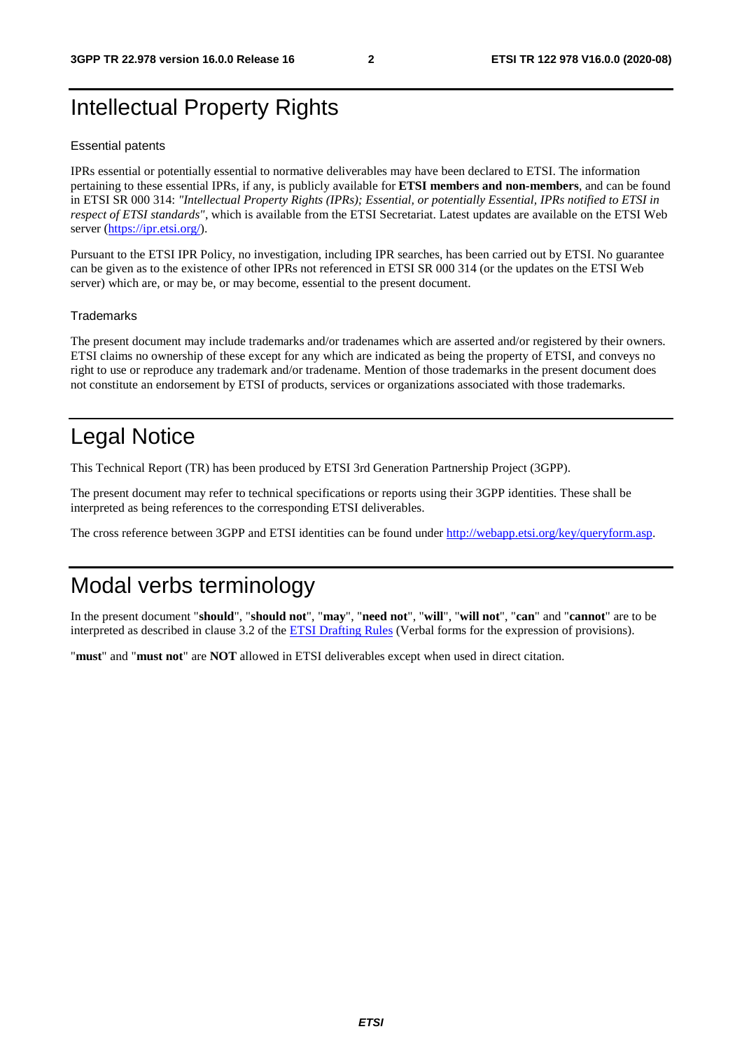# Intellectual Property Rights

### Essential patents

IPRs essential or potentially essential to normative deliverables may have been declared to ETSI. The information pertaining to these essential IPRs, if any, is publicly available for **ETSI members and non-members**, and can be found in ETSI SR 000 314: *"Intellectual Property Rights (IPRs); Essential, or potentially Essential, IPRs notified to ETSI in respect of ETSI standards"*, which is available from the ETSI Secretariat. Latest updates are available on the ETSI Web server (https://ipr.etsi.org/).

Pursuant to the ETSI IPR Policy, no investigation, including IPR searches, has been carried out by ETSI. No guarantee can be given as to the existence of other IPRs not referenced in ETSI SR 000 314 (or the updates on the ETSI Web server) which are, or may be, or may become, essential to the present document.

### Trademarks

The present document may include trademarks and/or tradenames which are asserted and/or registered by their owners. ETSI claims no ownership of these except for any which are indicated as being the property of ETSI, and conveys no right to use or reproduce any trademark and/or tradename. Mention of those trademarks in the present document does not constitute an endorsement by ETSI of products, services or organizations associated with those trademarks.

# Legal Notice

This Technical Report (TR) has been produced by ETSI 3rd Generation Partnership Project (3GPP).

The present document may refer to technical specifications or reports using their 3GPP identities. These shall be interpreted as being references to the corresponding ETSI deliverables.

The cross reference between 3GPP and ETSI identities can be found under http://webapp.etsi.org/key/queryform.asp.

# Modal verbs terminology

In the present document "**should**", "**should not**", "**may**", "**need not**", "**will**", "**will not**", "**can**" and "**cannot**" are to be interpreted as described in clause 3.2 of the ETSI Drafting Rules (Verbal forms for the expression of provisions).

"**must**" and "**must not**" are **NOT** allowed in ETSI deliverables except when used in direct citation.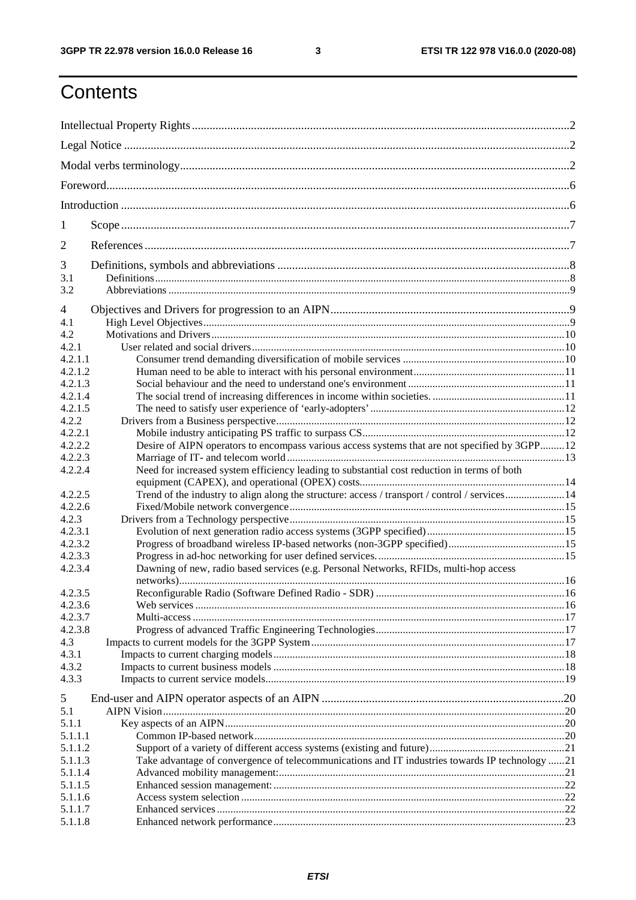# Contents

Intellectual Property Rights ... 2
Legal Notice ... 2
Modal verbs terminology ... 2
Foreword ... 6
Introduction ... 6
1 Scope ... 7
2 References ... 7
3 Definitions, symbols and abbreviations ... 8
3.1 Definitions ... 8
3.2 Abbreviations ... 9
4 Objectives and Drivers for progression to an AIPN ... 9
4.1 High Level Objectives ... 9
4.2 Motivations and Drivers ... 10
4.2.1 User related and social drivers ... 10
4.2.1.1 Consumer trend demanding diversification of mobile services ... 10
4.2.1.2 Human need to be able to interact with his personal environment ... 11
4.2.1.3 Social behaviour and the need to understand one's environment ... 11
4.2.1.4 The social trend of increasing differences in income within societies. ... 11
4.2.1.5 The need to satisfy user experience of 'early-adopters' ... 12
4.2.2 Drivers from a Business perspective ... 12
4.2.2.1 Mobile industry anticipating PS traffic to surpass CS ... 12
4.2.2.2 Desire of AIPN operators to encompass various access systems that are not specified by 3GPP ... 12
4.2.2.3 Marriage of IT- and telecom world ... 13
4.2.2.4 Need for increased system efficiency leading to substantial cost reduction in terms of both equipment (CAPEX), and operational (OPEX) costs ... 14
4.2.2.5 Trend of the industry to align along the structure: access / transport / control / services ... 14
4.2.2.6 Fixed/Mobile network convergence ... 15
4.2.3 Drivers from a Technology perspective ... 15
4.2.3.1 Evolution of next generation radio access systems (3GPP specified) ... 15
4.2.3.2 Progress of broadband wireless IP-based networks (non-3GPP specified) ... 15
4.2.3.3 Progress in ad-hoc networking for user defined services. ... 15
4.2.3.4 Dawning of new, radio based services (e.g. Personal Networks, RFIDs, multi-hop access networks) ... 16
4.2.3.5 Reconfigurable Radio (Software Defined Radio - SDR) ... 16
4.2.3.6 Web services ... 16
4.2.3.7 Multi-access ... 17
4.2.3.8 Progress of advanced Traffic Engineering Technologies ... 17
4.3 Impacts to current models for the 3GPP System ... 17
4.3.1 Impacts to current charging models ... 18
4.3.2 Impacts to current business models ... 18
4.3.3 Impacts to current service models ... 19
5 End-user and AIPN operator aspects of an AIPN ... 20
5.1 AIPN Vision ... 20
5.1.1 Key aspects of an AIPN ... 20
5.1.1.1 Common IP-based network ... 20
5.1.1.2 Support of a variety of different access systems (existing and future) ... 21
5.1.1.3 Take advantage of convergence of telecommunications and IT industries towards IP technology ... 21
5.1.1.4 Advanced mobility management: ... 21
5.1.1.5 Enhanced session management: ... 22
5.1.1.6 Access system selection ... 22
5.1.1.7 Enhanced services ... 22
5.1.1.8 Enhanced network performance ... 23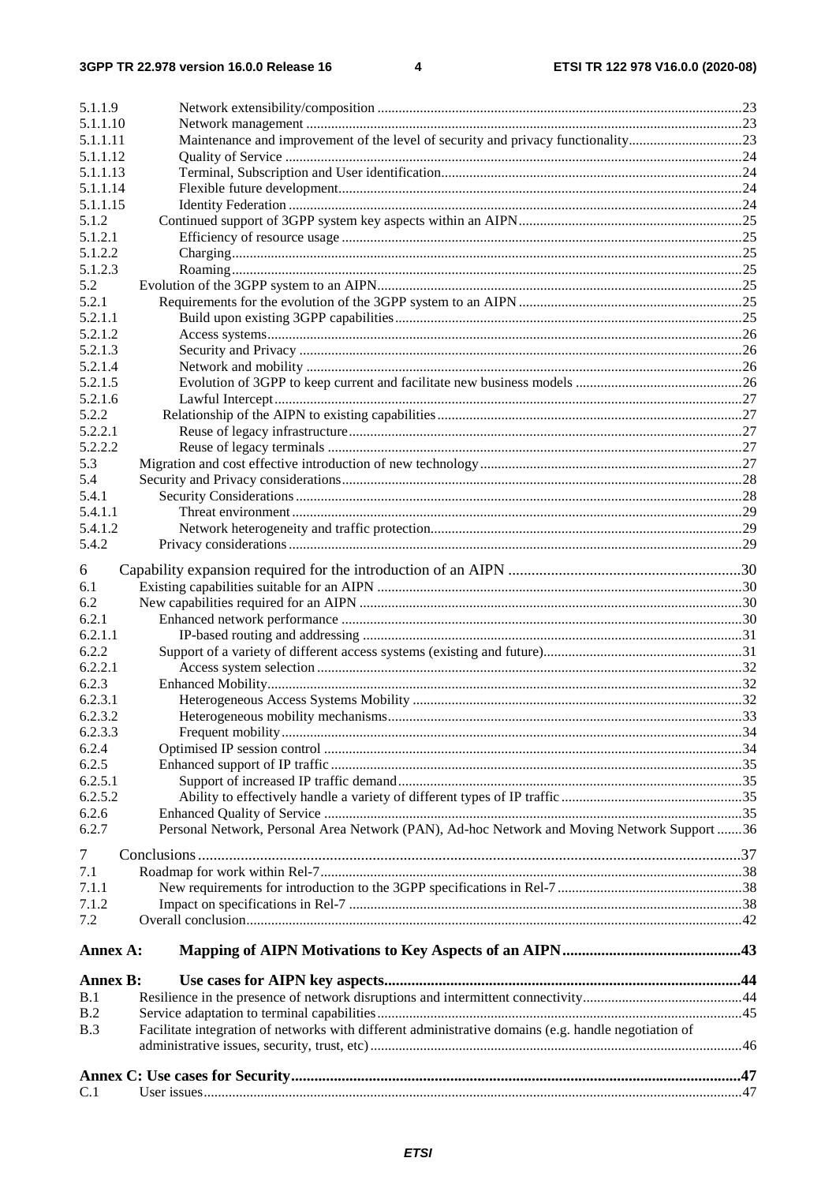| | | |
|---|---|---|
| 5.1.1.9 | Network extensibility/composition | 23 |
| 5.1.1.10 | Network management | 23 |
| 5.1.1.11 | Maintenance and improvement of the level of security and privacy functionality | 23 |
| 5.1.1.12 | Quality of Service | 24 |
| 5.1.1.13 | Terminal, Subscription and User identification | 24 |
| 5.1.1.14 | Flexible future development | 24 |
| 5.1.1.15 | Identity Federation | 24 |
| 5.1.2 | Continued support of 3GPP system key aspects within an AIPN | 25 |
| 5.1.2.1 | Efficiency of resource usage | 25 |
| 5.1.2.2 | Charging | 25 |
| 5.1.2.3 | Roaming | 25 |
| 5.2 | Evolution of the 3GPP system to an AIPN | 25 |
| 5.2.1 | Requirements for the evolution of the 3GPP system to an AIPN | 25 |
| 5.2.1.1 | Build upon existing 3GPP capabilities | 25 |
| 5.2.1.2 | Access systems | 26 |
| 5.2.1.3 | Security and Privacy | 26 |
| 5.2.1.4 | Network and mobility | 26 |
| 5.2.1.5 | Evolution of 3GPP to keep current and facilitate new business models | 26 |
| 5.2.1.6 | Lawful Intercept | 27 |
| 5.2.2 | Relationship of the AIPN to existing capabilities | 27 |
| 5.2.2.1 | Reuse of legacy infrastructure | 27 |
| 5.2.2.2 | Reuse of legacy terminals | 27 |
| 5.3 | Migration and cost effective introduction of new technology | 27 |
| 5.4 | Security and Privacy considerations | 28 |
| 5.4.1 | Security Considerations | 28 |
| 5.4.1.1 | Threat environment | 29 |
| 5.4.1.2 | Network heterogeneity and traffic protection | 29 |
| 5.4.2 | Privacy considerations | 29 |
| 6 | Capability expansion required for the introduction of an AIPN | 30 |
| 6.1 | Existing capabilities suitable for an AIPN | 30 |
| 6.2 | New capabilities required for an AIPN | 30 |
| 6.2.1 | Enhanced network performance | 30 |
| 6.2.1.1 | IP-based routing and addressing | 31 |
| 6.2.2 | Support of a variety of different access systems (existing and future) | 31 |
| 6.2.2.1 | Access system selection | 32 |
| 6.2.3 | Enhanced Mobility | 32 |
| 6.2.3.1 | Heterogeneous Access Systems Mobility | 32 |
| 6.2.3.2 | Heterogeneous mobility mechanisms | 33 |
| 6.2.3.3 | Frequent mobility | 34 |
| 6.2.4 | Optimised IP session control | 34 |
| 6.2.5 | Enhanced support of IP traffic | 35 |
| 6.2.5.1 | Support of increased IP traffic demand | 35 |
| 6.2.5.2 | Ability to effectively handle a variety of different types of IP traffic | 35 |
| 6.2.6 | Enhanced Quality of Service | 35 |
| 6.2.7 | Personal Network, Personal Area Network (PAN), Ad-hoc Network and Moving Network Support | 36 |
| 7 | Conclusions | 37 |
| 7.1 | Roadmap for work within Rel-7 | 38 |
| 7.1.1 | New requirements for introduction to the 3GPP specifications in Rel-7 | 38 |
| 7.1.2 | Impact on specifications in Rel-7 | 38 |
| 7.2 | Overall conclusion | 42 |
| **Annex A:** | **Mapping of AIPN Motivations to Key Aspects of an AIPN** | **43** |
| **Annex B:** | **Use cases for AIPN key aspects** | **44** |
| B.1 | Resilience in the presence of network disruptions and intermittent connectivity | 44 |
| B.2 | Service adaptation to terminal capabilities | 45 |
| B.3 | Facilitate integration of networks with different administrative domains (e.g. handle negotiation of administrative issues, security, trust, etc) | 46 |
| **Annex C: Use cases for Security** | | **47** |
| C.1 | User issues | 47 |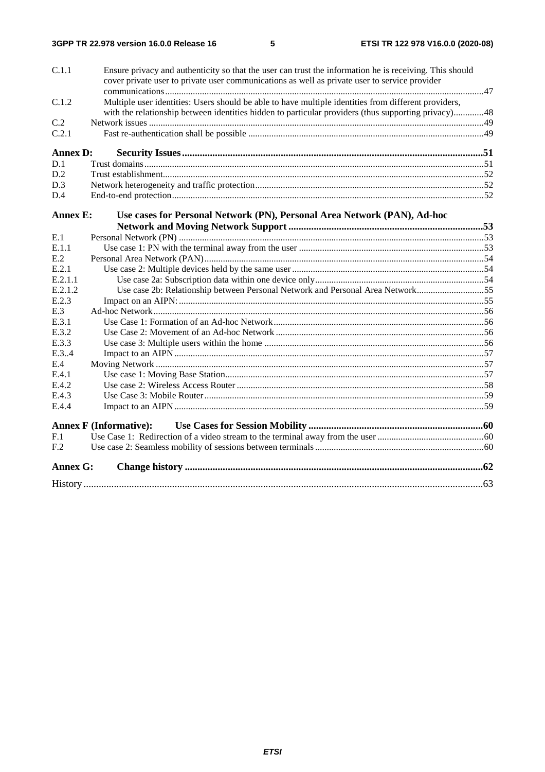C.1.1 Ensure privacy and authenticity so that the user can trust the information he is receiving. This should cover private user to private user communications as well as private user to service provider communications ....47

C.1.2 Multiple user identities: Users should be able to have multiple identities from different providers, with the relationship between identities hidden to particular providers (thus supporting privacy)....48

C.2 Network issues ....49

C.2.1 Fast re-authentication shall be possible ....49

**Annex D: Security Issues ....51**

D.1 Trust domains....51

D.2 Trust establishment....52

D.3 Network heterogeneity and traffic protection....52

D.4 End-to-end protection....52

**Annex E: Use cases for Personal Network (PN), Personal Area Network (PAN), Ad-hoc Network and Moving Network Support ....53**

E.1 Personal Network (PN) ....53

E.1.1 Use case 1: PN with the terminal away from the user ....53

E.2 Personal Area Network (PAN)....54

E.2.1 Use case 2: Multiple devices held by the same user ....54

E.2.1.1 Use case 2a: Subscription data within one device only....54

E.2.1.2 Use case 2b: Relationship between Personal Network and Personal Area Network....55

E.2.3 Impact on an AIPN:....55

E.3 Ad-hoc Network....56

E.3.1 Use Case 1: Formation of an Ad-hoc Network....56

E.3.2 Use Case 2: Movement of an Ad-hoc Network ....56

E.3.3 Use case 3: Multiple users within the home ....56

E.3..4 Impact to an AIPN....57

E.4 Moving Network ....57

E.4.1 Use case 1: Moving Base Station....57

E.4.2 Use case 2: Wireless Access Router ....58

E.4.3 Use Case 3: Mobile Router....59

E.4.4 Impact to an AIPN....59

**Annex F (Informative): Use Cases for Session Mobility ....60**

F.1 Use Case 1: Redirection of a video stream to the terminal away from the user ....60

F.2 Use case 2: Seamless mobility of sessions between terminals ....60

**Annex G: Change history ....62**

History ....63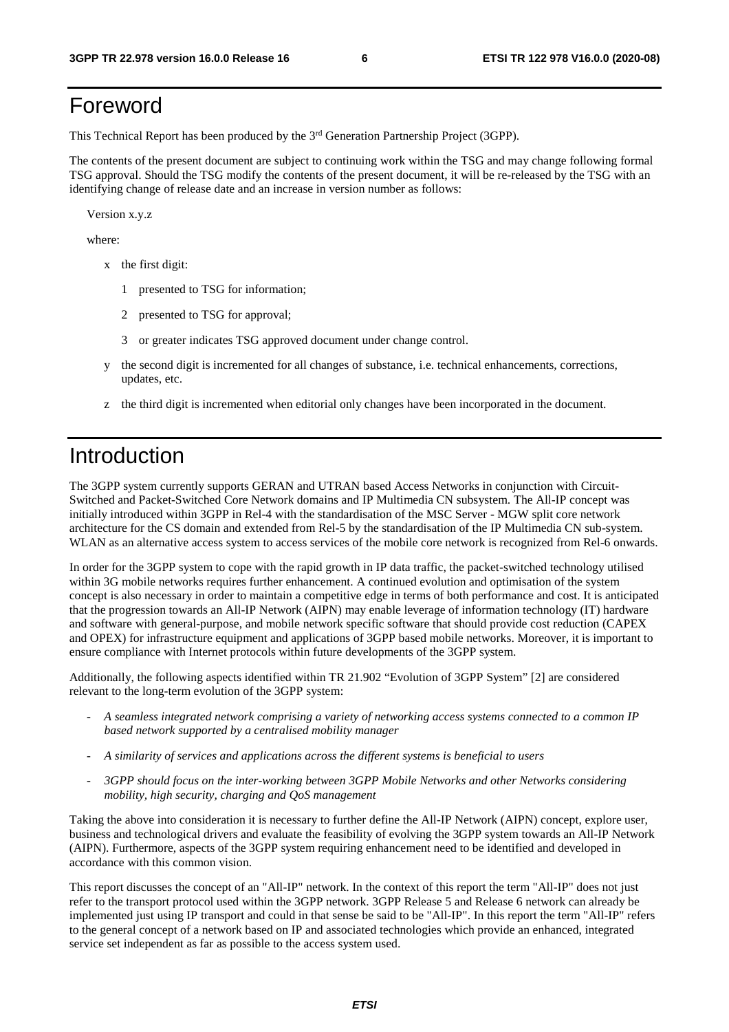# Foreword

This Technical Report has been produced by the 3rd Generation Partnership Project (3GPP).

The contents of the present document are subject to continuing work within the TSG and may change following formal TSG approval. Should the TSG modify the contents of the present document, it will be re-released by the TSG with an identifying change of release date and an increase in version number as follows:

Version x.y.z

where:

- x the first digit:
  - 1 presented to TSG for information;
  - 2 presented to TSG for approval;
  - 3 or greater indicates TSG approved document under change control.
- y the second digit is incremented for all changes of substance, i.e. technical enhancements, corrections, updates, etc.
- z the third digit is incremented when editorial only changes have been incorporated in the document.

# Introduction

The 3GPP system currently supports GERAN and UTRAN based Access Networks in conjunction with Circuit-Switched and Packet-Switched Core Network domains and IP Multimedia CN subsystem. The All-IP concept was initially introduced within 3GPP in Rel-4 with the standardisation of the MSC Server - MGW split core network architecture for the CS domain and extended from Rel-5 by the standardisation of the IP Multimedia CN sub-system. WLAN as an alternative access system to access services of the mobile core network is recognized from Rel-6 onwards.

In order for the 3GPP system to cope with the rapid growth in IP data traffic, the packet-switched technology utilised within 3G mobile networks requires further enhancement. A continued evolution and optimisation of the system concept is also necessary in order to maintain a competitive edge in terms of both performance and cost. It is anticipated that the progression towards an All-IP Network (AIPN) may enable leverage of information technology (IT) hardware and software with general-purpose, and mobile network specific software that should provide cost reduction (CAPEX and OPEX) for infrastructure equipment and applications of 3GPP based mobile networks. Moreover, it is important to ensure compliance with Internet protocols within future developments of the 3GPP system.

Additionally, the following aspects identified within TR 21.902 "Evolution of 3GPP System" [2] are considered relevant to the long-term evolution of the 3GPP system:

- *A seamless integrated network comprising a variety of networking access systems connected to a common IP based network supported by a centralised mobility manager*
- *A similarity of services and applications across the different systems is beneficial to users*
- *3GPP should focus on the inter-working between 3GPP Mobile Networks and other Networks considering mobility, high security, charging and QoS management*

Taking the above into consideration it is necessary to further define the All-IP Network (AIPN) concept, explore user, business and technological drivers and evaluate the feasibility of evolving the 3GPP system towards an All-IP Network (AIPN). Furthermore, aspects of the 3GPP system requiring enhancement need to be identified and developed in accordance with this common vision.

This report discusses the concept of an "All-IP" network. In the context of this report the term "All-IP" does not just refer to the transport protocol used within the 3GPP network. 3GPP Release 5 and Release 6 network can already be implemented just using IP transport and could in that sense be said to be "All-IP". In this report the term "All-IP" refers to the general concept of a network based on IP and associated technologies which provide an enhanced, integrated service set independent as far as possible to the access system used.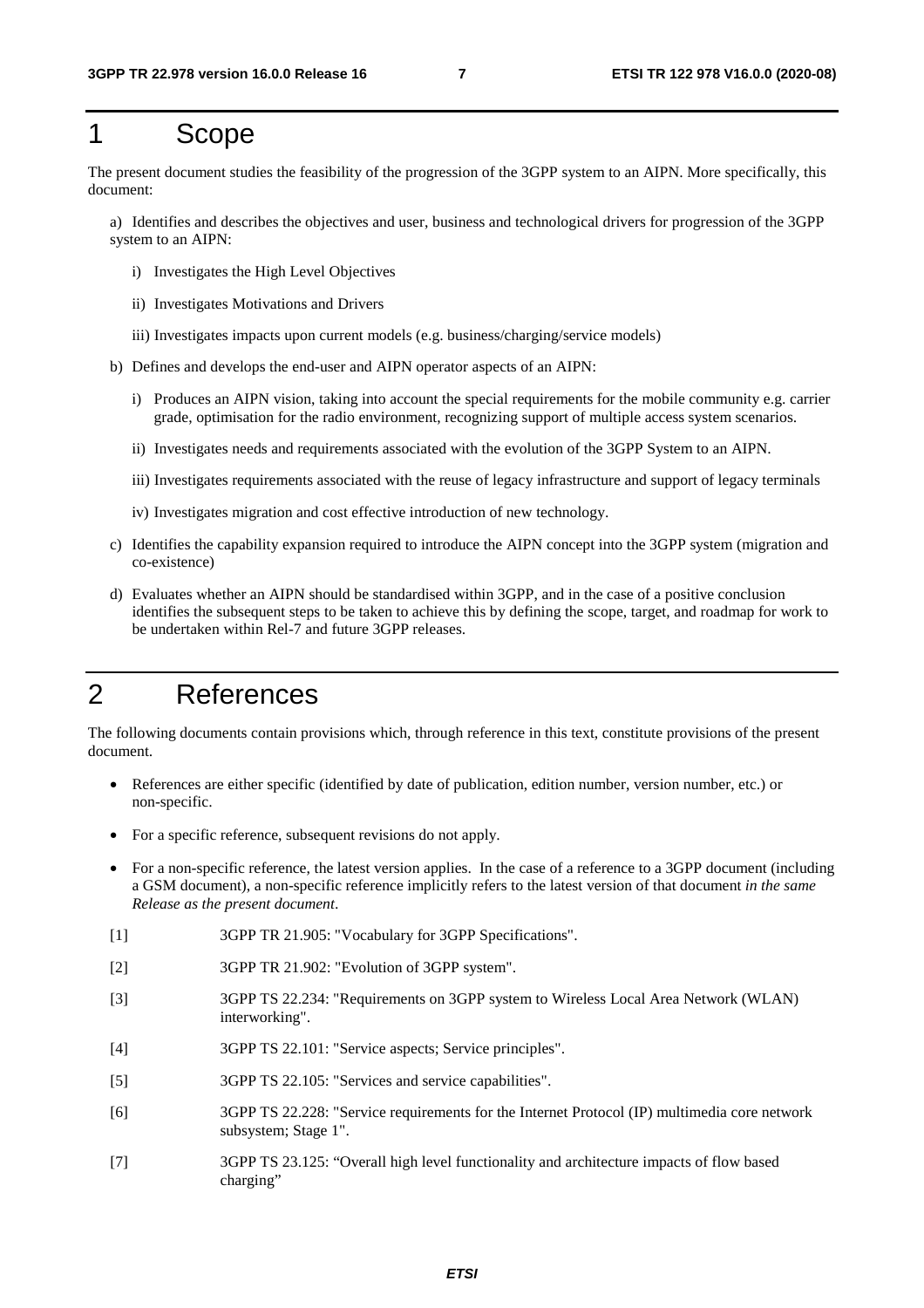# 1 Scope

The present document studies the feasibility of the progression of the 3GPP system to an AIPN. More specifically, this document:

a) Identifies and describes the objectives and user, business and technological drivers for progression of the 3GPP system to an AIPN:

   i) Investigates the High Level Objectives

   ii) Investigates Motivations and Drivers

   iii) Investigates impacts upon current models (e.g. business/charging/service models)

b) Defines and develops the end-user and AIPN operator aspects of an AIPN:

   i) Produces an AIPN vision, taking into account the special requirements for the mobile community e.g. carrier grade, optimisation for the radio environment, recognizing support of multiple access system scenarios.

   ii) Investigates needs and requirements associated with the evolution of the 3GPP System to an AIPN.

   iii) Investigates requirements associated with the reuse of legacy infrastructure and support of legacy terminals

   iv) Investigates migration and cost effective introduction of new technology.

c) Identifies the capability expansion required to introduce the AIPN concept into the 3GPP system (migration and co-existence)

d) Evaluates whether an AIPN should be standardised within 3GPP, and in the case of a positive conclusion identifies the subsequent steps to be taken to achieve this by defining the scope, target, and roadmap for work to be undertaken within Rel-7 and future 3GPP releases.

# 2 References

The following documents contain provisions which, through reference in this text, constitute provisions of the present document.

- References are either specific (identified by date of publication, edition number, version number, etc.) or non-specific.
- For a specific reference, subsequent revisions do not apply.
- For a non-specific reference, the latest version applies. In the case of a reference to a 3GPP document (including a GSM document), a non-specific reference implicitly refers to the latest version of that document *in the same Release as the present document*.

[1] 3GPP TR 21.905: "Vocabulary for 3GPP Specifications".

[2] 3GPP TR 21.902: "Evolution of 3GPP system".

[3] 3GPP TS 22.234: "Requirements on 3GPP system to Wireless Local Area Network (WLAN) interworking".

[4] 3GPP TS 22.101: "Service aspects; Service principles".

[5] 3GPP TS 22.105: "Services and service capabilities".

[6] 3GPP TS 22.228: "Service requirements for the Internet Protocol (IP) multimedia core network subsystem; Stage 1".

[7] 3GPP TS 23.125: "Overall high level functionality and architecture impacts of flow based charging"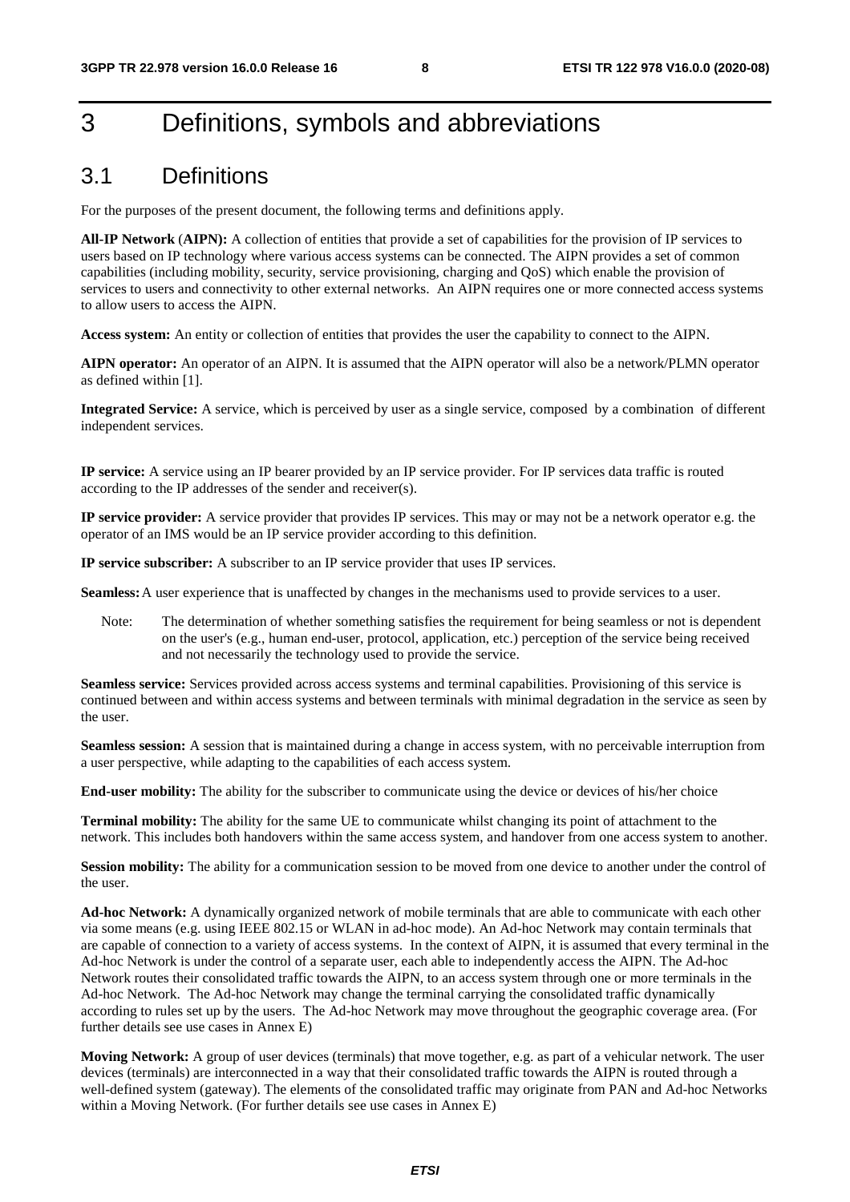# 3 Definitions, symbols and abbreviations

## 3.1 Definitions

For the purposes of the present document, the following terms and definitions apply.

**All-IP Network** (**AIPN):** A collection of entities that provide a set of capabilities for the provision of IP services to users based on IP technology where various access systems can be connected. The AIPN provides a set of common capabilities (including mobility, security, service provisioning, charging and QoS) which enable the provision of services to users and connectivity to other external networks. An AIPN requires one or more connected access systems to allow users to access the AIPN.

**Access system:** An entity or collection of entities that provides the user the capability to connect to the AIPN.

**AIPN operator:** An operator of an AIPN. It is assumed that the AIPN operator will also be a network/PLMN operator as defined within [1].

**Integrated Service:** A service, which is perceived by user as a single service, composed by a combination of different independent services.

**IP service:** A service using an IP bearer provided by an IP service provider. For IP services data traffic is routed according to the IP addresses of the sender and receiver(s).

**IP service provider:** A service provider that provides IP services. This may or may not be a network operator e.g. the operator of an IMS would be an IP service provider according to this definition.

**IP service subscriber:** A subscriber to an IP service provider that uses IP services.

**Seamless:** A user experience that is unaffected by changes in the mechanisms used to provide services to a user.

Note: The determination of whether something satisfies the requirement for being seamless or not is dependent on the user's (e.g., human end-user, protocol, application, etc.) perception of the service being received and not necessarily the technology used to provide the service.

**Seamless service:** Services provided across access systems and terminal capabilities. Provisioning of this service is continued between and within access systems and between terminals with minimal degradation in the service as seen by the user.

**Seamless session:** A session that is maintained during a change in access system, with no perceivable interruption from a user perspective, while adapting to the capabilities of each access system.

**End-user mobility:** The ability for the subscriber to communicate using the device or devices of his/her choice

**Terminal mobility:** The ability for the same UE to communicate whilst changing its point of attachment to the network. This includes both handovers within the same access system, and handover from one access system to another.

**Session mobility:** The ability for a communication session to be moved from one device to another under the control of the user.

**Ad-hoc Network:** A dynamically organized network of mobile terminals that are able to communicate with each other via some means (e.g. using IEEE 802.15 or WLAN in ad-hoc mode). An Ad-hoc Network may contain terminals that are capable of connection to a variety of access systems. In the context of AIPN, it is assumed that every terminal in the Ad-hoc Network is under the control of a separate user, each able to independently access the AIPN. The Ad-hoc Network routes their consolidated traffic towards the AIPN, to an access system through one or more terminals in the Ad-hoc Network. The Ad-hoc Network may change the terminal carrying the consolidated traffic dynamically according to rules set up by the users. The Ad-hoc Network may move throughout the geographic coverage area. (For further details see use cases in Annex E)

**Moving Network:** A group of user devices (terminals) that move together, e.g. as part of a vehicular network. The user devices (terminals) are interconnected in a way that their consolidated traffic towards the AIPN is routed through a well-defined system (gateway). The elements of the consolidated traffic may originate from PAN and Ad-hoc Networks within a Moving Network. (For further details see use cases in Annex E)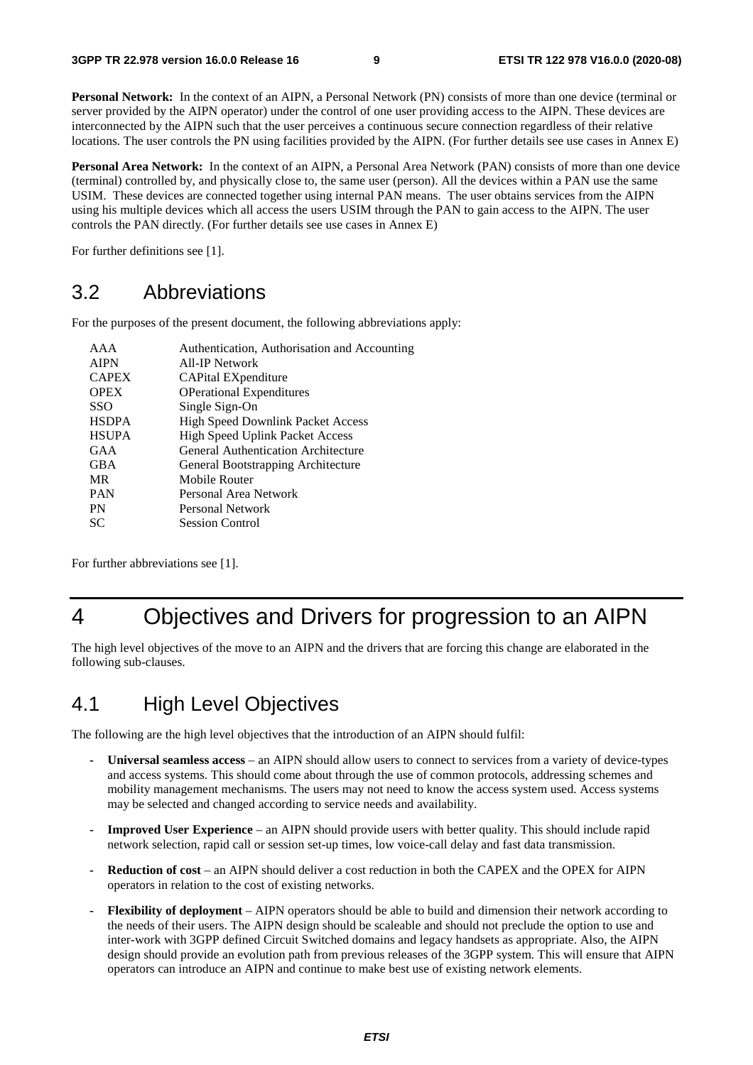**Personal Network:** In the context of an AIPN, a Personal Network (PN) consists of more than one device (terminal or server provided by the AIPN operator) under the control of one user providing access to the AIPN. These devices are interconnected by the AIPN such that the user perceives a continuous secure connection regardless of their relative locations. The user controls the PN using facilities provided by the AIPN. (For further details see use cases in Annex E)

**Personal Area Network:** In the context of an AIPN, a Personal Area Network (PAN) consists of more than one device (terminal) controlled by, and physically close to, the same user (person). All the devices within a PAN use the same USIM. These devices are connected together using internal PAN means. The user obtains services from the AIPN using his multiple devices which all access the users USIM through the PAN to gain access to the AIPN. The user controls the PAN directly. (For further details see use cases in Annex E)

For further definitions see [1].

## 3.2 Abbreviations

For the purposes of the present document, the following abbreviations apply:

| | |
|---|---|
| AAA | Authentication, Authorisation and Accounting |
| AIPN | All-IP Network |
| CAPEX | CAPital EXpenditure |
| OPEX | OPerational Expenditures |
| SSO | Single Sign-On |
| HSDPA | High Speed Downlink Packet Access |
| HSUPA | High Speed Uplink Packet Access |
| GAA | General Authentication Architecture |
| GBA | General Bootstrapping Architecture |
| MR | Mobile Router |
| PAN | Personal Area Network |
| PN | Personal Network |
| SC | Session Control |

For further abbreviations see [1].

# 4 Objectives and Drivers for progression to an AIPN

The high level objectives of the move to an AIPN and the drivers that are forcing this change are elaborated in the following sub-clauses.

## 4.1 High Level Objectives

The following are the high level objectives that the introduction of an AIPN should fulfil:

- **Universal seamless access** – an AIPN should allow users to connect to services from a variety of device-types and access systems. This should come about through the use of common protocols, addressing schemes and mobility management mechanisms. The users may not need to know the access system used. Access systems may be selected and changed according to service needs and availability.
- **Improved User Experience** – an AIPN should provide users with better quality. This should include rapid network selection, rapid call or session set-up times, low voice-call delay and fast data transmission.
- **Reduction of cost** – an AIPN should deliver a cost reduction in both the CAPEX and the OPEX for AIPN operators in relation to the cost of existing networks.
- **Flexibility of deployment** – AIPN operators should be able to build and dimension their network according to the needs of their users. The AIPN design should be scaleable and should not preclude the option to use and inter-work with 3GPP defined Circuit Switched domains and legacy handsets as appropriate. Also, the AIPN design should provide an evolution path from previous releases of the 3GPP system. This will ensure that AIPN operators can introduce an AIPN and continue to make best use of existing network elements.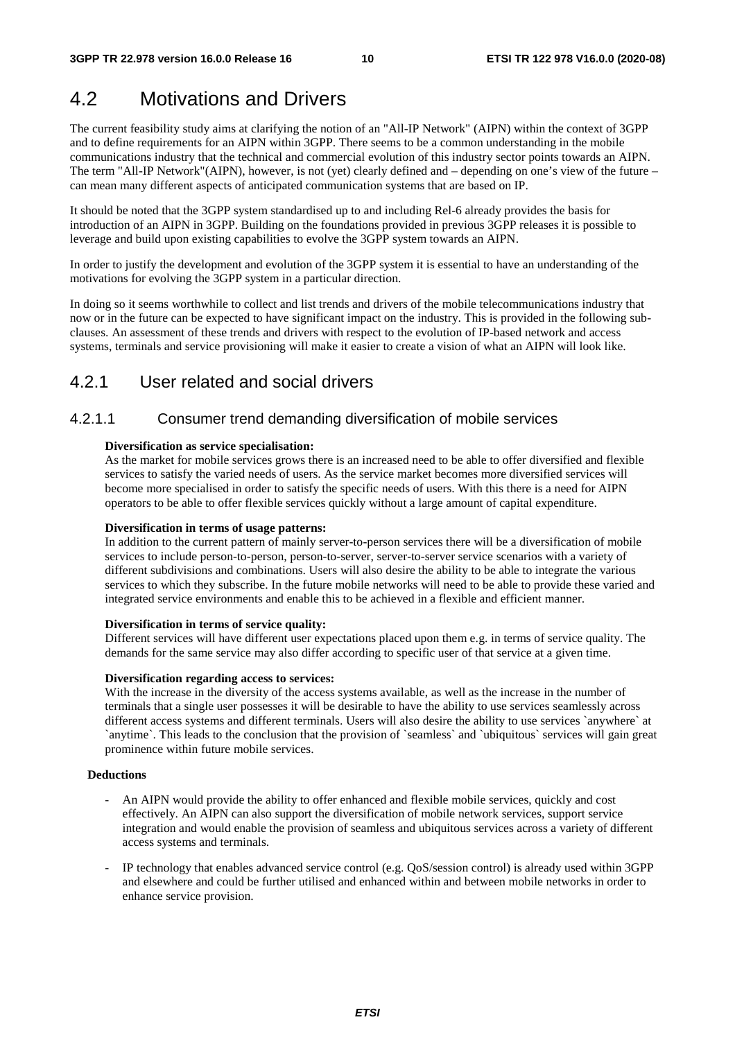## 4.2 Motivations and Drivers

The current feasibility study aims at clarifying the notion of an "All-IP Network" (AIPN) within the context of 3GPP and to define requirements for an AIPN within 3GPP. There seems to be a common understanding in the mobile communications industry that the technical and commercial evolution of this industry sector points towards an AIPN. The term "All-IP Network"(AIPN), however, is not (yet) clearly defined and – depending on one's view of the future – can mean many different aspects of anticipated communication systems that are based on IP.

It should be noted that the 3GPP system standardised up to and including Rel-6 already provides the basis for introduction of an AIPN in 3GPP. Building on the foundations provided in previous 3GPP releases it is possible to leverage and build upon existing capabilities to evolve the 3GPP system towards an AIPN.

In order to justify the development and evolution of the 3GPP system it is essential to have an understanding of the motivations for evolving the 3GPP system in a particular direction.

In doing so it seems worthwhile to collect and list trends and drivers of the mobile telecommunications industry that now or in the future can be expected to have significant impact on the industry. This is provided in the following sub-clauses. An assessment of these trends and drivers with respect to the evolution of IP-based network and access systems, terminals and service provisioning will make it easier to create a vision of what an AIPN will look like.

### 4.2.1 User related and social drivers

#### 4.2.1.1 Consumer trend demanding diversification of mobile services

**Diversification as service specialisation:**
As the market for mobile services grows there is an increased need to be able to offer diversified and flexible services to satisfy the varied needs of users. As the service market becomes more diversified services will become more specialised in order to satisfy the specific needs of users. With this there is a need for AIPN operators to be able to offer flexible services quickly without a large amount of capital expenditure.

**Diversification in terms of usage patterns:**
In addition to the current pattern of mainly server-to-person services there will be a diversification of mobile services to include person-to-person, person-to-server, server-to-server service scenarios with a variety of different subdivisions and combinations. Users will also desire the ability to be able to integrate the various services to which they subscribe. In the future mobile networks will need to be able to provide these varied and integrated service environments and enable this to be achieved in a flexible and efficient manner.

**Diversification in terms of service quality:**
Different services will have different user expectations placed upon them e.g. in terms of service quality. The demands for the same service may also differ according to specific user of that service at a given time.

**Diversification regarding access to services:**
With the increase in the diversity of the access systems available, as well as the increase in the number of terminals that a single user possesses it will be desirable to have the ability to use services seamlessly across different access systems and different terminals. Users will also desire the ability to use services `anywhere` at `anytime`. This leads to the conclusion that the provision of `seamless` and `ubiquitous` services will gain great prominence within future mobile services.

**Deductions**

- An AIPN would provide the ability to offer enhanced and flexible mobile services, quickly and cost effectively. An AIPN can also support the diversification of mobile network services, support service integration and would enable the provision of seamless and ubiquitous services across a variety of different access systems and terminals.
- IP technology that enables advanced service control (e.g. QoS/session control) is already used within 3GPP and elsewhere and could be further utilised and enhanced within and between mobile networks in order to enhance service provision.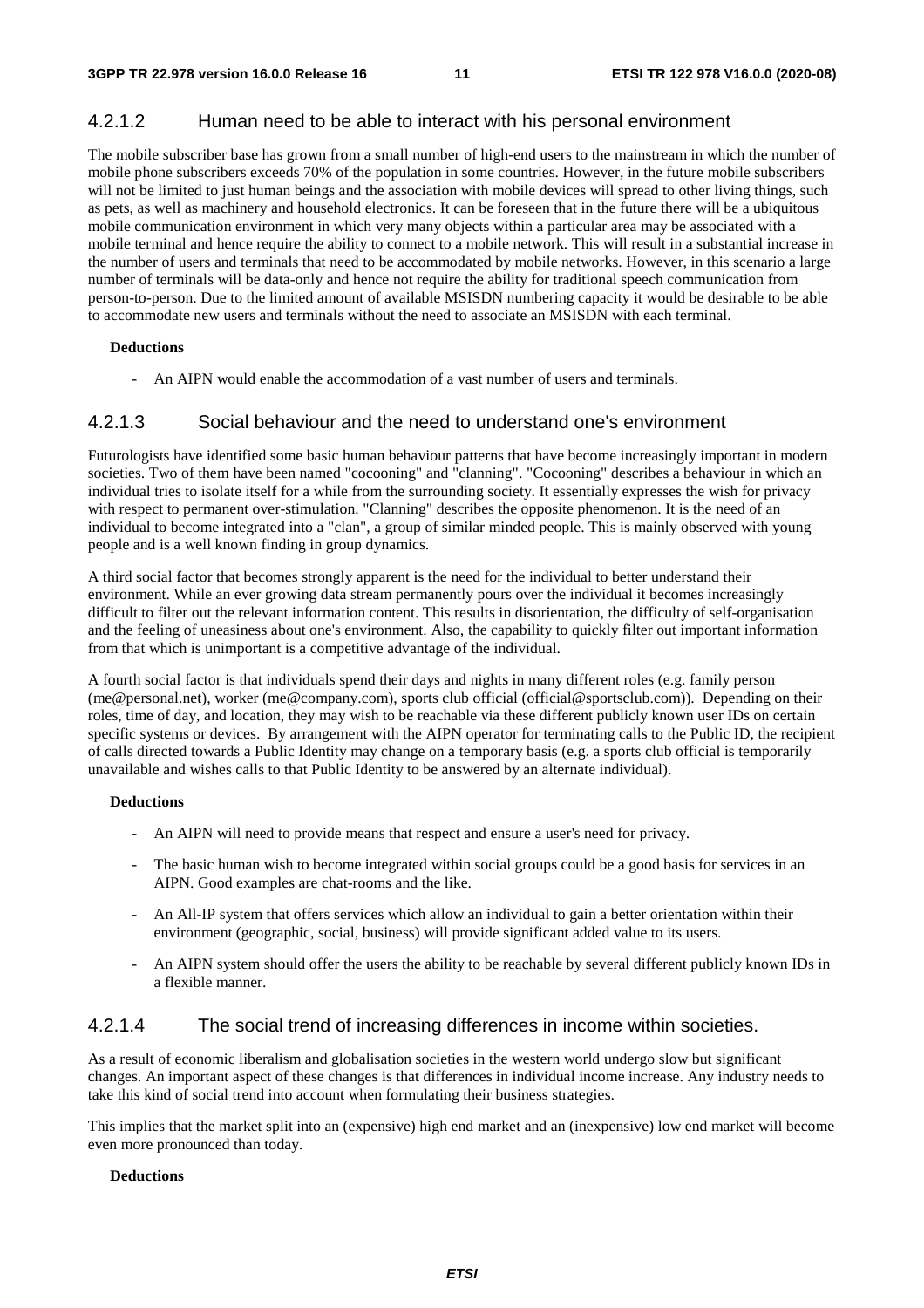#### 4.2.1.2 Human need to be able to interact with his personal environment

The mobile subscriber base has grown from a small number of high-end users to the mainstream in which the number of mobile phone subscribers exceeds 70% of the population in some countries. However, in the future mobile subscribers will not be limited to just human beings and the association with mobile devices will spread to other living things, such as pets, as well as machinery and household electronics. It can be foreseen that in the future there will be a ubiquitous mobile communication environment in which very many objects within a particular area may be associated with a mobile terminal and hence require the ability to connect to a mobile network. This will result in a substantial increase in the number of users and terminals that need to be accommodated by mobile networks. However, in this scenario a large number of terminals will be data-only and hence not require the ability for traditional speech communication from person-to-person. Due to the limited amount of available MSISDN numbering capacity it would be desirable to be able to accommodate new users and terminals without the need to associate an MSISDN with each terminal.

**Deductions**

- An AIPN would enable the accommodation of a vast number of users and terminals.

#### 4.2.1.3 Social behaviour and the need to understand one's environment

Futurologists have identified some basic human behaviour patterns that have become increasingly important in modern societies. Two of them have been named "cocooning" and "clanning". "Cocooning" describes a behaviour in which an individual tries to isolate itself for a while from the surrounding society. It essentially expresses the wish for privacy with respect to permanent over-stimulation. "Clanning" describes the opposite phenomenon. It is the need of an individual to become integrated into a "clan", a group of similar minded people. This is mainly observed with young people and is a well known finding in group dynamics.

A third social factor that becomes strongly apparent is the need for the individual to better understand their environment. While an ever growing data stream permanently pours over the individual it becomes increasingly difficult to filter out the relevant information content. This results in disorientation, the difficulty of self-organisation and the feeling of uneasiness about one's environment. Also, the capability to quickly filter out important information from that which is unimportant is a competitive advantage of the individual.

A fourth social factor is that individuals spend their days and nights in many different roles (e.g. family person (me@personal.net), worker (me@company.com), sports club official (official@sportsclub.com)). Depending on their roles, time of day, and location, they may wish to be reachable via these different publicly known user IDs on certain specific systems or devices. By arrangement with the AIPN operator for terminating calls to the Public ID, the recipient of calls directed towards a Public Identity may change on a temporary basis (e.g. a sports club official is temporarily unavailable and wishes calls to that Public Identity to be answered by an alternate individual).

**Deductions**

- An AIPN will need to provide means that respect and ensure a user's need for privacy.
- The basic human wish to become integrated within social groups could be a good basis for services in an AIPN. Good examples are chat-rooms and the like.
- An All-IP system that offers services which allow an individual to gain a better orientation within their environment (geographic, social, business) will provide significant added value to its users.
- An AIPN system should offer the users the ability to be reachable by several different publicly known IDs in a flexible manner.

#### 4.2.1.4 The social trend of increasing differences in income within societies.

As a result of economic liberalism and globalisation societies in the western world undergo slow but significant changes. An important aspect of these changes is that differences in individual income increase. Any industry needs to take this kind of social trend into account when formulating their business strategies.

This implies that the market split into an (expensive) high end market and an (inexpensive) low end market will become even more pronounced than today.

**Deductions**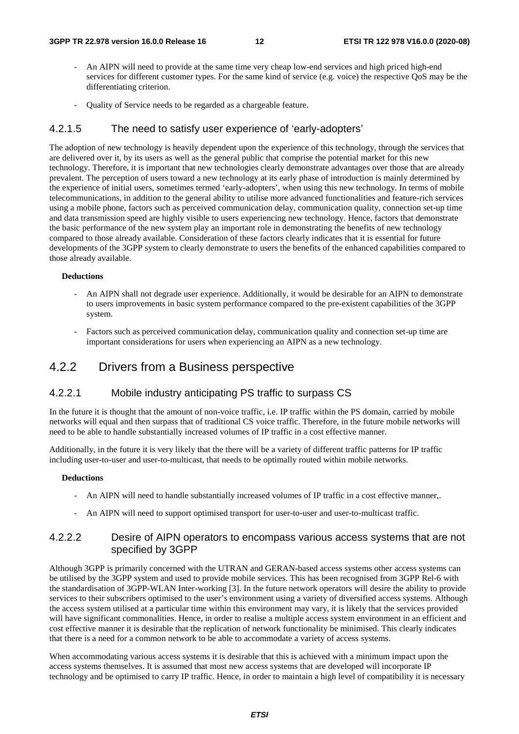- An AIPN will need to provide at the same time very cheap low-end services and high priced high-end services for different customer types. For the same kind of service (e.g. voice) the respective QoS may be the differentiating criterion.

- Quality of Service needs to be regarded as a chargeable feature.

#### 4.2.1.5 The need to satisfy user experience of 'early-adopters'

The adoption of new technology is heavily dependent upon the experience of this technology, through the services that are delivered over it, by its users as well as the general public that comprise the potential market for this new technology. Therefore, it is important that new technologies clearly demonstrate advantages over those that are already prevalent. The perception of users toward a new technology at its early phase of introduction is mainly determined by the experience of initial users, sometimes termed 'early-adopters', when using this new technology. In terms of mobile telecommunications, in addition to the general ability to utilise more advanced functionalities and feature-rich services using a mobile phone, factors such as perceived communication delay, communication quality, connection set-up time and data transmission speed are highly visible to users experiencing new technology. Hence, factors that demonstrate the basic performance of the new system play an important role in demonstrating the benefits of new technology compared to those already available. Consideration of these factors clearly indicates that it is essential for future developments of the 3GPP system to clearly demonstrate to users the benefits of the enhanced capabilities compared to those already available.

**Deductions**

- An AIPN shall not degrade user experience. Additionally, it would be desirable for an AIPN to demonstrate to users improvements in basic system performance compared to the pre-existent capabilities of the 3GPP system.

- Factors such as perceived communication delay, communication quality and connection set-up time are important considerations for users when experiencing an AIPN as a new technology.

### 4.2.2 Drivers from a Business perspective

#### 4.2.2.1 Mobile industry anticipating PS traffic to surpass CS

In the future it is thought that the amount of non-voice traffic, i.e. IP traffic within the PS domain, carried by mobile networks will equal and then surpass that of traditional CS voice traffic. Therefore, in the future mobile networks will need to be able to handle substantially increased volumes of IP traffic in a cost effective manner.

Additionally, in the future it is very likely that the there will be a variety of different traffic patterns for IP traffic including user-to-user and user-to-multicast, that needs to be optimally routed within mobile networks.

**Deductions**

- An AIPN will need to handle substantially increased volumes of IP traffic in a cost effective manner,.

- An AIPN will need to support optimised transport for user-to-user and user-to-multicast traffic.

#### 4.2.2.2 Desire of AIPN operators to encompass various access systems that are not specified by 3GPP

Although 3GPP is primarily concerned with the UTRAN and GERAN-based access systems other access systems can be utilised by the 3GPP system and used to provide mobile services. This has been recognised from 3GPP Rel-6 with the standardisation of 3GPP-WLAN Inter-working [3]. In the future network operators will desire the ability to provide services to their subscribers optimised to the user's environment using a variety of diversified access systems. Although the access system utilised at a particular time within this environment may vary, it is likely that the services provided will have significant commonalities. Hence, in order to realise a multiple access system environment in an efficient and cost effective manner it is desirable that the replication of network functionality be minimised. This clearly indicates that there is a need for a common network to be able to accommodate a variety of access systems.

When accommodating various access systems it is desirable that this is achieved with a minimum impact upon the access systems themselves. It is assumed that most new access systems that are developed will incorporate IP technology and be optimised to carry IP traffic. Hence, in order to maintain a high level of compatibility it is necessary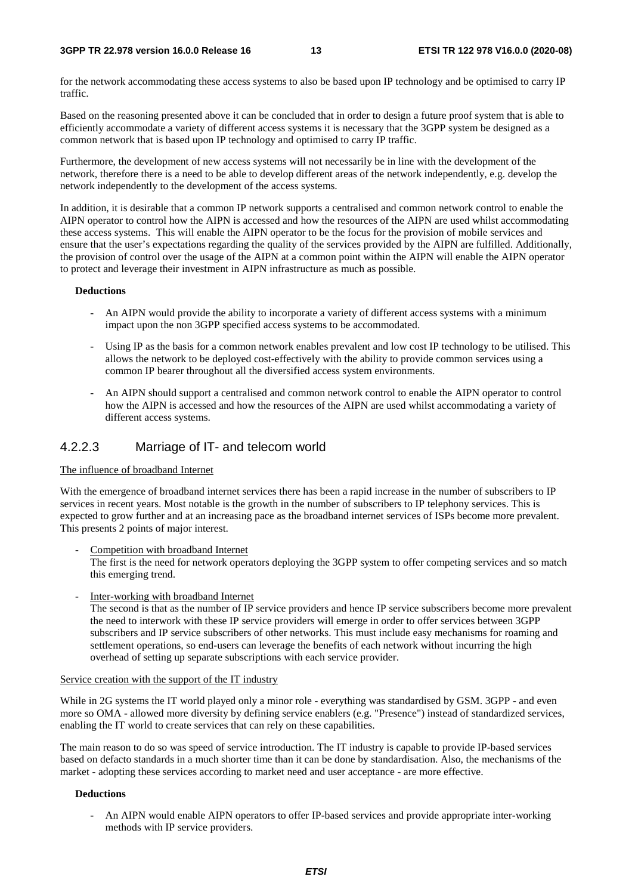for the network accommodating these access systems to also be based upon IP technology and be optimised to carry IP traffic.

Based on the reasoning presented above it can be concluded that in order to design a future proof system that is able to efficiently accommodate a variety of different access systems it is necessary that the 3GPP system be designed as a common network that is based upon IP technology and optimised to carry IP traffic.

Furthermore, the development of new access systems will not necessarily be in line with the development of the network, therefore there is a need to be able to develop different areas of the network independently, e.g. develop the network independently to the development of the access systems.

In addition, it is desirable that a common IP network supports a centralised and common network control to enable the AIPN operator to control how the AIPN is accessed and how the resources of the AIPN are used whilst accommodating these access systems. This will enable the AIPN operator to be the focus for the provision of mobile services and ensure that the user's expectations regarding the quality of the services provided by the AIPN are fulfilled. Additionally, the provision of control over the usage of the AIPN at a common point within the AIPN will enable the AIPN operator to protect and leverage their investment in AIPN infrastructure as much as possible.

**Deductions**

- An AIPN would provide the ability to incorporate a variety of different access systems with a minimum impact upon the non 3GPP specified access systems to be accommodated.
- Using IP as the basis for a common network enables prevalent and low cost IP technology to be utilised. This allows the network to be deployed cost-effectively with the ability to provide common services using a common IP bearer throughout all the diversified access system environments.
- An AIPN should support a centralised and common network control to enable the AIPN operator to control how the AIPN is accessed and how the resources of the AIPN are used whilst accommodating a variety of different access systems.

### 4.2.2.3 Marriage of IT- and telecom world

The influence of broadband Internet

With the emergence of broadband internet services there has been a rapid increase in the number of subscribers to IP services in recent years. Most notable is the growth in the number of subscribers to IP telephony services. This is expected to grow further and at an increasing pace as the broadband internet services of ISPs become more prevalent. This presents 2 points of major interest.

- Competition with broadband Internet
  The first is the need for network operators deploying the 3GPP system to offer competing services and so match this emerging trend.
- Inter-working with broadband Internet
  The second is that as the number of IP service providers and hence IP service subscribers become more prevalent the need to interwork with these IP service providers will emerge in order to offer services between 3GPP subscribers and IP service subscribers of other networks. This must include easy mechanisms for roaming and settlement operations, so end-users can leverage the benefits of each network without incurring the high overhead of setting up separate subscriptions with each service provider.

Service creation with the support of the IT industry

While in 2G systems the IT world played only a minor role - everything was standardised by GSM. 3GPP - and even more so OMA - allowed more diversity by defining service enablers (e.g. "Presence") instead of standardized services, enabling the IT world to create services that can rely on these capabilities.

The main reason to do so was speed of service introduction. The IT industry is capable to provide IP-based services based on defacto standards in a much shorter time than it can be done by standardisation. Also, the mechanisms of the market - adopting these services according to market need and user acceptance - are more effective.

**Deductions**

- An AIPN would enable AIPN operators to offer IP-based services and provide appropriate inter-working methods with IP service providers.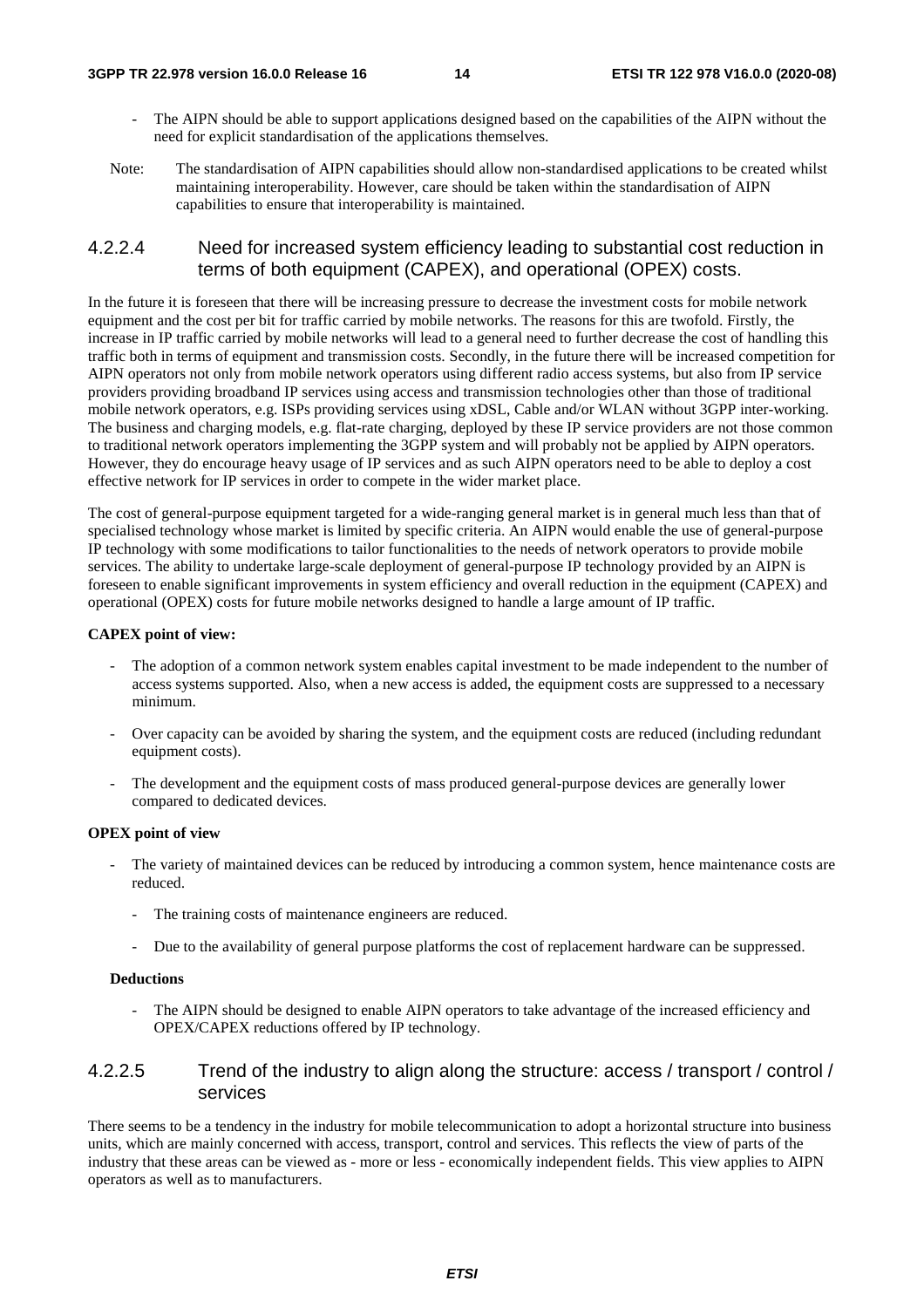- The AIPN should be able to support applications designed based on the capabilities of the AIPN without the need for explicit standardisation of the applications themselves.

Note: The standardisation of AIPN capabilities should allow non-standardised applications to be created whilst maintaining interoperability. However, care should be taken within the standardisation of AIPN capabilities to ensure that interoperability is maintained.

#### 4.2.2.4 Need for increased system efficiency leading to substantial cost reduction in terms of both equipment (CAPEX), and operational (OPEX) costs.

In the future it is foreseen that there will be increasing pressure to decrease the investment costs for mobile network equipment and the cost per bit for traffic carried by mobile networks. The reasons for this are twofold. Firstly, the increase in IP traffic carried by mobile networks will lead to a general need to further decrease the cost of handling this traffic both in terms of equipment and transmission costs. Secondly, in the future there will be increased competition for AIPN operators not only from mobile network operators using different radio access systems, but also from IP service providers providing broadband IP services using access and transmission technologies other than those of traditional mobile network operators, e.g. ISPs providing services using xDSL, Cable and/or WLAN without 3GPP inter-working. The business and charging models, e.g. flat-rate charging, deployed by these IP service providers are not those common to traditional network operators implementing the 3GPP system and will probably not be applied by AIPN operators. However, they do encourage heavy usage of IP services and as such AIPN operators need to be able to deploy a cost effective network for IP services in order to compete in the wider market place.

The cost of general-purpose equipment targeted for a wide-ranging general market is in general much less than that of specialised technology whose market is limited by specific criteria. An AIPN would enable the use of general-purpose IP technology with some modifications to tailor functionalities to the needs of network operators to provide mobile services. The ability to undertake large-scale deployment of general-purpose IP technology provided by an AIPN is foreseen to enable significant improvements in system efficiency and overall reduction in the equipment (CAPEX) and operational (OPEX) costs for future mobile networks designed to handle a large amount of IP traffic.

**CAPEX point of view:**

- The adoption of a common network system enables capital investment to be made independent to the number of access systems supported. Also, when a new access is added, the equipment costs are suppressed to a necessary minimum.
- Over capacity can be avoided by sharing the system, and the equipment costs are reduced (including redundant equipment costs).
- The development and the equipment costs of mass produced general-purpose devices are generally lower compared to dedicated devices.

**OPEX point of view**

- The variety of maintained devices can be reduced by introducing a common system, hence maintenance costs are reduced.
  - The training costs of maintenance engineers are reduced.
  - Due to the availability of general purpose platforms the cost of replacement hardware can be suppressed.

**Deductions**

- The AIPN should be designed to enable AIPN operators to take advantage of the increased efficiency and OPEX/CAPEX reductions offered by IP technology.

#### 4.2.2.5 Trend of the industry to align along the structure: access / transport / control / services

There seems to be a tendency in the industry for mobile telecommunication to adopt a horizontal structure into business units, which are mainly concerned with access, transport, control and services. This reflects the view of parts of the industry that these areas can be viewed as - more or less - economically independent fields. This view applies to AIPN operators as well as to manufacturers.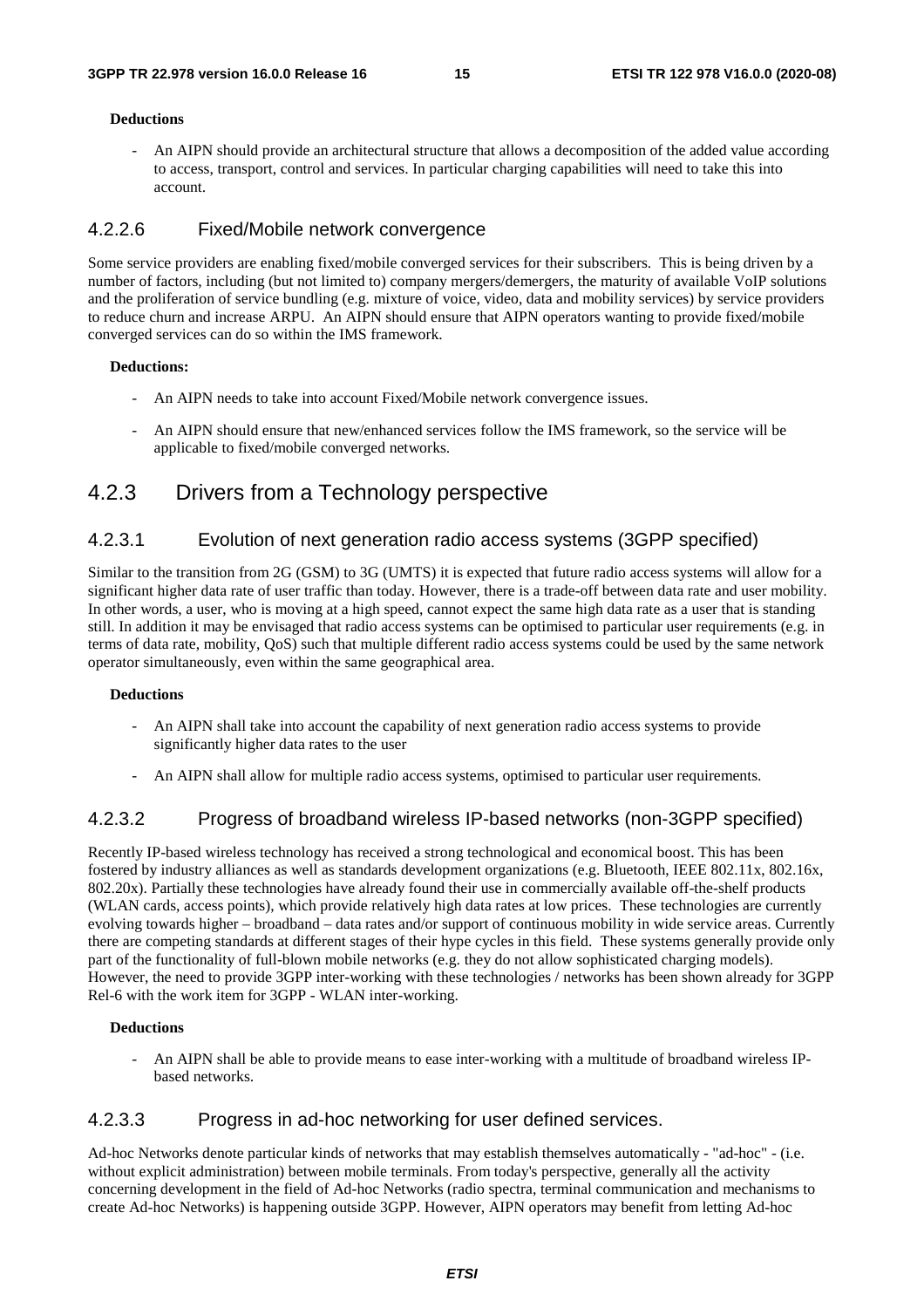**Deductions**

- An AIPN should provide an architectural structure that allows a decomposition of the added value according to access, transport, control and services. In particular charging capabilities will need to take this into account.

#### 4.2.2.6 Fixed/Mobile network convergence

Some service providers are enabling fixed/mobile converged services for their subscribers. This is being driven by a number of factors, including (but not limited to) company mergers/demergers, the maturity of available VoIP solutions and the proliferation of service bundling (e.g. mixture of voice, video, data and mobility services) by service providers to reduce churn and increase ARPU. An AIPN should ensure that AIPN operators wanting to provide fixed/mobile converged services can do so within the IMS framework.

**Deductions:**

- An AIPN needs to take into account Fixed/Mobile network convergence issues.
- An AIPN should ensure that new/enhanced services follow the IMS framework, so the service will be applicable to fixed/mobile converged networks.

### 4.2.3 Drivers from a Technology perspective

#### 4.2.3.1 Evolution of next generation radio access systems (3GPP specified)

Similar to the transition from 2G (GSM) to 3G (UMTS) it is expected that future radio access systems will allow for a significant higher data rate of user traffic than today. However, there is a trade-off between data rate and user mobility. In other words, a user, who is moving at a high speed, cannot expect the same high data rate as a user that is standing still. In addition it may be envisaged that radio access systems can be optimised to particular user requirements (e.g. in terms of data rate, mobility, QoS) such that multiple different radio access systems could be used by the same network operator simultaneously, even within the same geographical area.

**Deductions**

- An AIPN shall take into account the capability of next generation radio access systems to provide significantly higher data rates to the user
- An AIPN shall allow for multiple radio access systems, optimised to particular user requirements.

#### 4.2.3.2 Progress of broadband wireless IP-based networks (non-3GPP specified)

Recently IP-based wireless technology has received a strong technological and economical boost. This has been fostered by industry alliances as well as standards development organizations (e.g. Bluetooth, IEEE 802.11x, 802.16x, 802.20x). Partially these technologies have already found their use in commercially available off-the-shelf products (WLAN cards, access points), which provide relatively high data rates at low prices. These technologies are currently evolving towards higher – broadband – data rates and/or support of continuous mobility in wide service areas. Currently there are competing standards at different stages of their hype cycles in this field. These systems generally provide only part of the functionality of full-blown mobile networks (e.g. they do not allow sophisticated charging models). However, the need to provide 3GPP inter-working with these technologies / networks has been shown already for 3GPP Rel-6 with the work item for 3GPP - WLAN inter-working.

**Deductions**

- An AIPN shall be able to provide means to ease inter-working with a multitude of broadband wireless IP-based networks.

#### 4.2.3.3 Progress in ad-hoc networking for user defined services.

Ad-hoc Networks denote particular kinds of networks that may establish themselves automatically - "ad-hoc" - (i.e. without explicit administration) between mobile terminals. From today's perspective, generally all the activity concerning development in the field of Ad-hoc Networks (radio spectra, terminal communication and mechanisms to create Ad-hoc Networks) is happening outside 3GPP. However, AIPN operators may benefit from letting Ad-hoc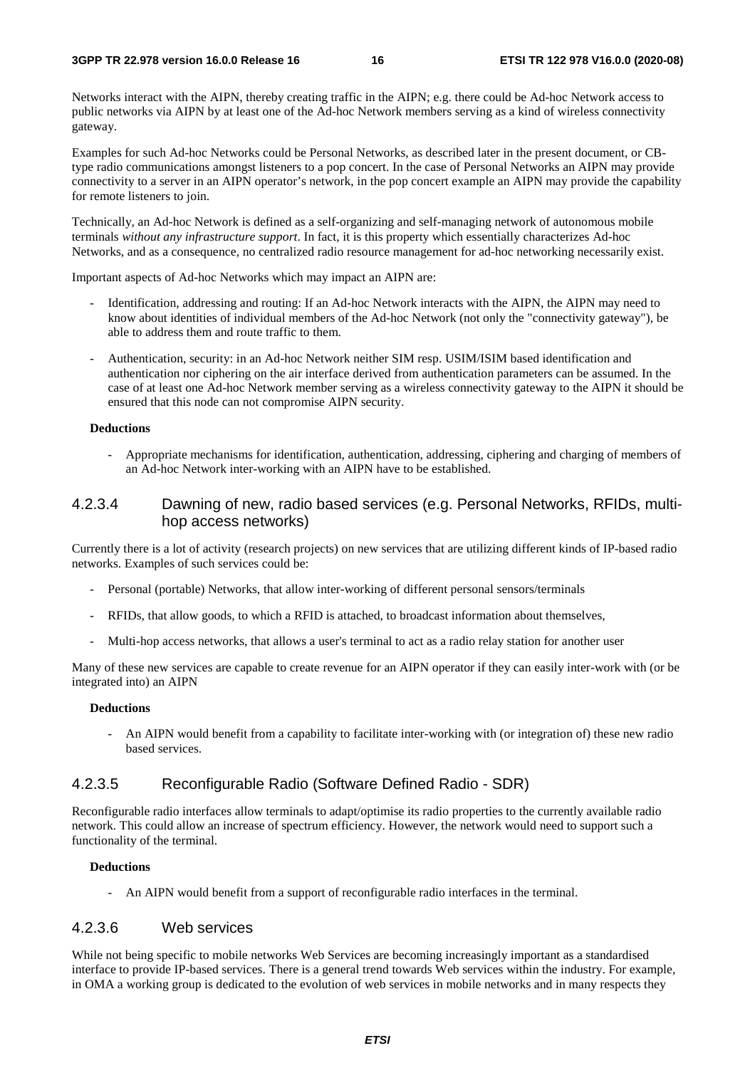Networks interact with the AIPN, thereby creating traffic in the AIPN; e.g. there could be Ad-hoc Network access to public networks via AIPN by at least one of the Ad-hoc Network members serving as a kind of wireless connectivity gateway.

Examples for such Ad-hoc Networks could be Personal Networks, as described later in the present document, or CB-type radio communications amongst listeners to a pop concert. In the case of Personal Networks an AIPN may provide connectivity to a server in an AIPN operator's network, in the pop concert example an AIPN may provide the capability for remote listeners to join.

Technically, an Ad-hoc Network is defined as a self-organizing and self-managing network of autonomous mobile terminals *without any infrastructure support*. In fact, it is this property which essentially characterizes Ad-hoc Networks, and as a consequence, no centralized radio resource management for ad-hoc networking necessarily exist.

Important aspects of Ad-hoc Networks which may impact an AIPN are:

- Identification, addressing and routing: If an Ad-hoc Network interacts with the AIPN, the AIPN may need to know about identities of individual members of the Ad-hoc Network (not only the "connectivity gateway"), be able to address them and route traffic to them.
- Authentication, security: in an Ad-hoc Network neither SIM resp. USIM/ISIM based identification and authentication nor ciphering on the air interface derived from authentication parameters can be assumed. In the case of at least one Ad-hoc Network member serving as a wireless connectivity gateway to the AIPN it should be ensured that this node can not compromise AIPN security.

**Deductions**

- Appropriate mechanisms for identification, authentication, addressing, ciphering and charging of members of an Ad-hoc Network inter-working with an AIPN have to be established.

#### 4.2.3.4 Dawning of new, radio based services (e.g. Personal Networks, RFIDs, multi-hop access networks)

Currently there is a lot of activity (research projects) on new services that are utilizing different kinds of IP-based radio networks. Examples of such services could be:

- Personal (portable) Networks, that allow inter-working of different personal sensors/terminals
- RFIDs, that allow goods, to which a RFID is attached, to broadcast information about themselves,
- Multi-hop access networks, that allows a user's terminal to act as a radio relay station for another user

Many of these new services are capable to create revenue for an AIPN operator if they can easily inter-work with (or be integrated into) an AIPN

**Deductions**

- An AIPN would benefit from a capability to facilitate inter-working with (or integration of) these new radio based services.

#### 4.2.3.5 Reconfigurable Radio (Software Defined Radio - SDR)

Reconfigurable radio interfaces allow terminals to adapt/optimise its radio properties to the currently available radio network. This could allow an increase of spectrum efficiency. However, the network would need to support such a functionality of the terminal.

**Deductions**

- An AIPN would benefit from a support of reconfigurable radio interfaces in the terminal.

#### 4.2.3.6 Web services

While not being specific to mobile networks Web Services are becoming increasingly important as a standardised interface to provide IP-based services. There is a general trend towards Web services within the industry. For example, in OMA a working group is dedicated to the evolution of web services in mobile networks and in many respects they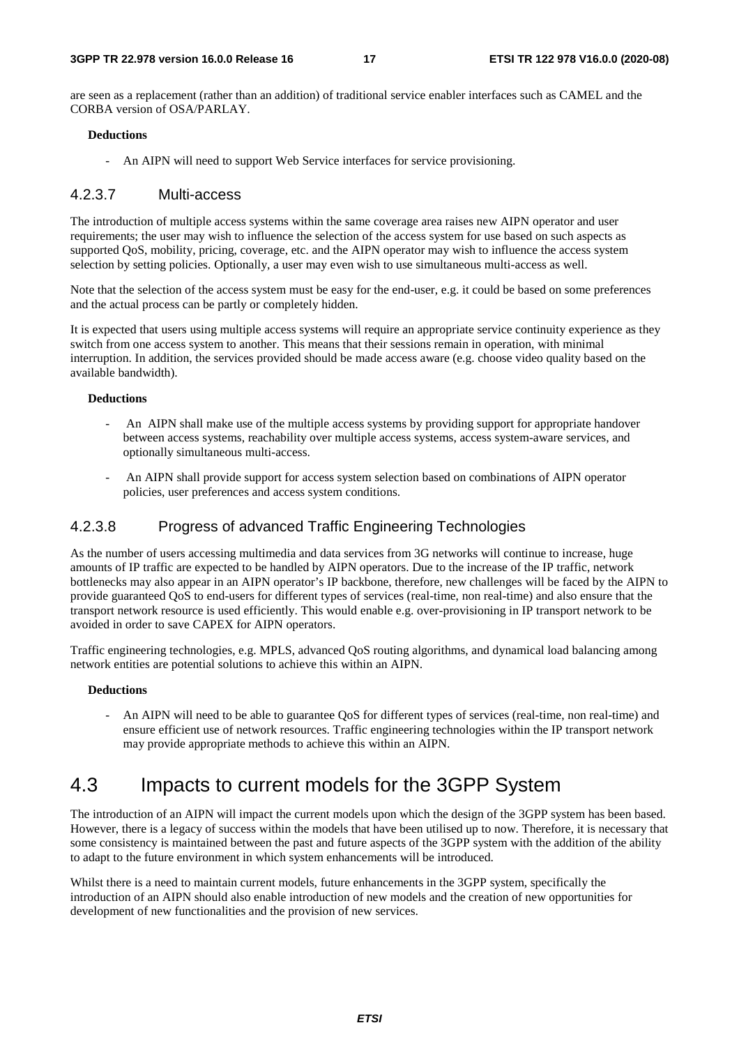are seen as a replacement (rather than an addition) of traditional service enabler interfaces such as CAMEL and the CORBA version of OSA/PARLAY.

**Deductions**

- An AIPN will need to support Web Service interfaces for service provisioning.

#### 4.2.3.7 Multi-access

The introduction of multiple access systems within the same coverage area raises new AIPN operator and user requirements; the user may wish to influence the selection of the access system for use based on such aspects as supported QoS, mobility, pricing, coverage, etc. and the AIPN operator may wish to influence the access system selection by setting policies. Optionally, a user may even wish to use simultaneous multi-access as well.

Note that the selection of the access system must be easy for the end-user, e.g. it could be based on some preferences and the actual process can be partly or completely hidden.

It is expected that users using multiple access systems will require an appropriate service continuity experience as they switch from one access system to another. This means that their sessions remain in operation, with minimal interruption. In addition, the services provided should be made access aware (e.g. choose video quality based on the available bandwidth).

**Deductions**

- An AIPN shall make use of the multiple access systems by providing support for appropriate handover between access systems, reachability over multiple access systems, access system-aware services, and optionally simultaneous multi-access.

- An AIPN shall provide support for access system selection based on combinations of AIPN operator policies, user preferences and access system conditions.

#### 4.2.3.8 Progress of advanced Traffic Engineering Technologies

As the number of users accessing multimedia and data services from 3G networks will continue to increase, huge amounts of IP traffic are expected to be handled by AIPN operators. Due to the increase of the IP traffic, network bottlenecks may also appear in an AIPN operator's IP backbone, therefore, new challenges will be faced by the AIPN to provide guaranteed QoS to end-users for different types of services (real-time, non real-time) and also ensure that the transport network resource is used efficiently. This would enable e.g. over-provisioning in IP transport network to be avoided in order to save CAPEX for AIPN operators.

Traffic engineering technologies, e.g. MPLS, advanced QoS routing algorithms, and dynamical load balancing among network entities are potential solutions to achieve this within an AIPN.

**Deductions**

- An AIPN will need to be able to guarantee QoS for different types of services (real-time, non real-time) and ensure efficient use of network resources. Traffic engineering technologies within the IP transport network may provide appropriate methods to achieve this within an AIPN.

## 4.3 Impacts to current models for the 3GPP System

The introduction of an AIPN will impact the current models upon which the design of the 3GPP system has been based. However, there is a legacy of success within the models that have been utilised up to now. Therefore, it is necessary that some consistency is maintained between the past and future aspects of the 3GPP system with the addition of the ability to adapt to the future environment in which system enhancements will be introduced.

Whilst there is a need to maintain current models, future enhancements in the 3GPP system, specifically the introduction of an AIPN should also enable introduction of new models and the creation of new opportunities for development of new functionalities and the provision of new services.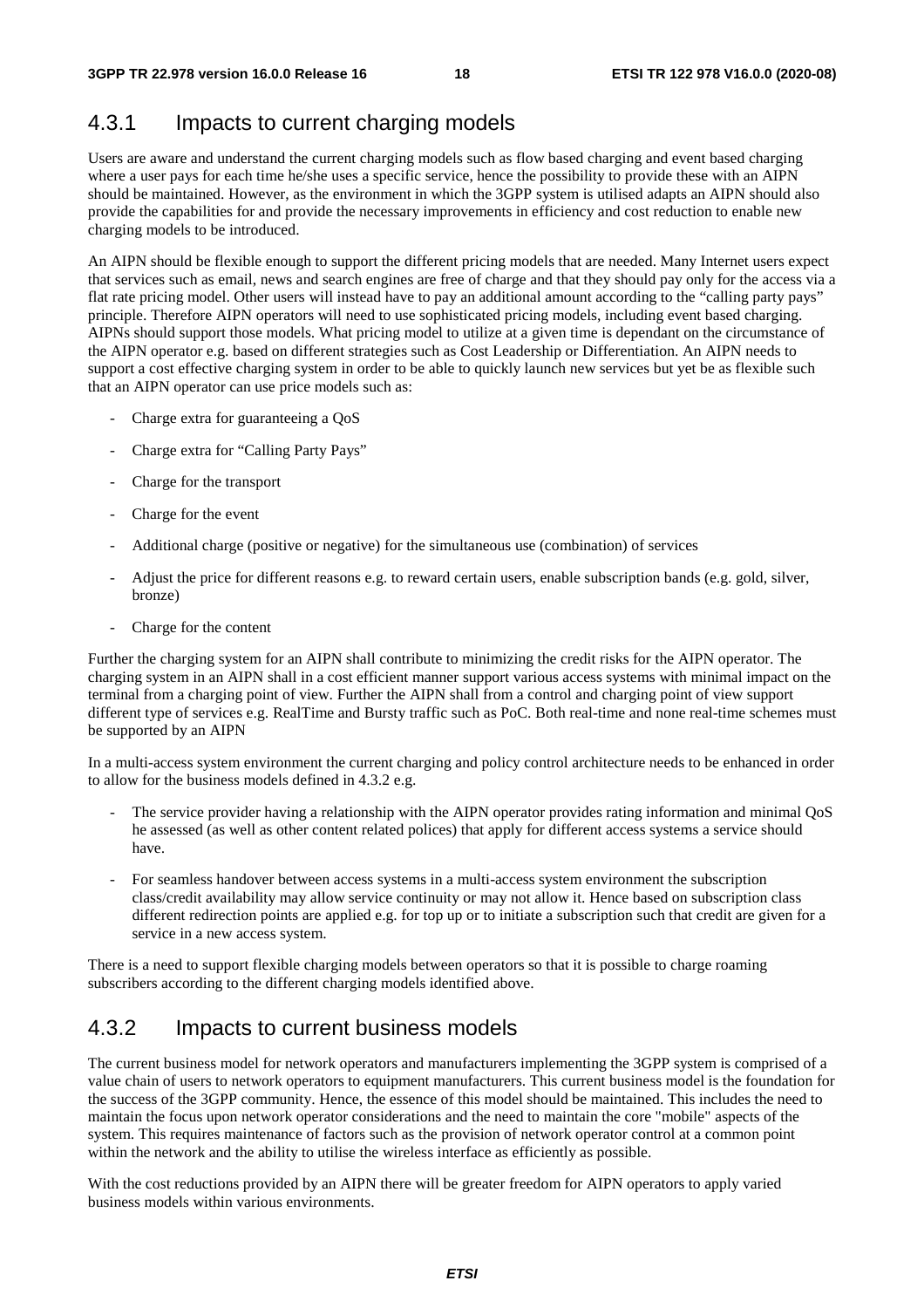### 4.3.1 Impacts to current charging models

Users are aware and understand the current charging models such as flow based charging and event based charging where a user pays for each time he/she uses a specific service, hence the possibility to provide these with an AIPN should be maintained. However, as the environment in which the 3GPP system is utilised adapts an AIPN should also provide the capabilities for and provide the necessary improvements in efficiency and cost reduction to enable new charging models to be introduced.

An AIPN should be flexible enough to support the different pricing models that are needed. Many Internet users expect that services such as email, news and search engines are free of charge and that they should pay only for the access via a flat rate pricing model. Other users will instead have to pay an additional amount according to the "calling party pays" principle. Therefore AIPN operators will need to use sophisticated pricing models, including event based charging. AIPNs should support those models. What pricing model to utilize at a given time is dependant on the circumstance of the AIPN operator e.g. based on different strategies such as Cost Leadership or Differentiation. An AIPN needs to support a cost effective charging system in order to be able to quickly launch new services but yet be as flexible such that an AIPN operator can use price models such as:

- Charge extra for guaranteeing a QoS
- Charge extra for "Calling Party Pays"
- Charge for the transport
- Charge for the event
- Additional charge (positive or negative) for the simultaneous use (combination) of services
- Adjust the price for different reasons e.g. to reward certain users, enable subscription bands (e.g. gold, silver, bronze)
- Charge for the content

Further the charging system for an AIPN shall contribute to minimizing the credit risks for the AIPN operator. The charging system in an AIPN shall in a cost efficient manner support various access systems with minimal impact on the terminal from a charging point of view. Further the AIPN shall from a control and charging point of view support different type of services e.g. RealTime and Bursty traffic such as PoC. Both real-time and none real-time schemes must be supported by an AIPN

In a multi-access system environment the current charging and policy control architecture needs to be enhanced in order to allow for the business models defined in 4.3.2 e.g.

- The service provider having a relationship with the AIPN operator provides rating information and minimal QoS he assessed (as well as other content related polices) that apply for different access systems a service should have.
- For seamless handover between access systems in a multi-access system environment the subscription class/credit availability may allow service continuity or may not allow it. Hence based on subscription class different redirection points are applied e.g. for top up or to initiate a subscription such that credit are given for a service in a new access system.

There is a need to support flexible charging models between operators so that it is possible to charge roaming subscribers according to the different charging models identified above.

### 4.3.2 Impacts to current business models

The current business model for network operators and manufacturers implementing the 3GPP system is comprised of a value chain of users to network operators to equipment manufacturers. This current business model is the foundation for the success of the 3GPP community. Hence, the essence of this model should be maintained. This includes the need to maintain the focus upon network operator considerations and the need to maintain the core "mobile" aspects of the system. This requires maintenance of factors such as the provision of network operator control at a common point within the network and the ability to utilise the wireless interface as efficiently as possible.

With the cost reductions provided by an AIPN there will be greater freedom for AIPN operators to apply varied business models within various environments.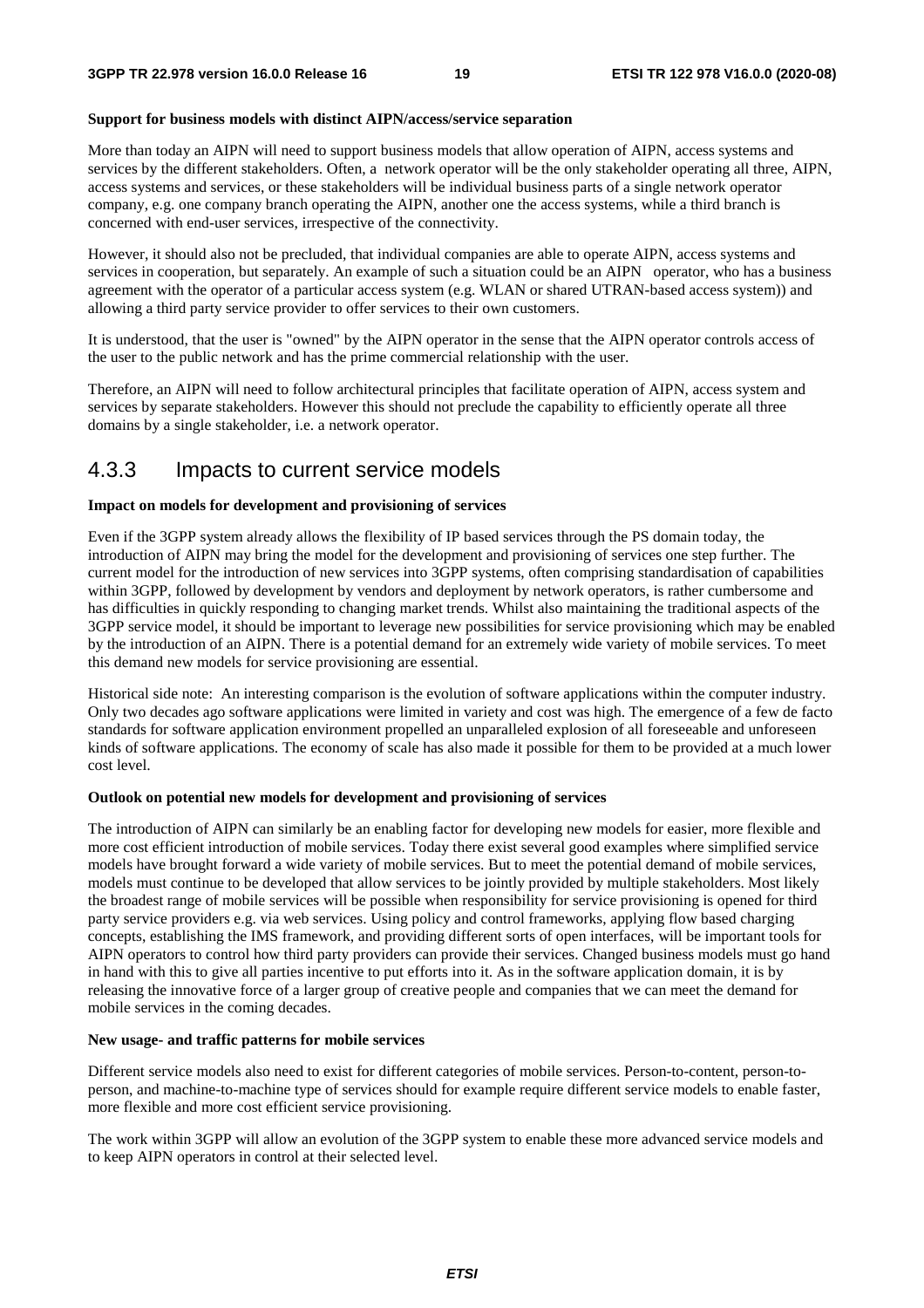**Support for business models with distinct AIPN/access/service separation**

More than today an AIPN will need to support business models that allow operation of AIPN, access systems and services by the different stakeholders. Often, a network operator will be the only stakeholder operating all three, AIPN, access systems and services, or these stakeholders will be individual business parts of a single network operator company, e.g. one company branch operating the AIPN, another one the access systems, while a third branch is concerned with end-user services, irrespective of the connectivity.

However, it should also not be precluded, that individual companies are able to operate AIPN, access systems and services in cooperation, but separately. An example of such a situation could be an AIPN operator, who has a business agreement with the operator of a particular access system (e.g. WLAN or shared UTRAN-based access system)) and allowing a third party service provider to offer services to their own customers.

It is understood, that the user is "owned" by the AIPN operator in the sense that the AIPN operator controls access of the user to the public network and has the prime commercial relationship with the user.

Therefore, an AIPN will need to follow architectural principles that facilitate operation of AIPN, access system and services by separate stakeholders. However this should not preclude the capability to efficiently operate all three domains by a single stakeholder, i.e. a network operator.

## 4.3.3 Impacts to current service models

**Impact on models for development and provisioning of services**

Even if the 3GPP system already allows the flexibility of IP based services through the PS domain today, the introduction of AIPN may bring the model for the development and provisioning of services one step further. The current model for the introduction of new services into 3GPP systems, often comprising standardisation of capabilities within 3GPP, followed by development by vendors and deployment by network operators, is rather cumbersome and has difficulties in quickly responding to changing market trends. Whilst also maintaining the traditional aspects of the 3GPP service model, it should be important to leverage new possibilities for service provisioning which may be enabled by the introduction of an AIPN. There is a potential demand for an extremely wide variety of mobile services. To meet this demand new models for service provisioning are essential.

Historical side note: An interesting comparison is the evolution of software applications within the computer industry. Only two decades ago software applications were limited in variety and cost was high. The emergence of a few de facto standards for software application environment propelled an unparalleled explosion of all foreseeable and unforeseen kinds of software applications. The economy of scale has also made it possible for them to be provided at a much lower cost level.

**Outlook on potential new models for development and provisioning of services**

The introduction of AIPN can similarly be an enabling factor for developing new models for easier, more flexible and more cost efficient introduction of mobile services. Today there exist several good examples where simplified service models have brought forward a wide variety of mobile services. But to meet the potential demand of mobile services, models must continue to be developed that allow services to be jointly provided by multiple stakeholders. Most likely the broadest range of mobile services will be possible when responsibility for service provisioning is opened for third party service providers e.g. via web services. Using policy and control frameworks, applying flow based charging concepts, establishing the IMS framework, and providing different sorts of open interfaces, will be important tools for AIPN operators to control how third party providers can provide their services. Changed business models must go hand in hand with this to give all parties incentive to put efforts into it. As in the software application domain, it is by releasing the innovative force of a larger group of creative people and companies that we can meet the demand for mobile services in the coming decades.

**New usage- and traffic patterns for mobile services**

Different service models also need to exist for different categories of mobile services. Person-to-content, person-to-person, and machine-to-machine type of services should for example require different service models to enable faster, more flexible and more cost efficient service provisioning.

The work within 3GPP will allow an evolution of the 3GPP system to enable these more advanced service models and to keep AIPN operators in control at their selected level.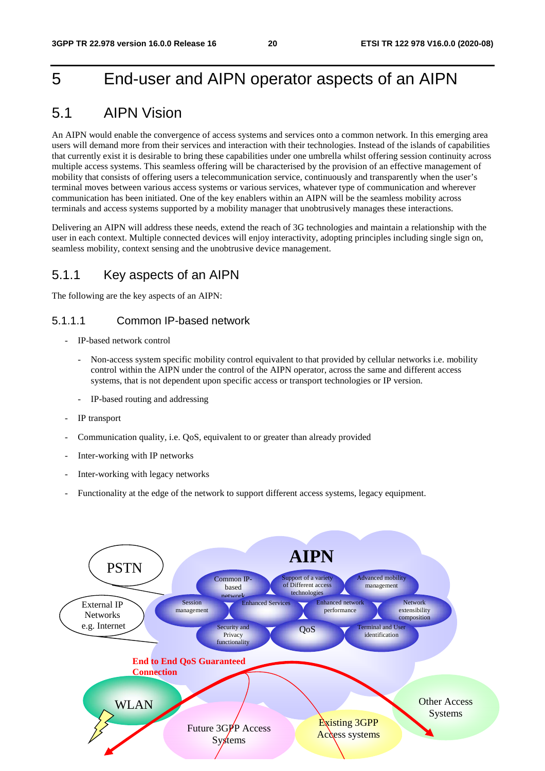# 5 End-user and AIPN operator aspects of an AIPN

## 5.1 AIPN Vision

An AIPN would enable the convergence of access systems and services onto a common network. In this emerging area users will demand more from their services and interaction with their technologies. Instead of the islands of capabilities that currently exist it is desirable to bring these capabilities under one umbrella whilst offering session continuity across multiple access systems. This seamless offering will be characterised by the provision of an effective management of mobility that consists of offering users a telecommunication service, continuously and transparently when the user's terminal moves between various access systems or various services, whatever type of communication and wherever communication has been initiated. One of the key enablers within an AIPN will be the seamless mobility across terminals and access systems supported by a mobility manager that unobtrusively manages these interactions.

Delivering an AIPN will address these needs, extend the reach of 3G technologies and maintain a relationship with the user in each context. Multiple connected devices will enjoy interactivity, adopting principles including single sign on, seamless mobility, context sensing and the unobtrusive device management.

### 5.1.1 Key aspects of an AIPN

The following are the key aspects of an AIPN:

#### 5.1.1.1 Common IP-based network

- IP-based network control
  - Non-access system specific mobility control equivalent to that provided by cellular networks i.e. mobility control within the AIPN under the control of the AIPN operator, across the same and different access systems, that is not dependent upon specific access or transport technologies or IP version.
  - IP-based routing and addressing
- IP transport
- Communication quality, i.e. QoS, equivalent to or greater than already provided
- Inter-working with IP networks
- Inter-working with legacy networks
- Functionality at the edge of the network to support different access systems, legacy equipment.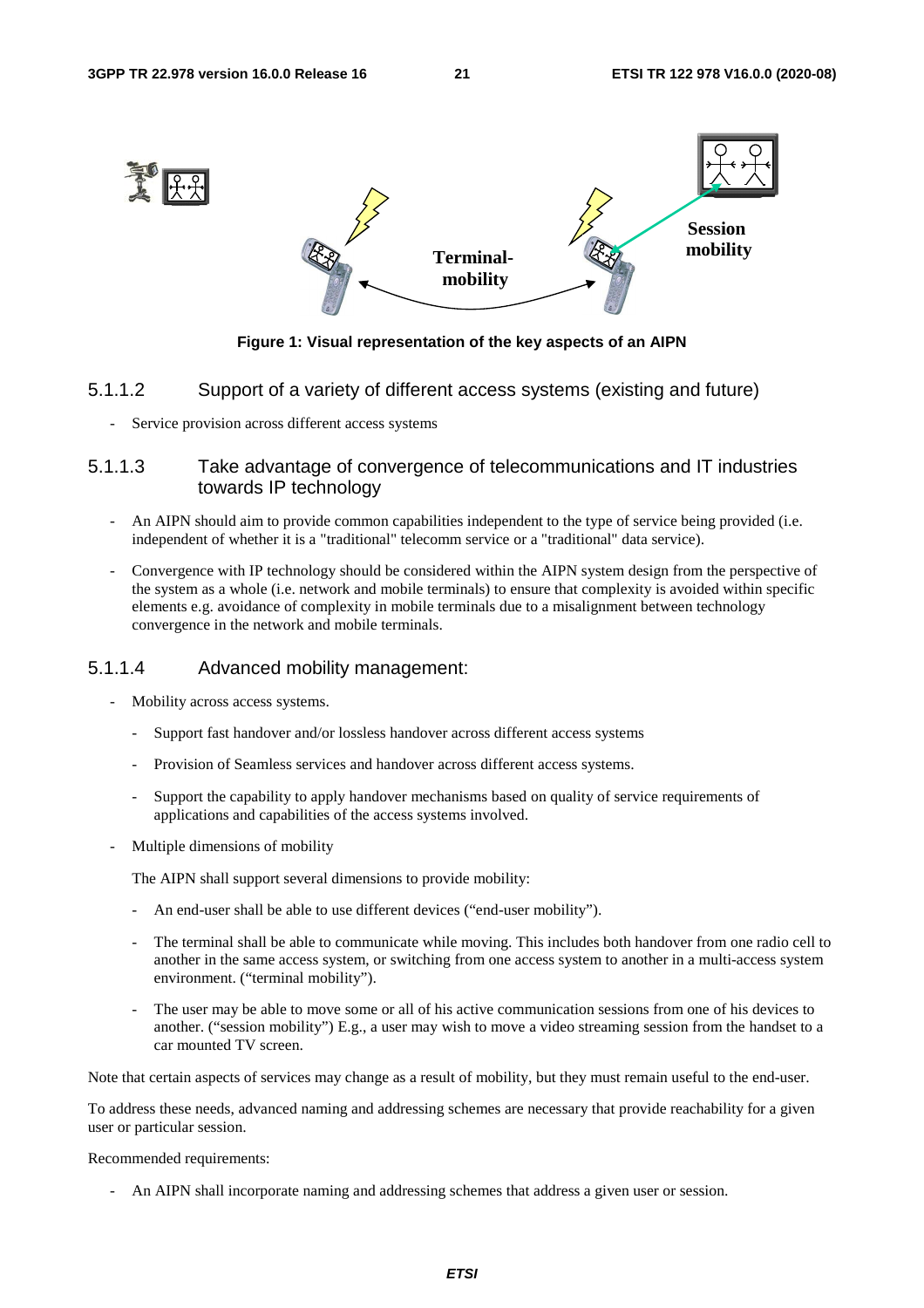Figure 1: Visual representation of the key aspects of an AIPN

#### 5.1.1.2 Support of a variety of different access systems (existing and future)

- Service provision across different access systems

#### 5.1.1.3 Take advantage of convergence of telecommunications and IT industries towards IP technology

- An AIPN should aim to provide common capabilities independent to the type of service being provided (i.e. independent of whether it is a "traditional" telecomm service or a "traditional" data service).
- Convergence with IP technology should be considered within the AIPN system design from the perspective of the system as a whole (i.e. network and mobile terminals) to ensure that complexity is avoided within specific elements e.g. avoidance of complexity in mobile terminals due to a misalignment between technology convergence in the network and mobile terminals.

#### 5.1.1.4 Advanced mobility management:

- Mobility across access systems.
  - Support fast handover and/or lossless handover across different access systems
  - Provision of Seamless services and handover across different access systems.
  - Support the capability to apply handover mechanisms based on quality of service requirements of applications and capabilities of the access systems involved.
- Multiple dimensions of mobility

  The AIPN shall support several dimensions to provide mobility:

  - An end-user shall be able to use different devices ("end-user mobility").
  - The terminal shall be able to communicate while moving. This includes both handover from one radio cell to another in the same access system, or switching from one access system to another in a multi-access system environment. ("terminal mobility").
  - The user may be able to move some or all of his active communication sessions from one of his devices to another. ("session mobility") E.g., a user may wish to move a video streaming session from the handset to a car mounted TV screen.

Note that certain aspects of services may change as a result of mobility, but they must remain useful to the end-user.

To address these needs, advanced naming and addressing schemes are necessary that provide reachability for a given user or particular session.

Recommended requirements:

- An AIPN shall incorporate naming and addressing schemes that address a given user or session.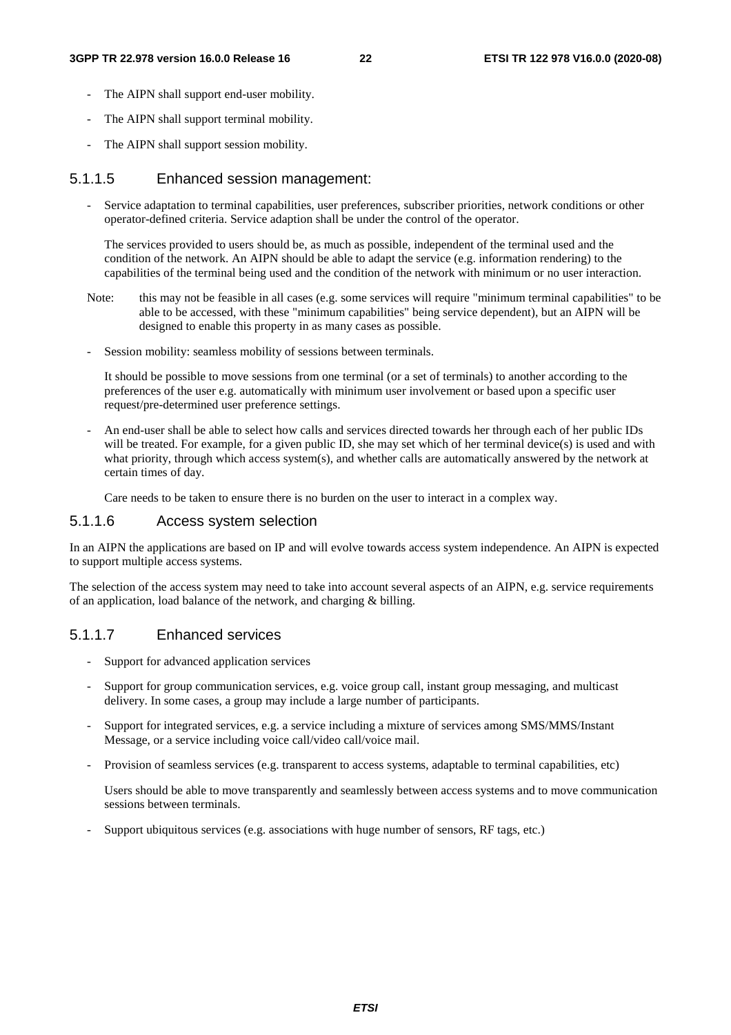- The AIPN shall support end-user mobility.
- The AIPN shall support terminal mobility.
- The AIPN shall support session mobility.

#### 5.1.1.5 Enhanced session management:

- Service adaptation to terminal capabilities, user preferences, subscriber priorities, network conditions or other operator-defined criteria. Service adaption shall be under the control of the operator.

  The services provided to users should be, as much as possible, independent of the terminal used and the condition of the network. An AIPN should be able to adapt the service (e.g. information rendering) to the capabilities of the terminal being used and the condition of the network with minimum or no user interaction.

  Note: this may not be feasible in all cases (e.g. some services will require "minimum terminal capabilities" to be able to be accessed, with these "minimum capabilities" being service dependent), but an AIPN will be designed to enable this property in as many cases as possible.

- Session mobility: seamless mobility of sessions between terminals.

  It should be possible to move sessions from one terminal (or a set of terminals) to another according to the preferences of the user e.g. automatically with minimum user involvement or based upon a specific user request/pre-determined user preference settings.

- An end-user shall be able to select how calls and services directed towards her through each of her public IDs will be treated. For example, for a given public ID, she may set which of her terminal device(s) is used and with what priority, through which access system(s), and whether calls are automatically answered by the network at certain times of day.

  Care needs to be taken to ensure there is no burden on the user to interact in a complex way.

#### 5.1.1.6 Access system selection

In an AIPN the applications are based on IP and will evolve towards access system independence. An AIPN is expected to support multiple access systems.

The selection of the access system may need to take into account several aspects of an AIPN, e.g. service requirements of an application, load balance of the network, and charging & billing.

#### 5.1.1.7 Enhanced services

- Support for advanced application services
- Support for group communication services, e.g. voice group call, instant group messaging, and multicast delivery. In some cases, a group may include a large number of participants.
- Support for integrated services, e.g. a service including a mixture of services among SMS/MMS/Instant Message, or a service including voice call/video call/voice mail.
- Provision of seamless services (e.g. transparent to access systems, adaptable to terminal capabilities, etc)

  Users should be able to move transparently and seamlessly between access systems and to move communication sessions between terminals.

- Support ubiquitous services (e.g. associations with huge number of sensors, RF tags, etc.)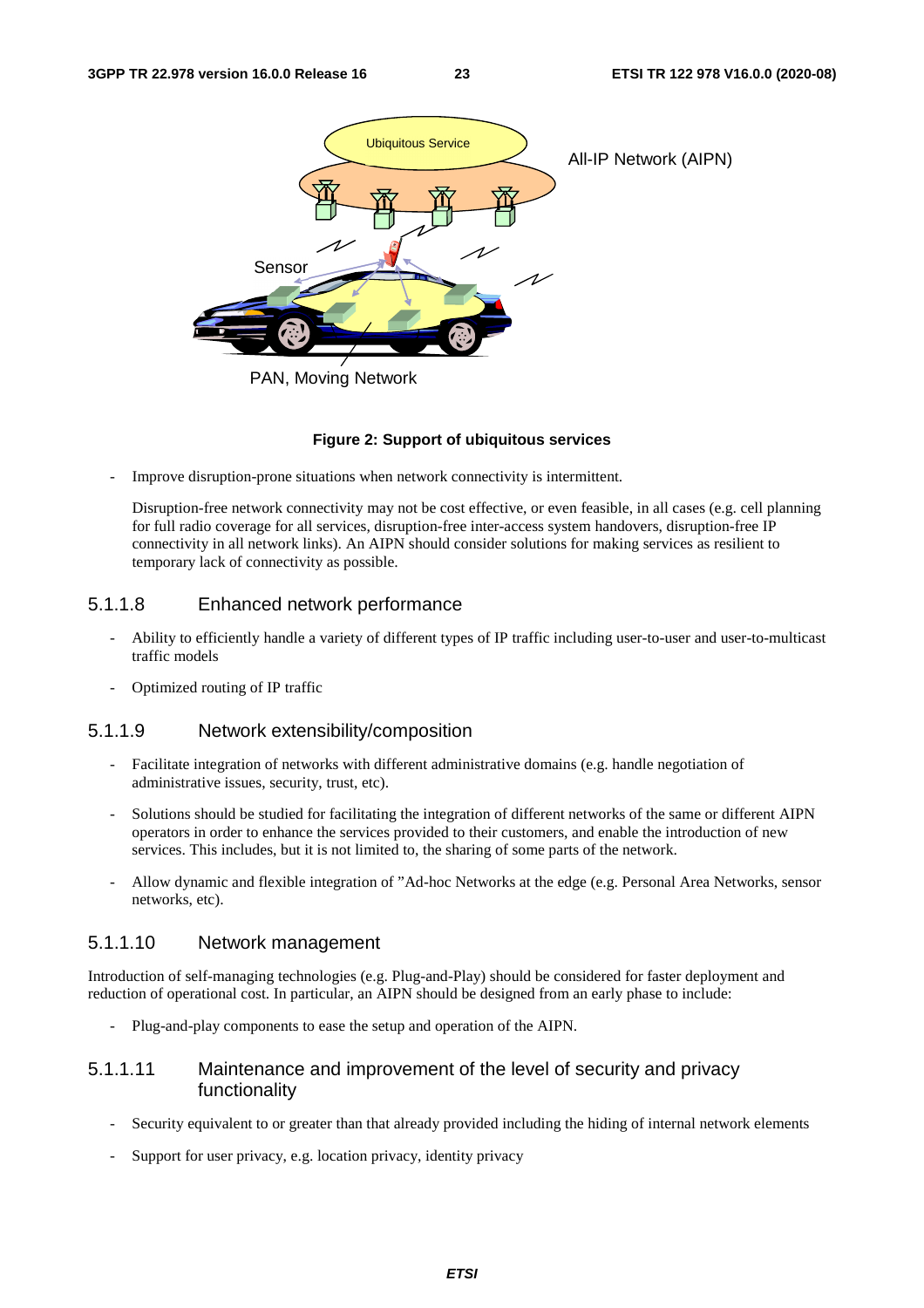**Figure 2: Support of ubiquitous services**

- Improve disruption-prone situations when network connectivity is intermittent.

  Disruption-free network connectivity may not be cost effective, or even feasible, in all cases (e.g. cell planning for full radio coverage for all services, disruption-free inter-access system handovers, disruption-free IP connectivity in all network links). An AIPN should consider solutions for making services as resilient to temporary lack of connectivity as possible.

#### 5.1.1.8 Enhanced network performance

- Ability to efficiently handle a variety of different types of IP traffic including user-to-user and user-to-multicast traffic models
- Optimized routing of IP traffic

#### 5.1.1.9 Network extensibility/composition

- Facilitate integration of networks with different administrative domains (e.g. handle negotiation of administrative issues, security, trust, etc).
- Solutions should be studied for facilitating the integration of different networks of the same or different AIPN operators in order to enhance the services provided to their customers, and enable the introduction of new services. This includes, but it is not limited to, the sharing of some parts of the network.
- Allow dynamic and flexible integration of "Ad-hoc Networks at the edge (e.g. Personal Area Networks, sensor networks, etc).

#### 5.1.1.10 Network management

Introduction of self-managing technologies (e.g. Plug-and-Play) should be considered for faster deployment and reduction of operational cost. In particular, an AIPN should be designed from an early phase to include:

- Plug-and-play components to ease the setup and operation of the AIPN.

#### 5.1.1.11 Maintenance and improvement of the level of security and privacy functionality

- Security equivalent to or greater than that already provided including the hiding of internal network elements
- Support for user privacy, e.g. location privacy, identity privacy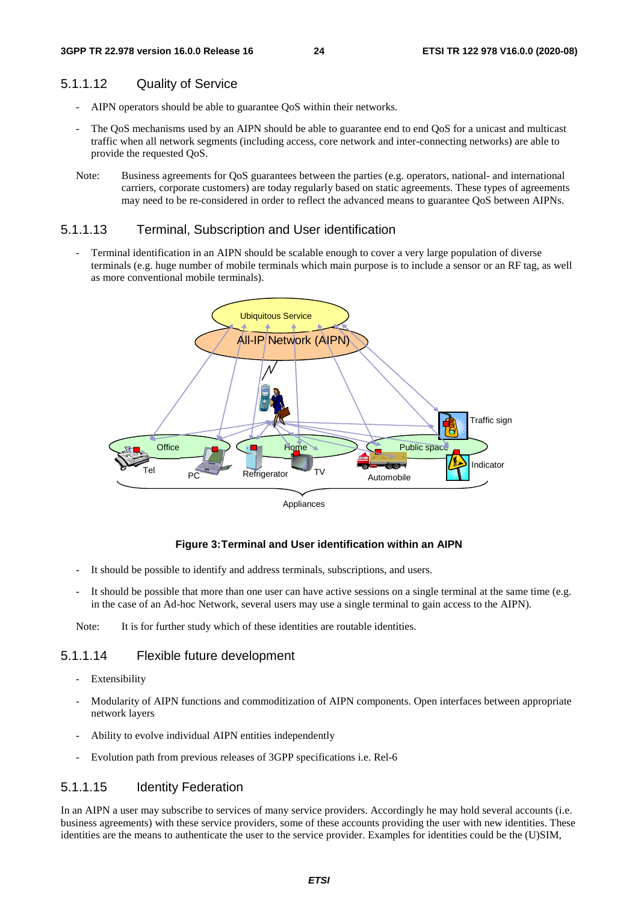#### 5.1.1.12 Quality of Service

- AIPN operators should be able to guarantee QoS within their networks.
- The QoS mechanisms used by an AIPN should be able to guarantee end to end QoS for a unicast and multicast traffic when all network segments (including access, core network and inter-connecting networks) are able to provide the requested QoS.

Note: Business agreements for QoS guarantees between the parties (e.g. operators, national- and international carriers, corporate customers) are today regularly based on static agreements. These types of agreements may need to be re-considered in order to reflect the advanced means to guarantee QoS between AIPNs.

#### 5.1.1.13 Terminal, Subscription and User identification

- Terminal identification in an AIPN should be scalable enough to cover a very large population of diverse terminals (e.g. huge number of mobile terminals which main purpose is to include a sensor or an RF tag, as well as more conventional mobile terminals).

**Figure 3: Terminal and User identification within an AIPN**

- It should be possible to identify and address terminals, subscriptions, and users.
- It should be possible that more than one user can have active sessions on a single terminal at the same time (e.g. in the case of an Ad-hoc Network, several users may use a single terminal to gain access to the AIPN).

Note: It is for further study which of these identities are routable identities.

#### 5.1.1.14 Flexible future development

- Extensibility
- Modularity of AIPN functions and commoditization of AIPN components. Open interfaces between appropriate network layers
- Ability to evolve individual AIPN entities independently
- Evolution path from previous releases of 3GPP specifications i.e. Rel-6

#### 5.1.1.15 Identity Federation

In an AIPN a user may subscribe to services of many service providers. Accordingly he may hold several accounts (i.e. business agreements) with these service providers, some of these accounts providing the user with new identities. These identities are the means to authenticate the user to the service provider. Examples for identities could be the (U)SIM,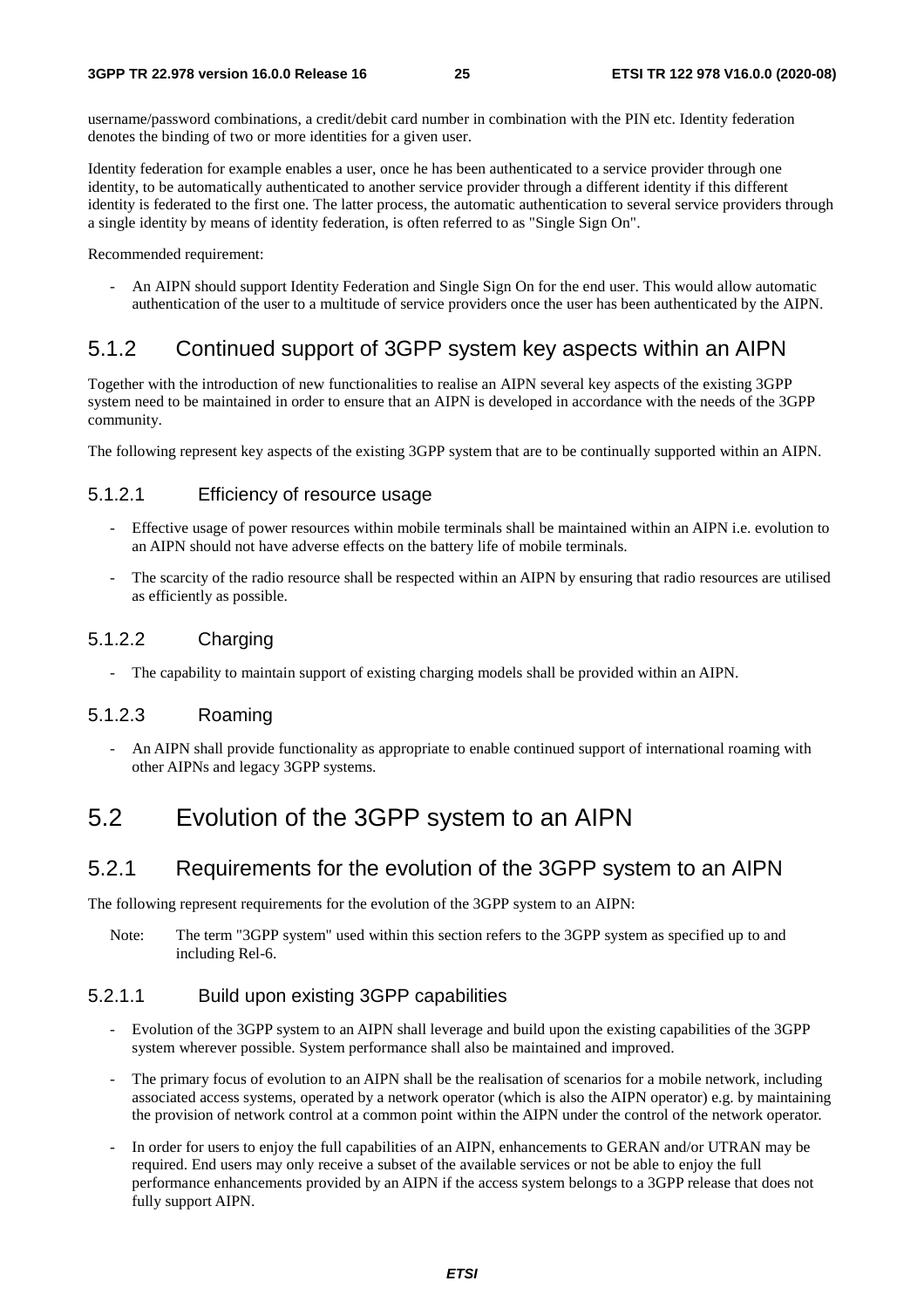username/password combinations, a credit/debit card number in combination with the PIN etc. Identity federation denotes the binding of two or more identities for a given user.

Identity federation for example enables a user, once he has been authenticated to a service provider through one identity, to be automatically authenticated to another service provider through a different identity if this different identity is federated to the first one. The latter process, the automatic authentication to several service providers through a single identity by means of identity federation, is often referred to as "Single Sign On".

Recommended requirement:

- An AIPN should support Identity Federation and Single Sign On for the end user. This would allow automatic authentication of the user to a multitude of service providers once the user has been authenticated by the AIPN.

## 5.1.2 Continued support of 3GPP system key aspects within an AIPN

Together with the introduction of new functionalities to realise an AIPN several key aspects of the existing 3GPP system need to be maintained in order to ensure that an AIPN is developed in accordance with the needs of the 3GPP community.

The following represent key aspects of the existing 3GPP system that are to be continually supported within an AIPN.

### 5.1.2.1 Efficiency of resource usage

- Effective usage of power resources within mobile terminals shall be maintained within an AIPN i.e. evolution to an AIPN should not have adverse effects on the battery life of mobile terminals.
- The scarcity of the radio resource shall be respected within an AIPN by ensuring that radio resources are utilised as efficiently as possible.

### 5.1.2.2 Charging

- The capability to maintain support of existing charging models shall be provided within an AIPN.

### 5.1.2.3 Roaming

- An AIPN shall provide functionality as appropriate to enable continued support of international roaming with other AIPNs and legacy 3GPP systems.

# 5.2 Evolution of the 3GPP system to an AIPN

## 5.2.1 Requirements for the evolution of the 3GPP system to an AIPN

The following represent requirements for the evolution of the 3GPP system to an AIPN:

Note: The term "3GPP system" used within this section refers to the 3GPP system as specified up to and including Rel-6.

### 5.2.1.1 Build upon existing 3GPP capabilities

- Evolution of the 3GPP system to an AIPN shall leverage and build upon the existing capabilities of the 3GPP system wherever possible. System performance shall also be maintained and improved.
- The primary focus of evolution to an AIPN shall be the realisation of scenarios for a mobile network, including associated access systems, operated by a network operator (which is also the AIPN operator) e.g. by maintaining the provision of network control at a common point within the AIPN under the control of the network operator.
- In order for users to enjoy the full capabilities of an AIPN, enhancements to GERAN and/or UTRAN may be required. End users may only receive a subset of the available services or not be able to enjoy the full performance enhancements provided by an AIPN if the access system belongs to a 3GPP release that does not fully support AIPN.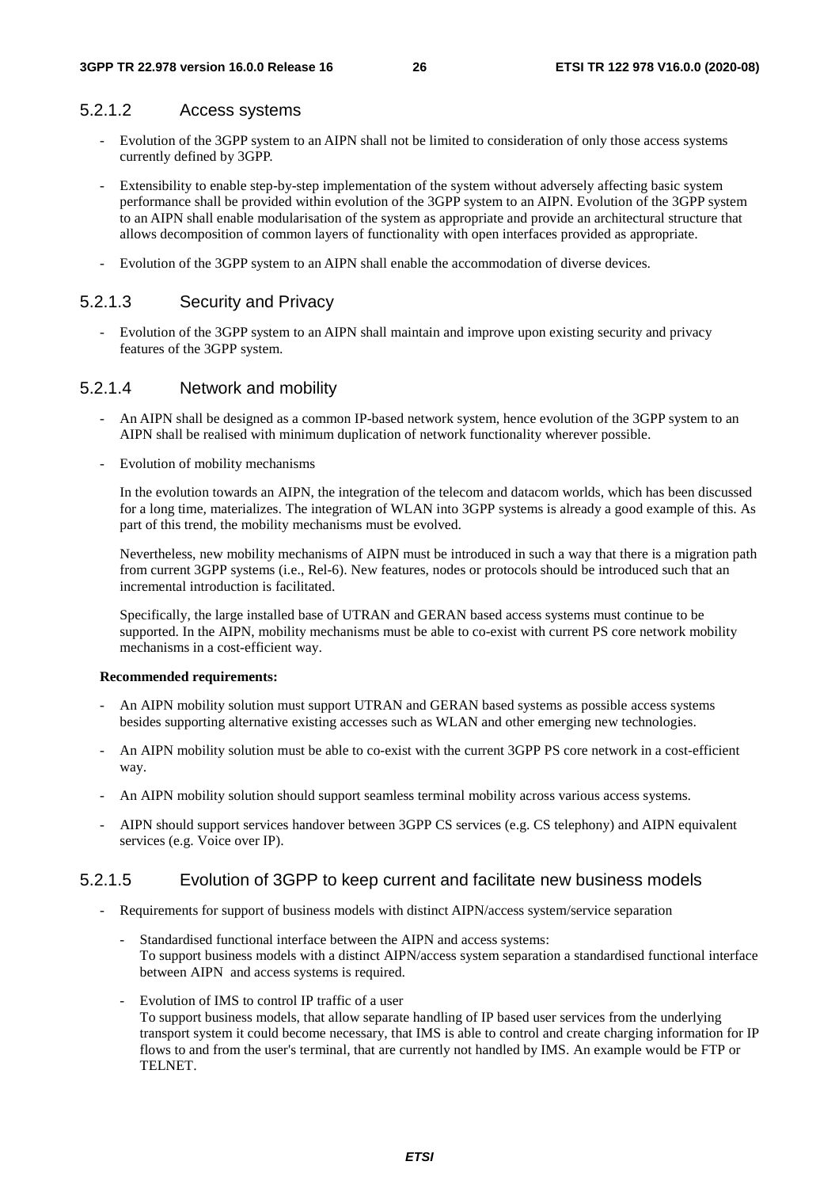#### 5.2.1.2 Access systems

- Evolution of the 3GPP system to an AIPN shall not be limited to consideration of only those access systems currently defined by 3GPP.
- Extensibility to enable step-by-step implementation of the system without adversely affecting basic system performance shall be provided within evolution of the 3GPP system to an AIPN. Evolution of the 3GPP system to an AIPN shall enable modularisation of the system as appropriate and provide an architectural structure that allows decomposition of common layers of functionality with open interfaces provided as appropriate.
- Evolution of the 3GPP system to an AIPN shall enable the accommodation of diverse devices.

#### 5.2.1.3 Security and Privacy

- Evolution of the 3GPP system to an AIPN shall maintain and improve upon existing security and privacy features of the 3GPP system.

#### 5.2.1.4 Network and mobility

- An AIPN shall be designed as a common IP-based network system, hence evolution of the 3GPP system to an AIPN shall be realised with minimum duplication of network functionality wherever possible.
- Evolution of mobility mechanisms

  In the evolution towards an AIPN, the integration of the telecom and datacom worlds, which has been discussed for a long time, materializes. The integration of WLAN into 3GPP systems is already a good example of this. As part of this trend, the mobility mechanisms must be evolved.

  Nevertheless, new mobility mechanisms of AIPN must be introduced in such a way that there is a migration path from current 3GPP systems (i.e., Rel-6). New features, nodes or protocols should be introduced such that an incremental introduction is facilitated.

  Specifically, the large installed base of UTRAN and GERAN based access systems must continue to be supported. In the AIPN, mobility mechanisms must be able to co-exist with current PS core network mobility mechanisms in a cost-efficient way.

**Recommended requirements:**

- An AIPN mobility solution must support UTRAN and GERAN based systems as possible access systems besides supporting alternative existing accesses such as WLAN and other emerging new technologies.
- An AIPN mobility solution must be able to co-exist with the current 3GPP PS core network in a cost-efficient way.
- An AIPN mobility solution should support seamless terminal mobility across various access systems.
- AIPN should support services handover between 3GPP CS services (e.g. CS telephony) and AIPN equivalent services (e.g. Voice over IP).

#### 5.2.1.5 Evolution of 3GPP to keep current and facilitate new business models

- Requirements for support of business models with distinct AIPN/access system/service separation
  - Standardised functional interface between the AIPN and access systems:
    To support business models with a distinct AIPN/access system separation a standardised functional interface between AIPN and access systems is required.
  - Evolution of IMS to control IP traffic of a user
    To support business models, that allow separate handling of IP based user services from the underlying transport system it could become necessary, that IMS is able to control and create charging information for IP flows to and from the user's terminal, that are currently not handled by IMS. An example would be FTP or TELNET.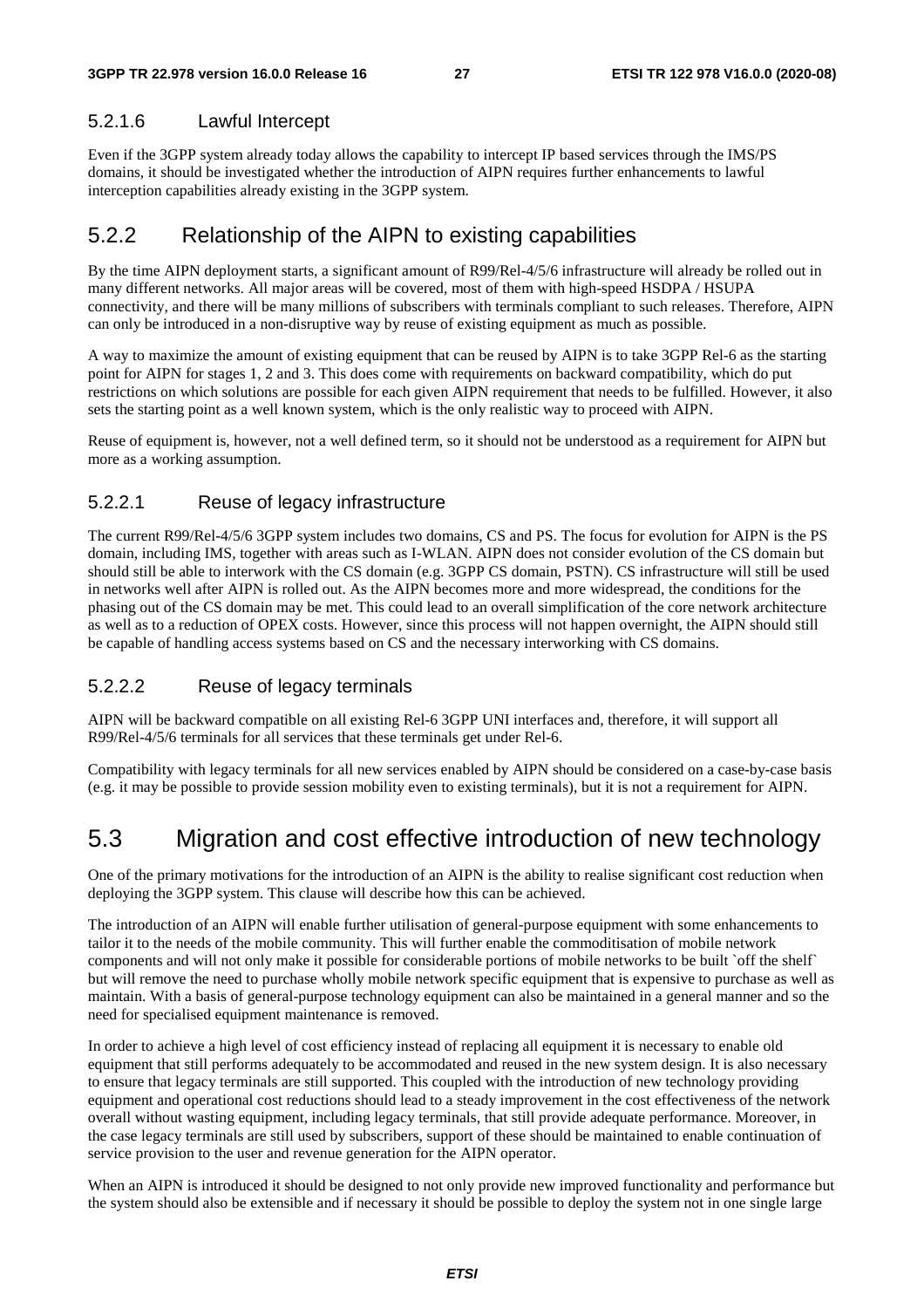#### 5.2.1.6 Lawful Intercept

Even if the 3GPP system already today allows the capability to intercept IP based services through the IMS/PS domains, it should be investigated whether the introduction of AIPN requires further enhancements to lawful interception capabilities already existing in the 3GPP system.

### 5.2.2 Relationship of the AIPN to existing capabilities

By the time AIPN deployment starts, a significant amount of R99/Rel-4/5/6 infrastructure will already be rolled out in many different networks. All major areas will be covered, most of them with high-speed HSDPA / HSUPA connectivity, and there will be many millions of subscribers with terminals compliant to such releases. Therefore, AIPN can only be introduced in a non-disruptive way by reuse of existing equipment as much as possible.

A way to maximize the amount of existing equipment that can be reused by AIPN is to take 3GPP Rel-6 as the starting point for AIPN for stages 1, 2 and 3. This does come with requirements on backward compatibility, which do put restrictions on which solutions are possible for each given AIPN requirement that needs to be fulfilled. However, it also sets the starting point as a well known system, which is the only realistic way to proceed with AIPN.

Reuse of equipment is, however, not a well defined term, so it should not be understood as a requirement for AIPN but more as a working assumption.

#### 5.2.2.1 Reuse of legacy infrastructure

The current R99/Rel-4/5/6 3GPP system includes two domains, CS and PS. The focus for evolution for AIPN is the PS domain, including IMS, together with areas such as I-WLAN. AIPN does not consider evolution of the CS domain but should still be able to interwork with the CS domain (e.g. 3GPP CS domain, PSTN). CS infrastructure will still be used in networks well after AIPN is rolled out. As the AIPN becomes more and more widespread, the conditions for the phasing out of the CS domain may be met. This could lead to an overall simplification of the core network architecture as well as to a reduction of OPEX costs. However, since this process will not happen overnight, the AIPN should still be capable of handling access systems based on CS and the necessary interworking with CS domains.

#### 5.2.2.2 Reuse of legacy terminals

AIPN will be backward compatible on all existing Rel-6 3GPP UNI interfaces and, therefore, it will support all R99/Rel-4/5/6 terminals for all services that these terminals get under Rel-6.

Compatibility with legacy terminals for all new services enabled by AIPN should be considered on a case-by-case basis (e.g. it may be possible to provide session mobility even to existing terminals), but it is not a requirement for AIPN.

## 5.3 Migration and cost effective introduction of new technology

One of the primary motivations for the introduction of an AIPN is the ability to realise significant cost reduction when deploying the 3GPP system. This clause will describe how this can be achieved.

The introduction of an AIPN will enable further utilisation of general-purpose equipment with some enhancements to tailor it to the needs of the mobile community. This will further enable the commoditisation of mobile network components and will not only make it possible for considerable portions of mobile networks to be built `off the shelf` but will remove the need to purchase wholly mobile network specific equipment that is expensive to purchase as well as maintain. With a basis of general-purpose technology equipment can also be maintained in a general manner and so the need for specialised equipment maintenance is removed.

In order to achieve a high level of cost efficiency instead of replacing all equipment it is necessary to enable old equipment that still performs adequately to be accommodated and reused in the new system design. It is also necessary to ensure that legacy terminals are still supported. This coupled with the introduction of new technology providing equipment and operational cost reductions should lead to a steady improvement in the cost effectiveness of the network overall without wasting equipment, including legacy terminals, that still provide adequate performance. Moreover, in the case legacy terminals are still used by subscribers, support of these should be maintained to enable continuation of service provision to the user and revenue generation for the AIPN operator.

When an AIPN is introduced it should be designed to not only provide new improved functionality and performance but the system should also be extensible and if necessary it should be possible to deploy the system not in one single large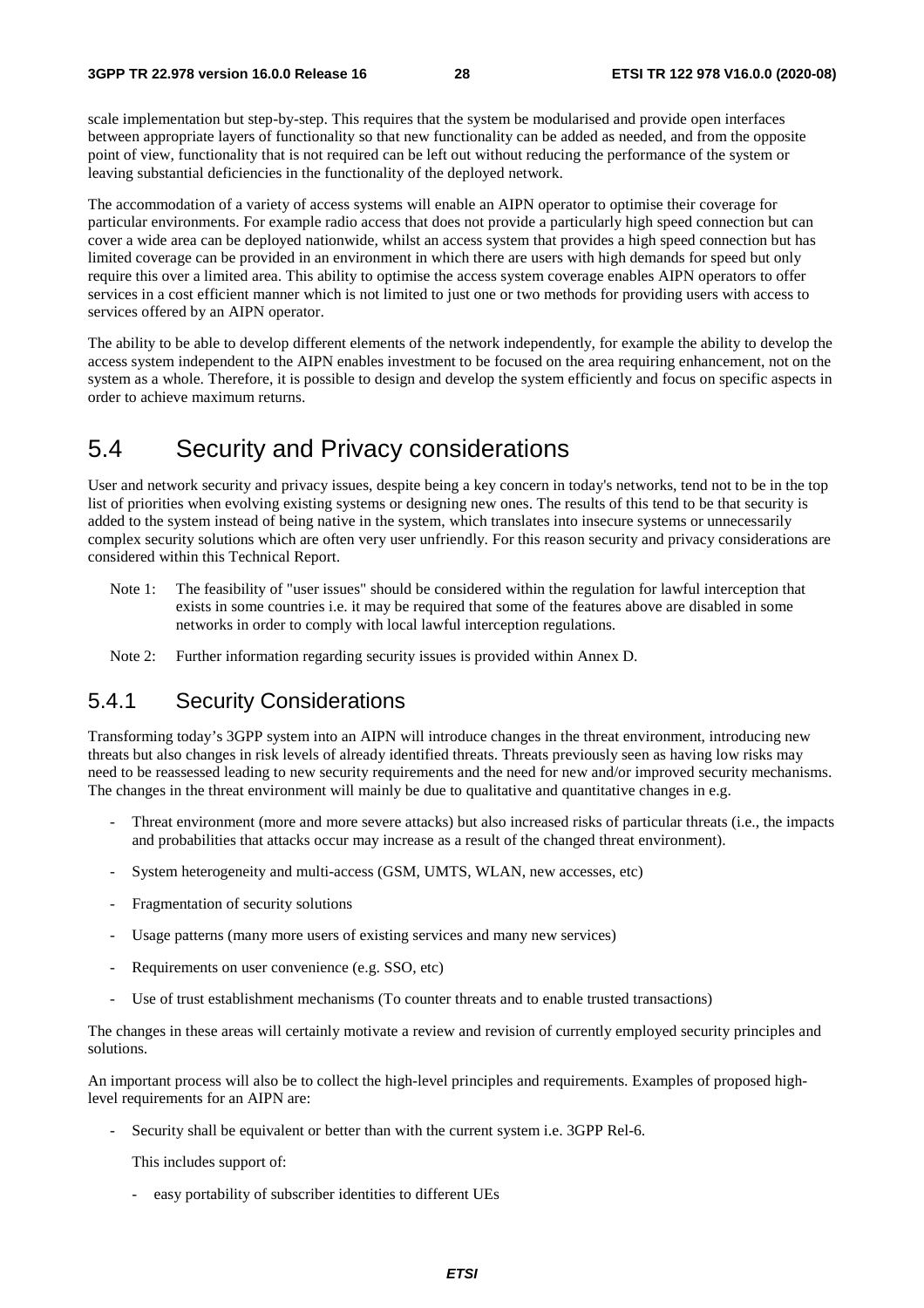scale implementation but step-by-step. This requires that the system be modularised and provide open interfaces between appropriate layers of functionality so that new functionality can be added as needed, and from the opposite point of view, functionality that is not required can be left out without reducing the performance of the system or leaving substantial deficiencies in the functionality of the deployed network.

The accommodation of a variety of access systems will enable an AIPN operator to optimise their coverage for particular environments. For example radio access that does not provide a particularly high speed connection but can cover a wide area can be deployed nationwide, whilst an access system that provides a high speed connection but has limited coverage can be provided in an environment in which there are users with high demands for speed but only require this over a limited area. This ability to optimise the access system coverage enables AIPN operators to offer services in a cost efficient manner which is not limited to just one or two methods for providing users with access to services offered by an AIPN operator.

The ability to be able to develop different elements of the network independently, for example the ability to develop the access system independent to the AIPN enables investment to be focused on the area requiring enhancement, not on the system as a whole. Therefore, it is possible to design and develop the system efficiently and focus on specific aspects in order to achieve maximum returns.

## 5.4 Security and Privacy considerations

User and network security and privacy issues, despite being a key concern in today's networks, tend not to be in the top list of priorities when evolving existing systems or designing new ones. The results of this tend to be that security is added to the system instead of being native in the system, which translates into insecure systems or unnecessarily complex security solutions which are often very user unfriendly. For this reason security and privacy considerations are considered within this Technical Report.

Note 1: The feasibility of "user issues" should be considered within the regulation for lawful interception that exists in some countries i.e. it may be required that some of the features above are disabled in some networks in order to comply with local lawful interception regulations.

Note 2: Further information regarding security issues is provided within Annex D.

### 5.4.1 Security Considerations

Transforming today's 3GPP system into an AIPN will introduce changes in the threat environment, introducing new threats but also changes in risk levels of already identified threats. Threats previously seen as having low risks may need to be reassessed leading to new security requirements and the need for new and/or improved security mechanisms. The changes in the threat environment will mainly be due to qualitative and quantitative changes in e.g.

- Threat environment (more and more severe attacks) but also increased risks of particular threats (i.e., the impacts and probabilities that attacks occur may increase as a result of the changed threat environment).
- System heterogeneity and multi-access (GSM, UMTS, WLAN, new accesses, etc)
- Fragmentation of security solutions
- Usage patterns (many more users of existing services and many new services)
- Requirements on user convenience (e.g. SSO, etc)
- Use of trust establishment mechanisms (To counter threats and to enable trusted transactions)

The changes in these areas will certainly motivate a review and revision of currently employed security principles and solutions.

An important process will also be to collect the high-level principles and requirements. Examples of proposed high-level requirements for an AIPN are:

- Security shall be equivalent or better than with the current system i.e. 3GPP Rel-6.

  This includes support of:

  - easy portability of subscriber identities to different UEs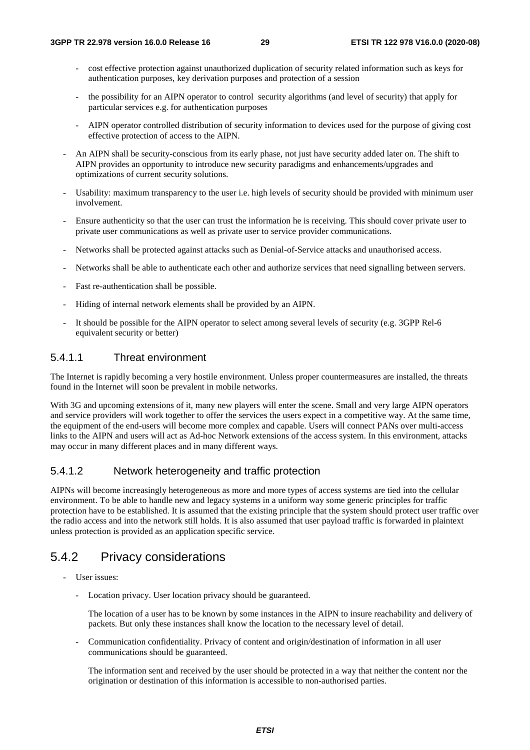- cost effective protection against unauthorized duplication of security related information such as keys for authentication purposes, key derivation purposes and protection of a session
    - the possibility for an AIPN operator to control security algorithms (and level of security) that apply for particular services e.g. for authentication purposes
    - AIPN operator controlled distribution of security information to devices used for the purpose of giving cost effective protection of access to the AIPN.
- An AIPN shall be security-conscious from its early phase, not just have security added later on. The shift to AIPN provides an opportunity to introduce new security paradigms and enhancements/upgrades and optimizations of current security solutions.
- Usability: maximum transparency to the user i.e. high levels of security should be provided with minimum user involvement.
- Ensure authenticity so that the user can trust the information he is receiving. This should cover private user to private user communications as well as private user to service provider communications.
- Networks shall be protected against attacks such as Denial-of-Service attacks and unauthorised access.
- Networks shall be able to authenticate each other and authorize services that need signalling between servers.
- Fast re-authentication shall be possible.
- Hiding of internal network elements shall be provided by an AIPN.
- It should be possible for the AIPN operator to select among several levels of security (e.g. 3GPP Rel-6 equivalent security or better)

#### 5.4.1.1 Threat environment

The Internet is rapidly becoming a very hostile environment. Unless proper countermeasures are installed, the threats found in the Internet will soon be prevalent in mobile networks.

With 3G and upcoming extensions of it, many new players will enter the scene. Small and very large AIPN operators and service providers will work together to offer the services the users expect in a competitive way. At the same time, the equipment of the end-users will become more complex and capable. Users will connect PANs over multi-access links to the AIPN and users will act as Ad-hoc Network extensions of the access system. In this environment, attacks may occur in many different places and in many different ways.

#### 5.4.1.2 Network heterogeneity and traffic protection

AIPNs will become increasingly heterogeneous as more and more types of access systems are tied into the cellular environment. To be able to handle new and legacy systems in a uniform way some generic principles for traffic protection have to be established. It is assumed that the existing principle that the system should protect user traffic over the radio access and into the network still holds. It is also assumed that user payload traffic is forwarded in plaintext unless protection is provided as an application specific service.

### 5.4.2 Privacy considerations

- User issues:
    - Location privacy. User location privacy should be guaranteed.

      The location of a user has to be known by some instances in the AIPN to insure reachability and delivery of packets. But only these instances shall know the location to the necessary level of detail.

    - Communication confidentiality. Privacy of content and origin/destination of information in all user communications should be guaranteed.

      The information sent and received by the user should be protected in a way that neither the content nor the origination or destination of this information is accessible to non-authorised parties.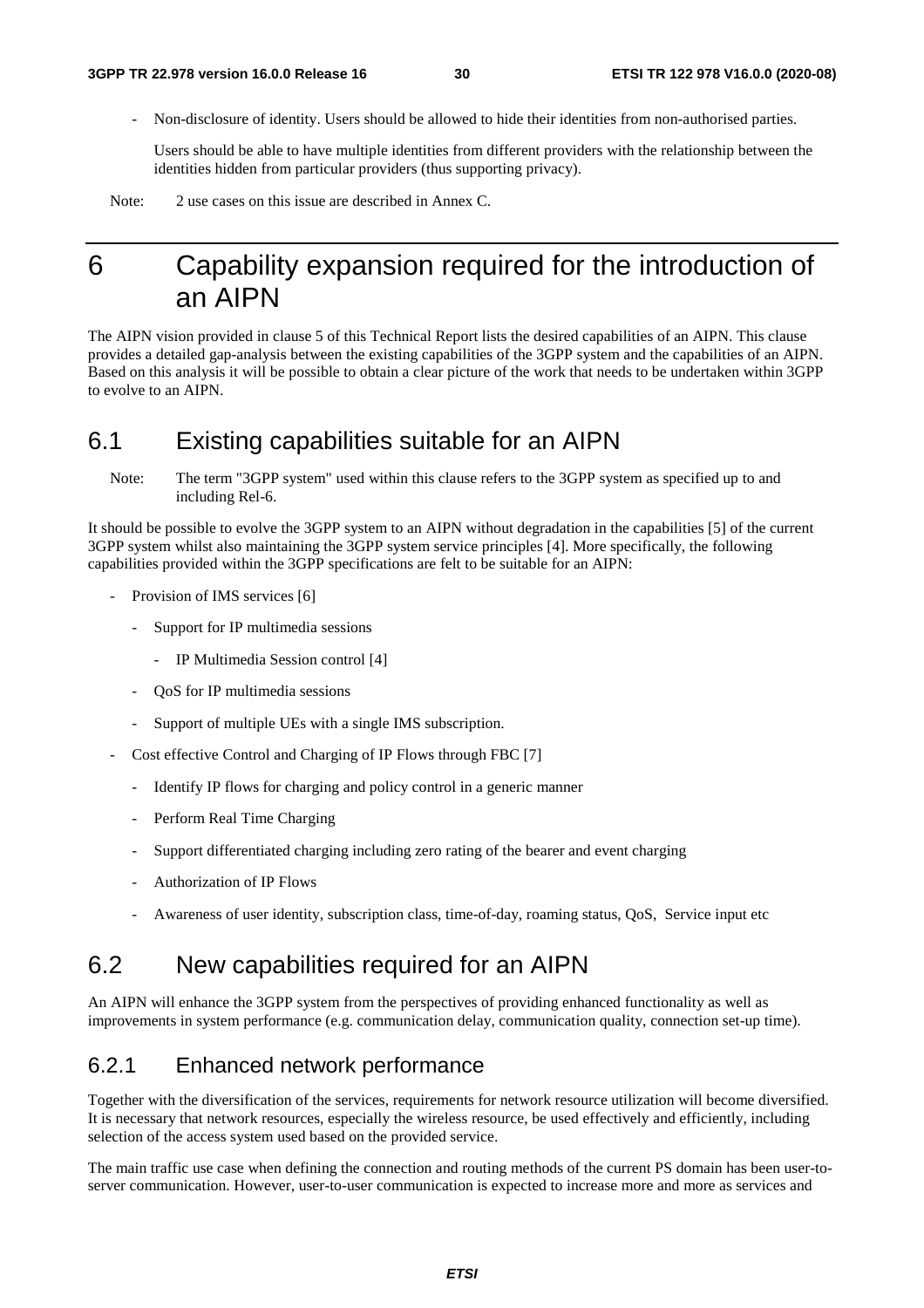- Non-disclosure of identity. Users should be allowed to hide their identities from non-authorised parties.

  Users should be able to have multiple identities from different providers with the relationship between the identities hidden from particular providers (thus supporting privacy).

Note: 2 use cases on this issue are described in Annex C.

# 6 Capability expansion required for the introduction of an AIPN

The AIPN vision provided in clause 5 of this Technical Report lists the desired capabilities of an AIPN. This clause provides a detailed gap-analysis between the existing capabilities of the 3GPP system and the capabilities of an AIPN. Based on this analysis it will be possible to obtain a clear picture of the work that needs to be undertaken within 3GPP to evolve to an AIPN.

## 6.1 Existing capabilities suitable for an AIPN

Note: The term "3GPP system" used within this clause refers to the 3GPP system as specified up to and including Rel-6.

It should be possible to evolve the 3GPP system to an AIPN without degradation in the capabilities [5] of the current 3GPP system whilst also maintaining the 3GPP system service principles [4]. More specifically, the following capabilities provided within the 3GPP specifications are felt to be suitable for an AIPN:

- Provision of IMS services [6]
  - Support for IP multimedia sessions
    - IP Multimedia Session control [4]
  - QoS for IP multimedia sessions
  - Support of multiple UEs with a single IMS subscription.
- Cost effective Control and Charging of IP Flows through FBC [7]
  - Identify IP flows for charging and policy control in a generic manner
  - Perform Real Time Charging
  - Support differentiated charging including zero rating of the bearer and event charging
  - Authorization of IP Flows
  - Awareness of user identity, subscription class, time-of-day, roaming status, QoS, Service input etc

## 6.2 New capabilities required for an AIPN

An AIPN will enhance the 3GPP system from the perspectives of providing enhanced functionality as well as improvements in system performance (e.g. communication delay, communication quality, connection set-up time).

### 6.2.1 Enhanced network performance

Together with the diversification of the services, requirements for network resource utilization will become diversified. It is necessary that network resources, especially the wireless resource, be used effectively and efficiently, including selection of the access system used based on the provided service.

The main traffic use case when defining the connection and routing methods of the current PS domain has been user-to-server communication. However, user-to-user communication is expected to increase more and more as services and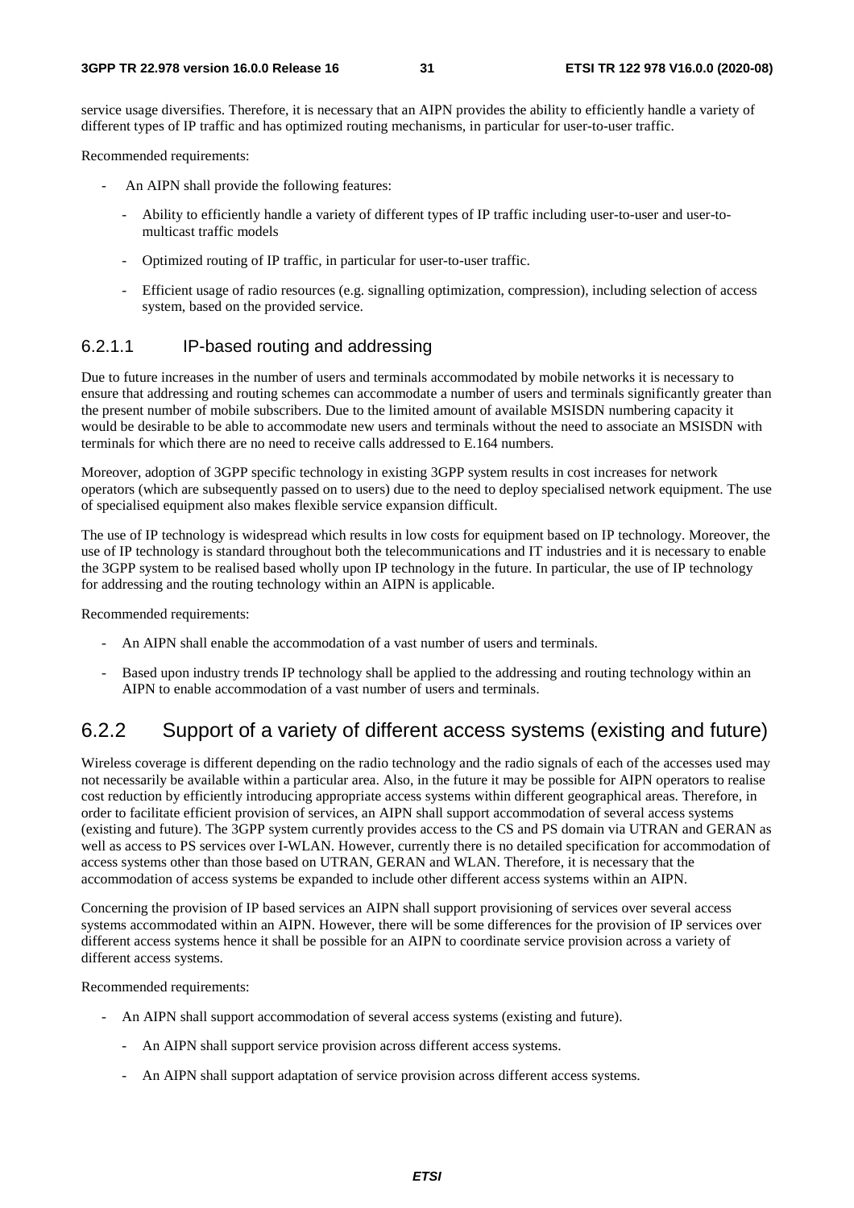service usage diversifies. Therefore, it is necessary that an AIPN provides the ability to efficiently handle a variety of different types of IP traffic and has optimized routing mechanisms, in particular for user-to-user traffic.

Recommended requirements:

- An AIPN shall provide the following features:
  - Ability to efficiently handle a variety of different types of IP traffic including user-to-user and user-to-multicast traffic models
  - Optimized routing of IP traffic, in particular for user-to-user traffic.
  - Efficient usage of radio resources (e.g. signalling optimization, compression), including selection of access system, based on the provided service.

### 6.2.1.1 IP-based routing and addressing

Due to future increases in the number of users and terminals accommodated by mobile networks it is necessary to ensure that addressing and routing schemes can accommodate a number of users and terminals significantly greater than the present number of mobile subscribers. Due to the limited amount of available MSISDN numbering capacity it would be desirable to be able to accommodate new users and terminals without the need to associate an MSISDN with terminals for which there are no need to receive calls addressed to E.164 numbers.

Moreover, adoption of 3GPP specific technology in existing 3GPP system results in cost increases for network operators (which are subsequently passed on to users) due to the need to deploy specialised network equipment. The use of specialised equipment also makes flexible service expansion difficult.

The use of IP technology is widespread which results in low costs for equipment based on IP technology. Moreover, the use of IP technology is standard throughout both the telecommunications and IT industries and it is necessary to enable the 3GPP system to be realised based wholly upon IP technology in the future. In particular, the use of IP technology for addressing and the routing technology within an AIPN is applicable.

Recommended requirements:

- An AIPN shall enable the accommodation of a vast number of users and terminals.
- Based upon industry trends IP technology shall be applied to the addressing and routing technology within an AIPN to enable accommodation of a vast number of users and terminals.

## 6.2.2 Support of a variety of different access systems (existing and future)

Wireless coverage is different depending on the radio technology and the radio signals of each of the accesses used may not necessarily be available within a particular area. Also, in the future it may be possible for AIPN operators to realise cost reduction by efficiently introducing appropriate access systems within different geographical areas. Therefore, in order to facilitate efficient provision of services, an AIPN shall support accommodation of several access systems (existing and future). The 3GPP system currently provides access to the CS and PS domain via UTRAN and GERAN as well as access to PS services over I-WLAN. However, currently there is no detailed specification for accommodation of access systems other than those based on UTRAN, GERAN and WLAN. Therefore, it is necessary that the accommodation of access systems be expanded to include other different access systems within an AIPN.

Concerning the provision of IP based services an AIPN shall support provisioning of services over several access systems accommodated within an AIPN. However, there will be some differences for the provision of IP services over different access systems hence it shall be possible for an AIPN to coordinate service provision across a variety of different access systems.

Recommended requirements:

- An AIPN shall support accommodation of several access systems (existing and future).
  - An AIPN shall support service provision across different access systems.
  - An AIPN shall support adaptation of service provision across different access systems.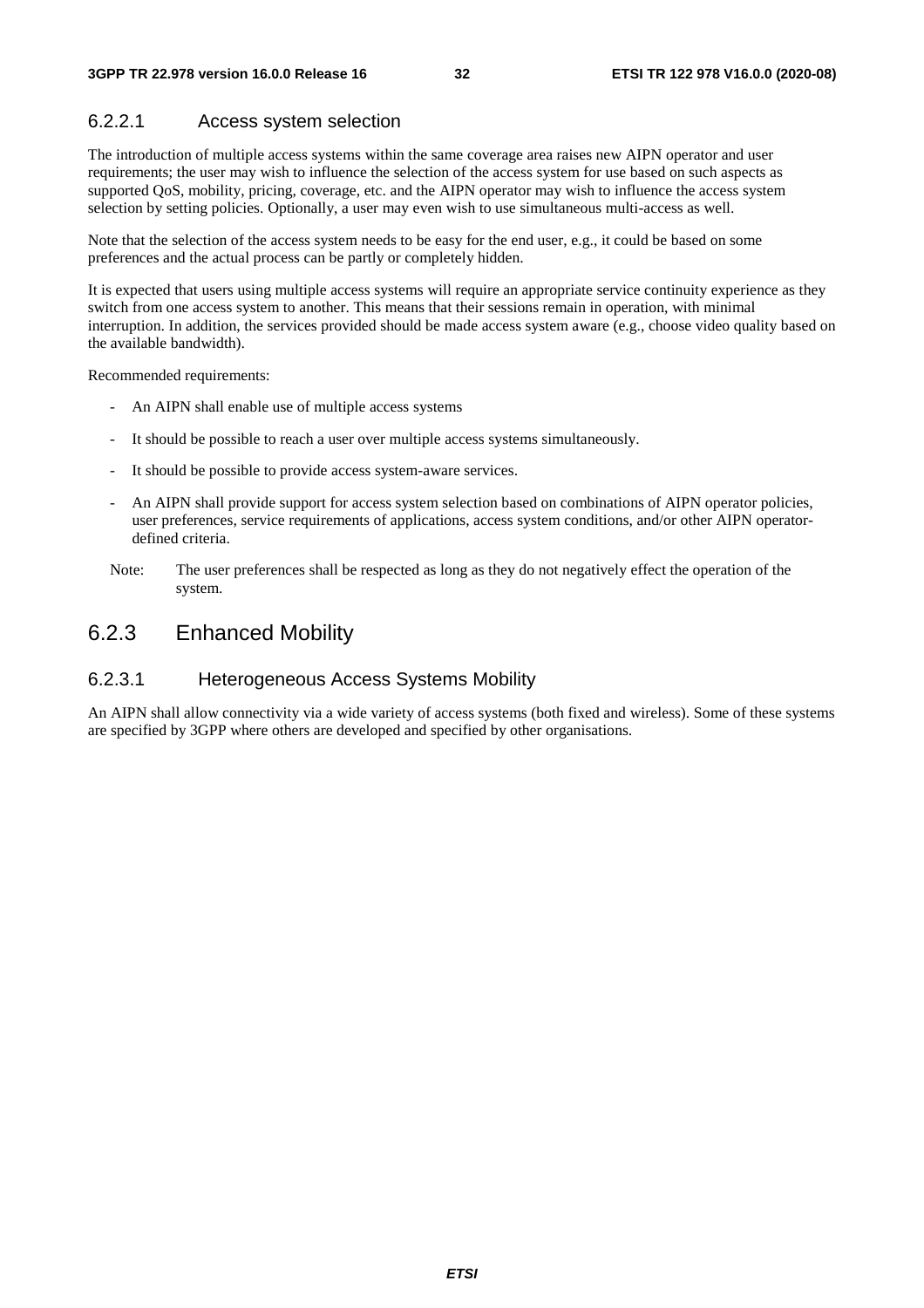#### 6.2.2.1 Access system selection

The introduction of multiple access systems within the same coverage area raises new AIPN operator and user requirements; the user may wish to influence the selection of the access system for use based on such aspects as supported QoS, mobility, pricing, coverage, etc. and the AIPN operator may wish to influence the access system selection by setting policies. Optionally, a user may even wish to use simultaneous multi-access as well.

Note that the selection of the access system needs to be easy for the end user, e.g., it could be based on some preferences and the actual process can be partly or completely hidden.

It is expected that users using multiple access systems will require an appropriate service continuity experience as they switch from one access system to another. This means that their sessions remain in operation, with minimal interruption. In addition, the services provided should be made access system aware (e.g., choose video quality based on the available bandwidth).

Recommended requirements:

- An AIPN shall enable use of multiple access systems
- It should be possible to reach a user over multiple access systems simultaneously.
- It should be possible to provide access system-aware services.
- An AIPN shall provide support for access system selection based on combinations of AIPN operator policies, user preferences, service requirements of applications, access system conditions, and/or other AIPN operator-defined criteria.

Note: The user preferences shall be respected as long as they do not negatively effect the operation of the system.

### 6.2.3 Enhanced Mobility

#### 6.2.3.1 Heterogeneous Access Systems Mobility

An AIPN shall allow connectivity via a wide variety of access systems (both fixed and wireless). Some of these systems are specified by 3GPP where others are developed and specified by other organisations.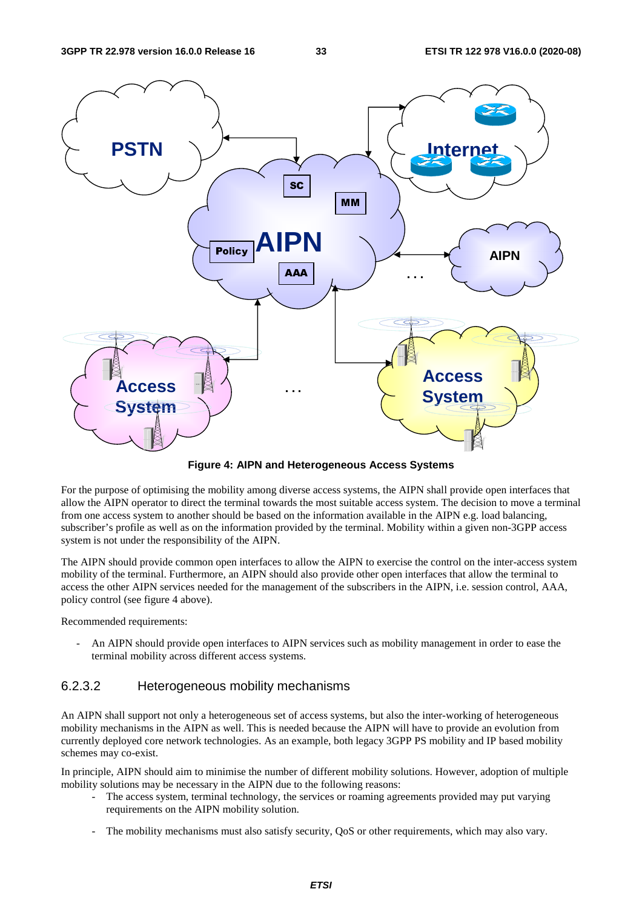**Figure 4: AIPN and Heterogeneous Access Systems**

For the purpose of optimising the mobility among diverse access systems, the AIPN shall provide open interfaces that allow the AIPN operator to direct the terminal towards the most suitable access system. The decision to move a terminal from one access system to another should be based on the information available in the AIPN e.g. load balancing, subscriber's profile as well as on the information provided by the terminal. Mobility within a given non-3GPP access system is not under the responsibility of the AIPN.

The AIPN should provide common open interfaces to allow the AIPN to exercise the control on the inter-access system mobility of the terminal. Furthermore, an AIPN should also provide other open interfaces that allow the terminal to access the other AIPN services needed for the management of the subscribers in the AIPN, i.e. session control, AAA, policy control (see figure 4 above).

Recommended requirements:

- An AIPN should provide open interfaces to AIPN services such as mobility management in order to ease the terminal mobility across different access systems.

### 6.2.3.2 Heterogeneous mobility mechanisms

An AIPN shall support not only a heterogeneous set of access systems, but also the inter-working of heterogeneous mobility mechanisms in the AIPN as well. This is needed because the AIPN will have to provide an evolution from currently deployed core network technologies. As an example, both legacy 3GPP PS mobility and IP based mobility schemes may co-exist.

In principle, AIPN should aim to minimise the number of different mobility solutions. However, adoption of multiple mobility solutions may be necessary in the AIPN due to the following reasons:

- The access system, terminal technology, the services or roaming agreements provided may put varying requirements on the AIPN mobility solution.
- The mobility mechanisms must also satisfy security, QoS or other requirements, which may also vary.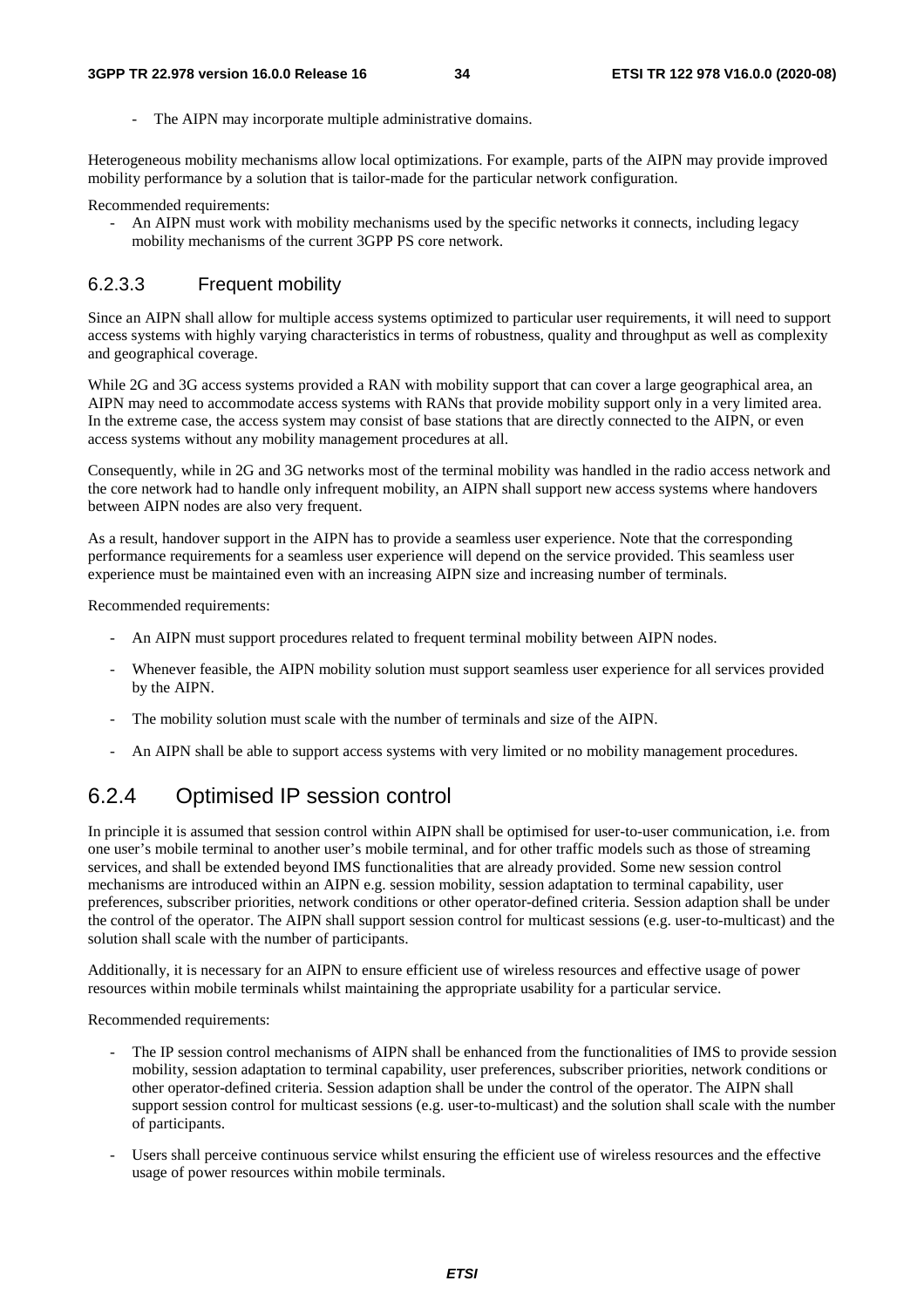- The AIPN may incorporate multiple administrative domains.

Heterogeneous mobility mechanisms allow local optimizations. For example, parts of the AIPN may provide improved mobility performance by a solution that is tailor-made for the particular network configuration.

Recommended requirements:

- An AIPN must work with mobility mechanisms used by the specific networks it connects, including legacy mobility mechanisms of the current 3GPP PS core network.

#### 6.2.3.3 Frequent mobility

Since an AIPN shall allow for multiple access systems optimized to particular user requirements, it will need to support access systems with highly varying characteristics in terms of robustness, quality and throughput as well as complexity and geographical coverage.

While 2G and 3G access systems provided a RAN with mobility support that can cover a large geographical area, an AIPN may need to accommodate access systems with RANs that provide mobility support only in a very limited area. In the extreme case, the access system may consist of base stations that are directly connected to the AIPN, or even access systems without any mobility management procedures at all.

Consequently, while in 2G and 3G networks most of the terminal mobility was handled in the radio access network and the core network had to handle only infrequent mobility, an AIPN shall support new access systems where handovers between AIPN nodes are also very frequent.

As a result, handover support in the AIPN has to provide a seamless user experience. Note that the corresponding performance requirements for a seamless user experience will depend on the service provided. This seamless user experience must be maintained even with an increasing AIPN size and increasing number of terminals.

Recommended requirements:

- An AIPN must support procedures related to frequent terminal mobility between AIPN nodes.
- Whenever feasible, the AIPN mobility solution must support seamless user experience for all services provided by the AIPN.
- The mobility solution must scale with the number of terminals and size of the AIPN.
- An AIPN shall be able to support access systems with very limited or no mobility management procedures.

### 6.2.4 Optimised IP session control

In principle it is assumed that session control within AIPN shall be optimised for user-to-user communication, i.e. from one user's mobile terminal to another user's mobile terminal, and for other traffic models such as those of streaming services, and shall be extended beyond IMS functionalities that are already provided. Some new session control mechanisms are introduced within an AIPN e.g. session mobility, session adaptation to terminal capability, user preferences, subscriber priorities, network conditions or other operator-defined criteria. Session adaption shall be under the control of the operator. The AIPN shall support session control for multicast sessions (e.g. user-to-multicast) and the solution shall scale with the number of participants.

Additionally, it is necessary for an AIPN to ensure efficient use of wireless resources and effective usage of power resources within mobile terminals whilst maintaining the appropriate usability for a particular service.

Recommended requirements:

- The IP session control mechanisms of AIPN shall be enhanced from the functionalities of IMS to provide session mobility, session adaptation to terminal capability, user preferences, subscriber priorities, network conditions or other operator-defined criteria. Session adaption shall be under the control of the operator. The AIPN shall support session control for multicast sessions (e.g. user-to-multicast) and the solution shall scale with the number of participants.
- Users shall perceive continuous service whilst ensuring the efficient use of wireless resources and the effective usage of power resources within mobile terminals.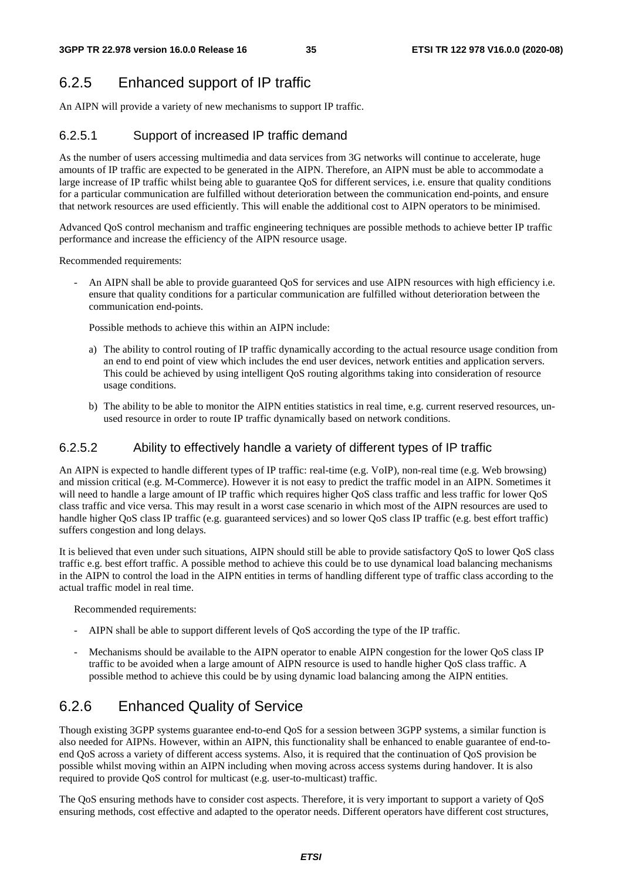## 6.2.5 Enhanced support of IP traffic

An AIPN will provide a variety of new mechanisms to support IP traffic.

### 6.2.5.1 Support of increased IP traffic demand

As the number of users accessing multimedia and data services from 3G networks will continue to accelerate, huge amounts of IP traffic are expected to be generated in the AIPN. Therefore, an AIPN must be able to accommodate a large increase of IP traffic whilst being able to guarantee QoS for different services, i.e. ensure that quality conditions for a particular communication are fulfilled without deterioration between the communication end-points, and ensure that network resources are used efficiently. This will enable the additional cost to AIPN operators to be minimised.

Advanced QoS control mechanism and traffic engineering techniques are possible methods to achieve better IP traffic performance and increase the efficiency of the AIPN resource usage.

Recommended requirements:

- An AIPN shall be able to provide guaranteed QoS for services and use AIPN resources with high efficiency i.e. ensure that quality conditions for a particular communication are fulfilled without deterioration between the communication end-points.

  Possible methods to achieve this within an AIPN include:

  a) The ability to control routing of IP traffic dynamically according to the actual resource usage condition from an end to end point of view which includes the end user devices, network entities and application servers. This could be achieved by using intelligent QoS routing algorithms taking into consideration of resource usage conditions.

  b) The ability to be able to monitor the AIPN entities statistics in real time, e.g. current reserved resources, un-used resource in order to route IP traffic dynamically based on network conditions.

### 6.2.5.2 Ability to effectively handle a variety of different types of IP traffic

An AIPN is expected to handle different types of IP traffic: real-time (e.g. VoIP), non-real time (e.g. Web browsing) and mission critical (e.g. M-Commerce). However it is not easy to predict the traffic model in an AIPN. Sometimes it will need to handle a large amount of IP traffic which requires higher QoS class traffic and less traffic for lower QoS class traffic and vice versa. This may result in a worst case scenario in which most of the AIPN resources are used to handle higher QoS class IP traffic (e.g. guaranteed services) and so lower QoS class IP traffic (e.g. best effort traffic) suffers congestion and long delays.

It is believed that even under such situations, AIPN should still be able to provide satisfactory QoS to lower QoS class traffic e.g. best effort traffic. A possible method to achieve this could be to use dynamical load balancing mechanisms in the AIPN to control the load in the AIPN entities in terms of handling different type of traffic class according to the actual traffic model in real time.

Recommended requirements:

- AIPN shall be able to support different levels of QoS according the type of the IP traffic.
- Mechanisms should be available to the AIPN operator to enable AIPN congestion for the lower QoS class IP traffic to be avoided when a large amount of AIPN resource is used to handle higher QoS class traffic. A possible method to achieve this could be by using dynamic load balancing among the AIPN entities.

## 6.2.6 Enhanced Quality of Service

Though existing 3GPP systems guarantee end-to-end QoS for a session between 3GPP systems, a similar function is also needed for AIPNs. However, within an AIPN, this functionality shall be enhanced to enable guarantee of end-to-end QoS across a variety of different access systems. Also, it is required that the continuation of QoS provision be possible whilst moving within an AIPN including when moving across access systems during handover. It is also required to provide QoS control for multicast (e.g. user-to-multicast) traffic.

The QoS ensuring methods have to consider cost aspects. Therefore, it is very important to support a variety of QoS ensuring methods, cost effective and adapted to the operator needs. Different operators have different cost structures,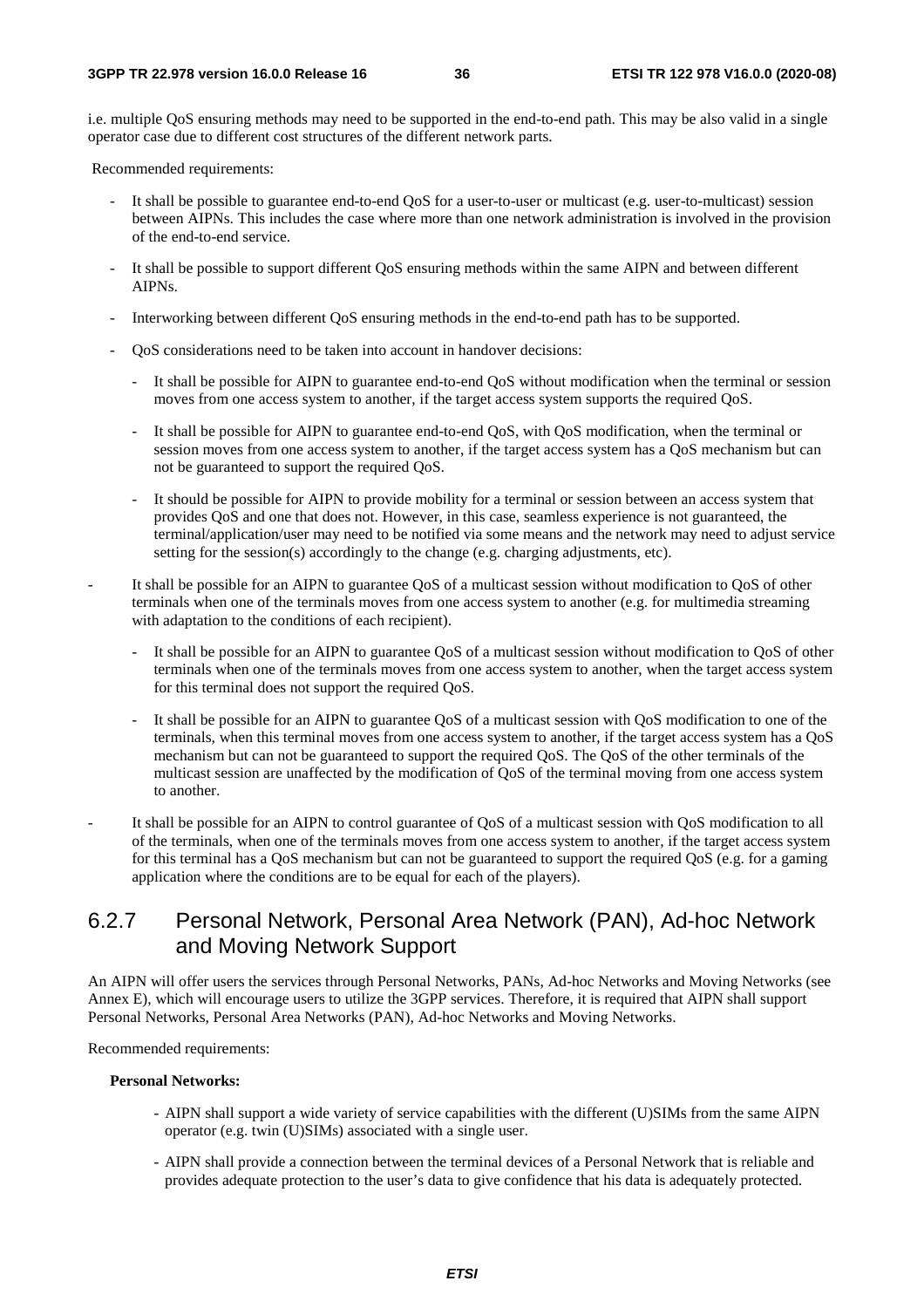i.e. multiple QoS ensuring methods may need to be supported in the end-to-end path. This may be also valid in a single operator case due to different cost structures of the different network parts.

Recommended requirements:

- It shall be possible to guarantee end-to-end QoS for a user-to-user or multicast (e.g. user-to-multicast) session between AIPNs. This includes the case where more than one network administration is involved in the provision of the end-to-end service.
- It shall be possible to support different QoS ensuring methods within the same AIPN and between different AIPNs.
- Interworking between different QoS ensuring methods in the end-to-end path has to be supported.
- QoS considerations need to be taken into account in handover decisions:
    - It shall be possible for AIPN to guarantee end-to-end QoS without modification when the terminal or session moves from one access system to another, if the target access system supports the required QoS.
    - It shall be possible for AIPN to guarantee end-to-end QoS, with QoS modification, when the terminal or session moves from one access system to another, if the target access system has a QoS mechanism but can not be guaranteed to support the required QoS.
    - It should be possible for AIPN to provide mobility for a terminal or session between an access system that provides QoS and one that does not. However, in this case, seamless experience is not guaranteed, the terminal/application/user may need to be notified via some means and the network may need to adjust service setting for the session(s) accordingly to the change (e.g. charging adjustments, etc).
- It shall be possible for an AIPN to guarantee QoS of a multicast session without modification to QoS of other terminals when one of the terminals moves from one access system to another (e.g. for multimedia streaming with adaptation to the conditions of each recipient).
    - It shall be possible for an AIPN to guarantee QoS of a multicast session without modification to QoS of other terminals when one of the terminals moves from one access system to another, when the target access system for this terminal does not support the required QoS.
    - It shall be possible for an AIPN to guarantee QoS of a multicast session with QoS modification to one of the terminals, when this terminal moves from one access system to another, if the target access system has a QoS mechanism but can not be guaranteed to support the required QoS. The QoS of the other terminals of the multicast session are unaffected by the modification of QoS of the terminal moving from one access system to another.
- It shall be possible for an AIPN to control guarantee of QoS of a multicast session with QoS modification to all of the terminals, when one of the terminals moves from one access system to another, if the target access system for this terminal has a QoS mechanism but can not be guaranteed to support the required QoS (e.g. for a gaming application where the conditions are to be equal for each of the players).

### 6.2.7 Personal Network, Personal Area Network (PAN), Ad-hoc Network and Moving Network Support

An AIPN will offer users the services through Personal Networks, PANs, Ad-hoc Networks and Moving Networks (see Annex E), which will encourage users to utilize the 3GPP services. Therefore, it is required that AIPN shall support Personal Networks, Personal Area Networks (PAN), Ad-hoc Networks and Moving Networks.

Recommended requirements:

**Personal Networks:**

- AIPN shall support a wide variety of service capabilities with the different (U)SIMs from the same AIPN operator (e.g. twin (U)SIMs) associated with a single user.
- AIPN shall provide a connection between the terminal devices of a Personal Network that is reliable and provides adequate protection to the user's data to give confidence that his data is adequately protected.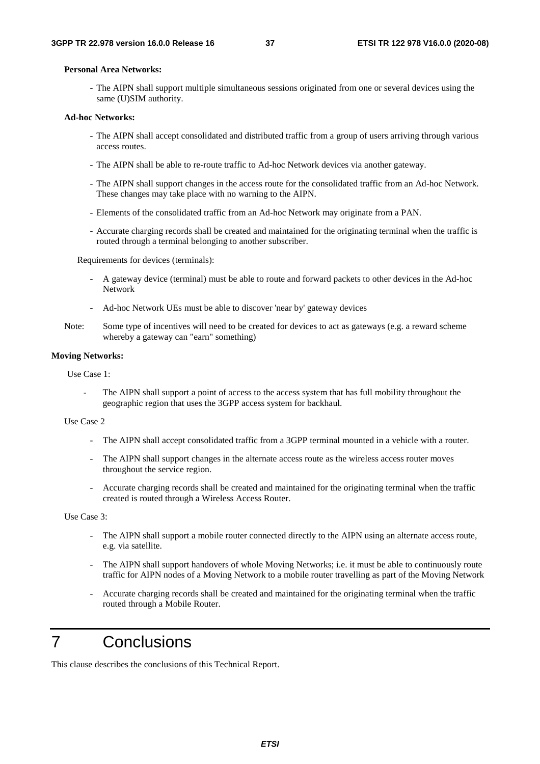**Personal Area Networks:**

- The AIPN shall support multiple simultaneous sessions originated from one or several devices using the same (U)SIM authority.

**Ad-hoc Networks:**

- The AIPN shall accept consolidated and distributed traffic from a group of users arriving through various access routes.
- The AIPN shall be able to re-route traffic to Ad-hoc Network devices via another gateway.
- The AIPN shall support changes in the access route for the consolidated traffic from an Ad-hoc Network. These changes may take place with no warning to the AIPN.
- Elements of the consolidated traffic from an Ad-hoc Network may originate from a PAN.
- Accurate charging records shall be created and maintained for the originating terminal when the traffic is routed through a terminal belonging to another subscriber.

Requirements for devices (terminals):

- A gateway device (terminal) must be able to route and forward packets to other devices in the Ad-hoc Network
- Ad-hoc Network UEs must be able to discover 'near by' gateway devices

Note: Some type of incentives will need to be created for devices to act as gateways (e.g. a reward scheme whereby a gateway can "earn" something)

**Moving Networks:**

Use Case 1:

- The AIPN shall support a point of access to the access system that has full mobility throughout the geographic region that uses the 3GPP access system for backhaul.

Use Case 2

- The AIPN shall accept consolidated traffic from a 3GPP terminal mounted in a vehicle with a router.
- The AIPN shall support changes in the alternate access route as the wireless access router moves throughout the service region.
- Accurate charging records shall be created and maintained for the originating terminal when the traffic created is routed through a Wireless Access Router.

Use Case 3:

- The AIPN shall support a mobile router connected directly to the AIPN using an alternate access route, e.g. via satellite.
- The AIPN shall support handovers of whole Moving Networks; i.e. it must be able to continuously route traffic for AIPN nodes of a Moving Network to a mobile router travelling as part of the Moving Network
- Accurate charging records shall be created and maintained for the originating terminal when the traffic routed through a Mobile Router.

# 7 Conclusions

This clause describes the conclusions of this Technical Report.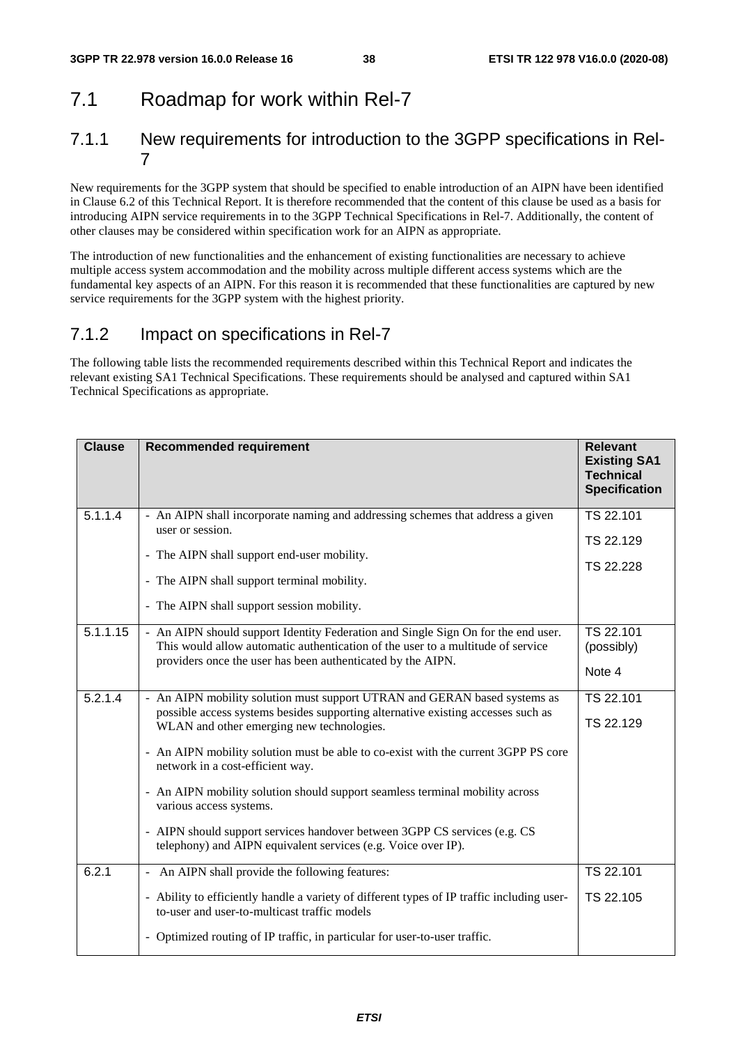## 7.1 Roadmap for work within Rel-7

### 7.1.1 New requirements for introduction to the 3GPP specifications in Rel-7

New requirements for the 3GPP system that should be specified to enable introduction of an AIPN have been identified in Clause 6.2 of this Technical Report. It is therefore recommended that the content of this clause be used as a basis for introducing AIPN service requirements in to the 3GPP Technical Specifications in Rel-7. Additionally, the content of other clauses may be considered within specification work for an AIPN as appropriate.

The introduction of new functionalities and the enhancement of existing functionalities are necessary to achieve multiple access system accommodation and the mobility across multiple different access systems which are the fundamental key aspects of an AIPN. For this reason it is recommended that these functionalities are captured by new service requirements for the 3GPP system with the highest priority.

### 7.1.2 Impact on specifications in Rel-7

The following table lists the recommended requirements described within this Technical Report and indicates the relevant existing SA1 Technical Specifications. These requirements should be analysed and captured within SA1 Technical Specifications as appropriate.

| Clause | Recommended requirement | Relevant Existing SA1 Technical Specification |
|---|---|---|
| 5.1.1.4 | - An AIPN shall incorporate naming and addressing schemes that address a given user or session.<br>- The AIPN shall support end-user mobility.<br>- The AIPN shall support terminal mobility.<br>- The AIPN shall support session mobility. | TS 22.101<br>TS 22.129<br>TS 22.228 |
| 5.1.1.15 | - An AIPN should support Identity Federation and Single Sign On for the end user. This would allow automatic authentication of the user to a multitude of service providers once the user has been authenticated by the AIPN. | TS 22.101 (possibly)<br>Note 4 |
| 5.2.1.4 | - An AIPN mobility solution must support UTRAN and GERAN based systems as possible access systems besides supporting alternative existing accesses such as WLAN and other emerging new technologies.<br>- An AIPN mobility solution must be able to co-exist with the current 3GPP PS core network in a cost-efficient way.<br>- An AIPN mobility solution should support seamless terminal mobility across various access systems.<br>- AIPN should support services handover between 3GPP CS services (e.g. CS telephony) and AIPN equivalent services (e.g. Voice over IP). | TS 22.101<br>TS 22.129 |
| 6.2.1 | - An AIPN shall provide the following features:<br>- Ability to efficiently handle a variety of different types of IP traffic including user-to-user and user-to-multicast traffic models<br>- Optimized routing of IP traffic, in particular for user-to-user traffic. | TS 22.101<br>TS 22.105 |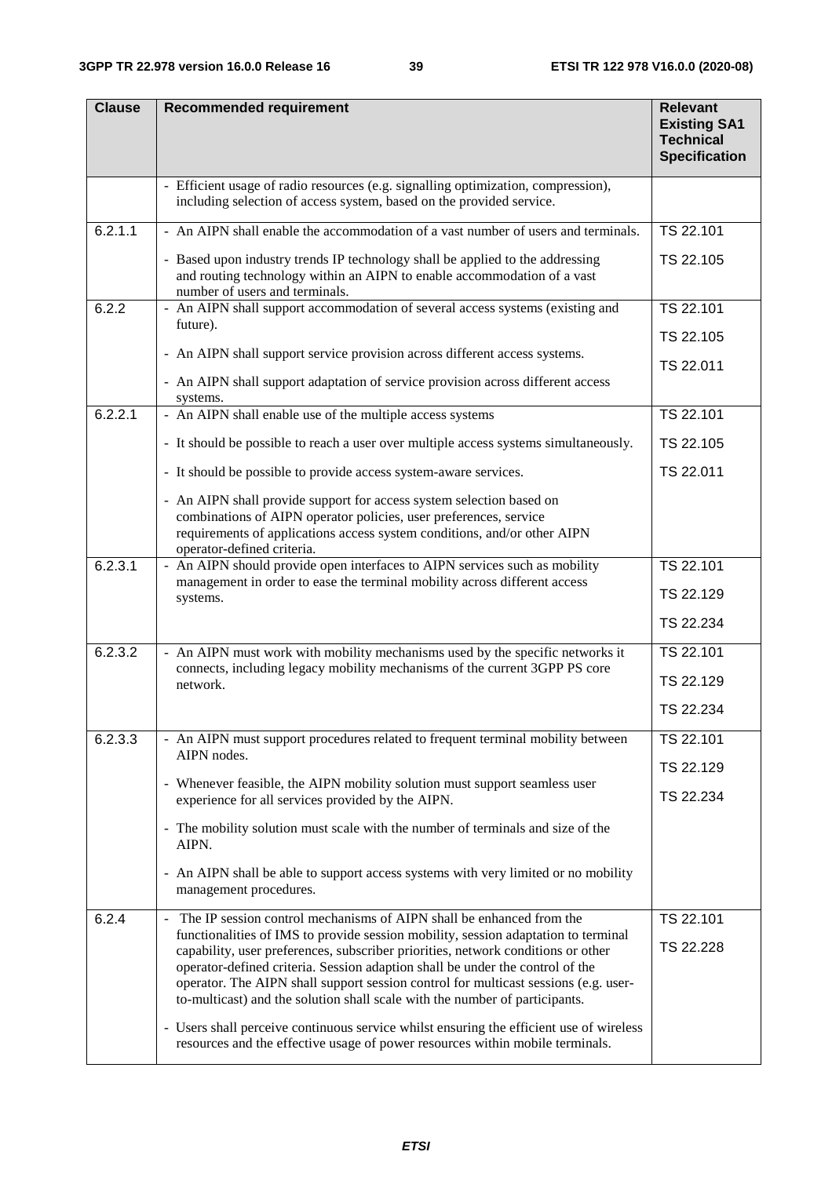| Clause | Recommended requirement | Relevant Existing SA1 Technical Specification |
|---|---|---|
| | - Efficient usage of radio resources (e.g. signalling optimization, compression), including selection of access system, based on the provided service. | |
| 6.2.1.1 | - An AIPN shall enable the accommodation of a vast number of users and terminals.<br><br>- Based upon industry trends IP technology shall be applied to the addressing and routing technology within an AIPN to enable accommodation of a vast number of users and terminals. | TS 22.101<br><br>TS 22.105 |
| 6.2.2 | - An AIPN shall support accommodation of several access systems (existing and future).<br><br>- An AIPN shall support service provision across different access systems.<br><br>- An AIPN shall support adaptation of service provision across different access systems. | TS 22.101<br><br>TS 22.105<br><br>TS 22.011 |
| 6.2.2.1 | - An AIPN shall enable use of the multiple access systems<br><br>- It should be possible to reach a user over multiple access systems simultaneously.<br><br>- It should be possible to provide access system-aware services.<br><br>- An AIPN shall provide support for access system selection based on combinations of AIPN operator policies, user preferences, service requirements of applications access system conditions, and/or other AIPN operator-defined criteria. | TS 22.101<br><br>TS 22.105<br><br>TS 22.011 |
| 6.2.3.1 | - An AIPN should provide open interfaces to AIPN services such as mobility management in order to ease the terminal mobility across different access systems. | TS 22.101<br><br>TS 22.129<br><br>TS 22.234 |
| 6.2.3.2 | - An AIPN must work with mobility mechanisms used by the specific networks it connects, including legacy mobility mechanisms of the current 3GPP PS core network. | TS 22.101<br><br>TS 22.129<br><br>TS 22.234 |
| 6.2.3.3 | - An AIPN must support procedures related to frequent terminal mobility between AIPN nodes.<br><br>- Whenever feasible, the AIPN mobility solution must support seamless user experience for all services provided by the AIPN.<br><br>- The mobility solution must scale with the number of terminals and size of the AIPN.<br><br>- An AIPN shall be able to support access systems with very limited or no mobility management procedures. | TS 22.101<br><br>TS 22.129<br><br>TS 22.234 |
| 6.2.4 | - The IP session control mechanisms of AIPN shall be enhanced from the functionalities of IMS to provide session mobility, session adaptation to terminal capability, user preferences, subscriber priorities, network conditions or other operator-defined criteria. Session adaption shall be under the control of the operator. The AIPN shall support session control for multicast sessions (e.g. user-to-multicast) and the solution shall scale with the number of participants.<br><br>- Users shall perceive continuous service whilst ensuring the efficient use of wireless resources and the effective usage of power resources within mobile terminals. | TS 22.101<br><br>TS 22.228 |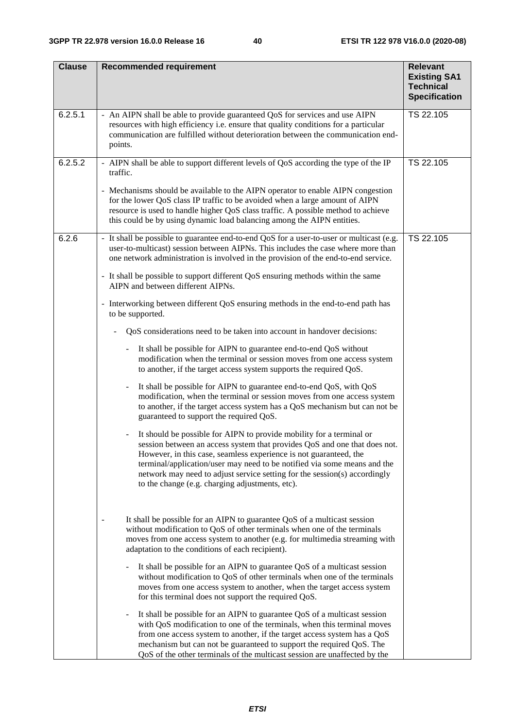| Clause | Recommended requirement | Relevant Existing SA1 Technical Specification |
|---|---|---|
| 6.2.5.1 | - An AIPN shall be able to provide guaranteed QoS for services and use AIPN resources with high efficiency i.e. ensure that quality conditions for a particular communication are fulfilled without deterioration between the communication end-points. | TS 22.105 |
| 6.2.5.2 | - AIPN shall be able to support different levels of QoS according the type of the IP traffic.<br><br>- Mechanisms should be available to the AIPN operator to enable AIPN congestion for the lower QoS class IP traffic to be avoided when a large amount of AIPN resource is used to handle higher QoS class traffic. A possible method to achieve this could be by using dynamic load balancing among the AIPN entities. | TS 22.105 |
| 6.2.6 | - It shall be possible to guarantee end-to-end QoS for a user-to-user or multicast (e.g. user-to-multicast) session between AIPNs. This includes the case where more than one network administration is involved in the provision of the end-to-end service.<br><br>- It shall be possible to support different QoS ensuring methods within the same AIPN and between different AIPNs.<br><br>- Interworking between different QoS ensuring methods in the end-to-end path has to be supported.<br><br>- QoS considerations need to be taken into account in handover decisions:<br><br>- It shall be possible for AIPN to guarantee end-to-end QoS without modification when the terminal or session moves from one access system to another, if the target access system supports the required QoS.<br><br>- It shall be possible for AIPN to guarantee end-to-end QoS, with QoS modification, when the terminal or session moves from one access system to another, if the target access system has a QoS mechanism but can not be guaranteed to support the required QoS.<br><br>- It should be possible for AIPN to provide mobility for a terminal or session between an access system that provides QoS and one that does not. However, in this case, seamless experience is not guaranteed, the terminal/application/user may need to be notified via some means and the network may need to adjust service setting for the session(s) accordingly to the change (e.g. charging adjustments, etc).<br><br>- It shall be possible for an AIPN to guarantee QoS of a multicast session without modification to QoS of other terminals when one of the terminals moves from one access system to another (e.g. for multimedia streaming with adaptation to the conditions of each recipient).<br><br>- It shall be possible for an AIPN to guarantee QoS of a multicast session without modification to QoS of other terminals when one of the terminals moves from one access system to another, when the target access system for this terminal does not support the required QoS.<br><br>- It shall be possible for an AIPN to guarantee QoS of a multicast session with QoS modification to one of the terminals, when this terminal moves from one access system to another, if the target access system has a QoS mechanism but can not be guaranteed to support the required QoS. The QoS of the other terminals of the multicast session are unaffected by the | TS 22.105 |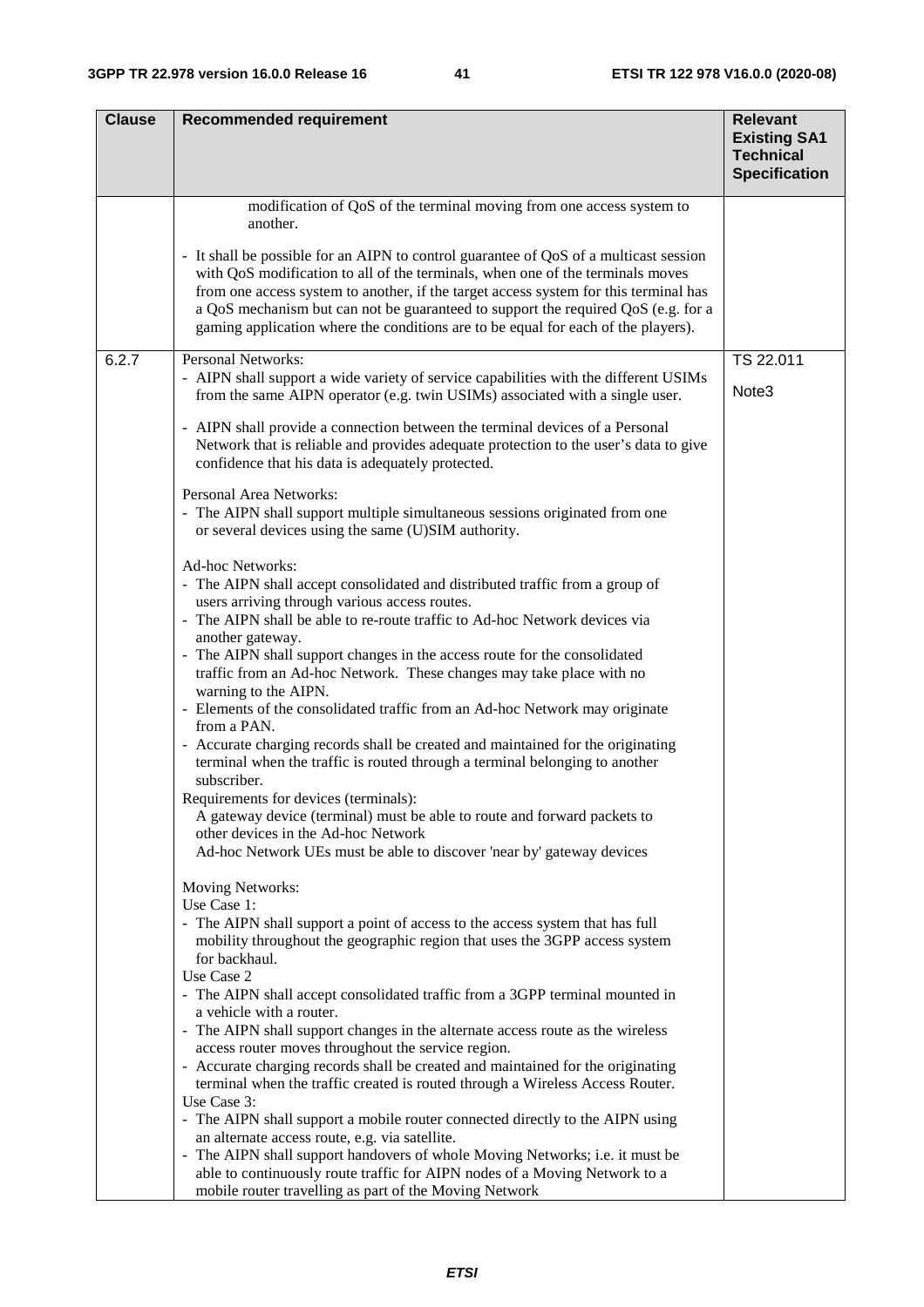| Clause | Recommended requirement | Relevant Existing SA1 Technical Specification |
|---|---|---|
| | modification of QoS of the terminal moving from one access system to another.<br><br>- It shall be possible for an AIPN to control guarantee of QoS of a multicast session with QoS modification to all of the terminals, when one of the terminals moves from one access system to another, if the target access system for this terminal has a QoS mechanism but can not be guaranteed to support the required QoS (e.g. for a gaming application where the conditions are to be equal for each of the players). | |
| 6.2.7 | Personal Networks:<br>- AIPN shall support a wide variety of service capabilities with the different USIMs from the same AIPN operator (e.g. twin USIMs) associated with a single user.<br><br>- AIPN shall provide a connection between the terminal devices of a Personal Network that is reliable and provides adequate protection to the user's data to give confidence that his data is adequately protected.<br><br>Personal Area Networks:<br>- The AIPN shall support multiple simultaneous sessions originated from one or several devices using the same (U)SIM authority.<br><br>Ad-hoc Networks:<br>- The AIPN shall accept consolidated and distributed traffic from a group of users arriving through various access routes.<br>- The AIPN shall be able to re-route traffic to Ad-hoc Network devices via another gateway.<br>- The AIPN shall support changes in the access route for the consolidated traffic from an Ad-hoc Network. These changes may take place with no warning to the AIPN.<br>- Elements of the consolidated traffic from an Ad-hoc Network may originate from a PAN.<br>- Accurate charging records shall be created and maintained for the originating terminal when the traffic is routed through a terminal belonging to another subscriber.<br>Requirements for devices (terminals):<br>A gateway device (terminal) must be able to route and forward packets to other devices in the Ad-hoc Network<br>Ad-hoc Network UEs must be able to discover 'near by' gateway devices<br><br>Moving Networks:<br>Use Case 1:<br>- The AIPN shall support a point of access to the access system that has full mobility throughout the geographic region that uses the 3GPP access system for backhaul.<br>Use Case 2<br>- The AIPN shall accept consolidated traffic from a 3GPP terminal mounted in a vehicle with a router.<br>- The AIPN shall support changes in the alternate access route as the wireless access router moves throughout the service region.<br>- Accurate charging records shall be created and maintained for the originating terminal when the traffic created is routed through a Wireless Access Router.<br>Use Case 3:<br>- The AIPN shall support a mobile router connected directly to the AIPN using an alternate access route, e.g. via satellite.<br>- The AIPN shall support handovers of whole Moving Networks; i.e. it must be able to continuously route traffic for AIPN nodes of a Moving Network to a mobile router travelling as part of the Moving Network | TS 22.011<br><br>Note3 |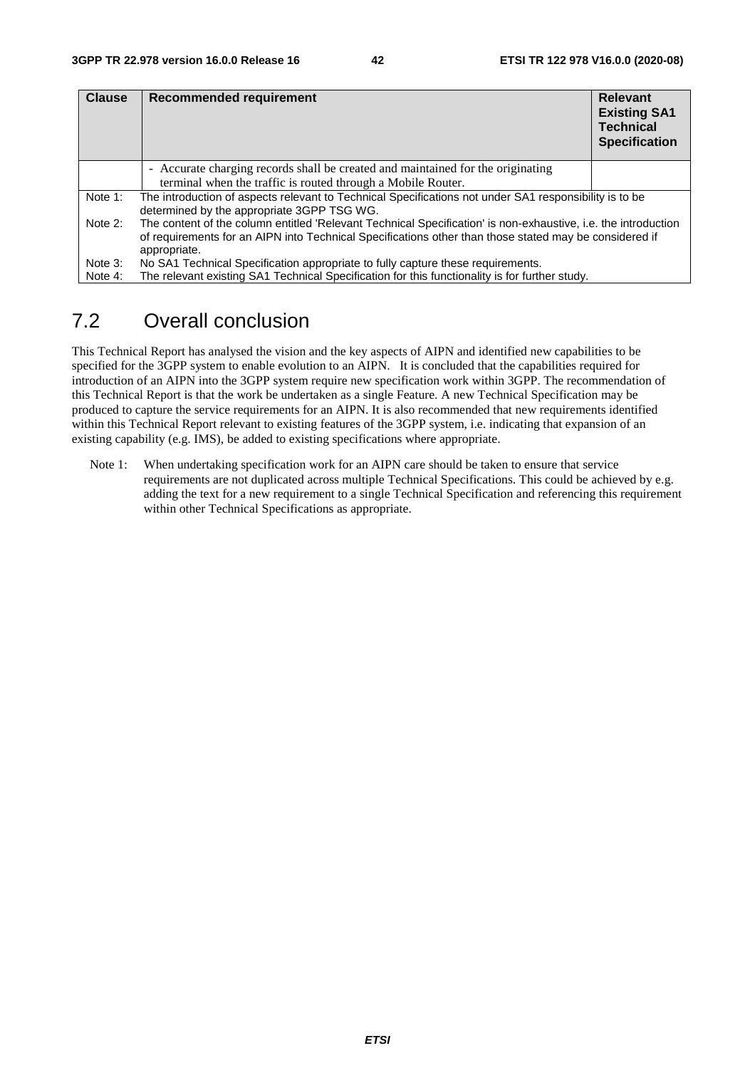| Clause | Recommended requirement | Relevant Existing SA1 Technical Specification |
|---|---|---|
| | - Accurate charging records shall be created and maintained for the originating terminal when the traffic is routed through a Mobile Router. | |

Note 1: The introduction of aspects relevant to Technical Specifications not under SA1 responsibility is to be determined by the appropriate 3GPP TSG WG.

Note 2: The content of the column entitled 'Relevant Technical Specification' is non-exhaustive, i.e. the introduction of requirements for an AIPN into Technical Specifications other than those stated may be considered if appropriate.

Note 3: No SA1 Technical Specification appropriate to fully capture these requirements.

Note 4: The relevant existing SA1 Technical Specification for this functionality is for further study.

## 7.2 Overall conclusion

This Technical Report has analysed the vision and the key aspects of AIPN and identified new capabilities to be specified for the 3GPP system to enable evolution to an AIPN. It is concluded that the capabilities required for introduction of an AIPN into the 3GPP system require new specification work within 3GPP. The recommendation of this Technical Report is that the work be undertaken as a single Feature. A new Technical Specification may be produced to capture the service requirements for an AIPN. It is also recommended that new requirements identified within this Technical Report relevant to existing features of the 3GPP system, i.e. indicating that expansion of an existing capability (e.g. IMS), be added to existing specifications where appropriate.

Note 1: When undertaking specification work for an AIPN care should be taken to ensure that service requirements are not duplicated across multiple Technical Specifications. This could be achieved by e.g. adding the text for a new requirement to a single Technical Specification and referencing this requirement within other Technical Specifications as appropriate.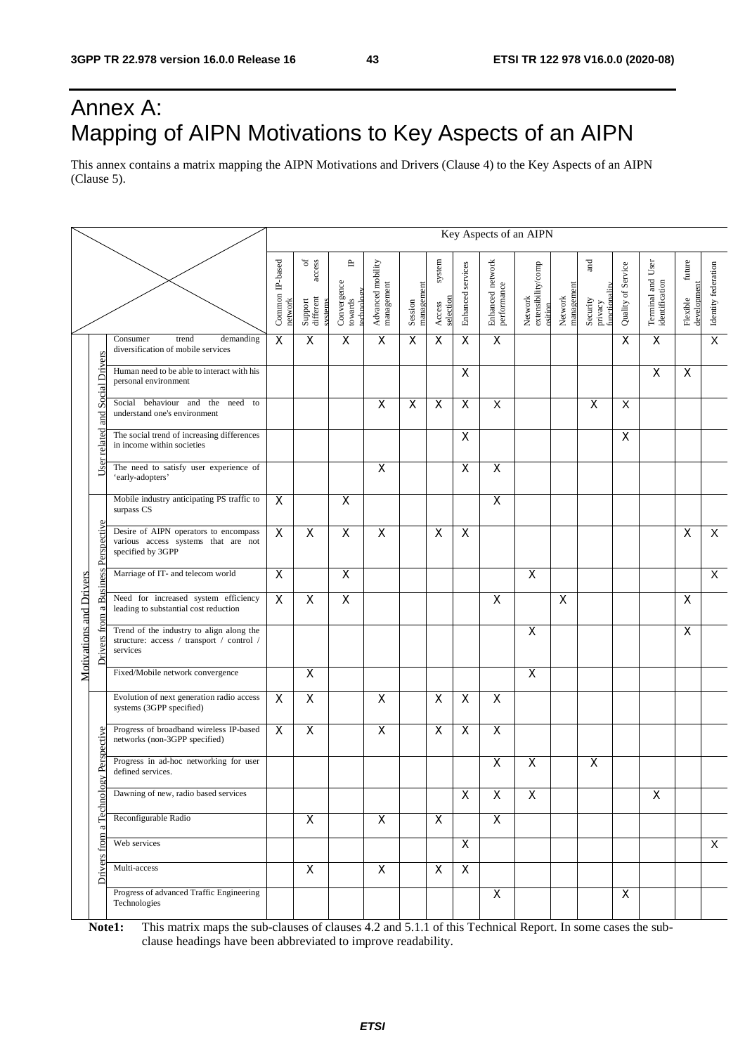# Annex A: Mapping of AIPN Motivations to Key Aspects of an AIPN

This annex contains a matrix mapping the AIPN Motivations and Drivers (Clause 4) to the Key Aspects of an AIPN (Clause 5).

| Motivations and Drivers | | | Key Aspects of an AIPN | | | | | | | | | | | | | | |
|---|---|---|---|---|---|---|---|---|---|---|---|---|---|---|---|---|---|
| | | | Common IP-based network | Support of different access systems | Convergence towards IP technology | Advanced mobility management | Session management | Access system selection | Enhanced services | Enhanced network performance | Network extensibility/composition | Network management | Security and privacy functionality | Quality of Service | Terminal and User identification | Flexible future development | Identity federation |
| Motivations and Drivers | User related and Social Drivers | Consumer trend demanding diversification of mobile services | X | X | X | X | X | X | X | X | | | | X | X | | X |
| | | Human need to be able to interact with his personal environment | | | | | | | X | | | | | | X | X | |
| | | Social behaviour and the need to understand one's environment | | | | X | X | X | X | X | | | X | X | | | |
| | | The social trend of increasing differences in income within societies | | | | | | | X | | | | | X | | | |
| | | The need to satisfy user experience of 'early-adopters' | | | | X | | | X | X | | | | | | | |
| | Drivers from a Business Perspective | Mobile industry anticipating PS traffic to surpass CS | X | | X | | | | | X | | | | | | | |
| | | Desire of AIPN operators to encompass various access systems that are not specified by 3GPP | X | X | X | X | | X | X | | | | | | | X | X |
| | | Marriage of IT- and telecom world | X | | X | | | | | | X | | | | | | X |
| | | Need for increased system efficiency leading to substantial cost reduction | X | X | X | | | | | X | | X | | | | X | |
| | | Trend of the industry to align along the structure: access / transport / control / services | | | | | | | | | X | | | | | X | |
| | | Fixed/Mobile network convergence | | X | | | | | | | X | | | | | | |
| | Drivers from a Technology Perspective | Evolution of next generation radio access systems (3GPP specified) | X | X | | X | | X | X | X | | | | | | | |
| | | Progress of broadband wireless IP-based networks (non-3GPP specified) | X | X | | X | | X | X | X | | | | | | | |
| | | Progress in ad-hoc networking for user defined services. | | | | | | | | X | X | | X | | | | |
| | | Dawning of new, radio based services | | | | | | | X | X | X | | | | X | | |
| | | Reconfigurable Radio | | X | | X | | X | | X | | | | | | | |
| | | Web services | | | | | | | X | | | | | | | | X |
| | | Multi-access | | X | | X | | X | X | | | | | | | | |
| | | Progress of advanced Traffic Engineering Technologies | | | | | | | | X | | | | X | | | |

**Note1:** This matrix maps the sub-clauses of clauses 4.2 and 5.1.1 of this Technical Report. In some cases the sub-clause headings have been abbreviated to improve readability.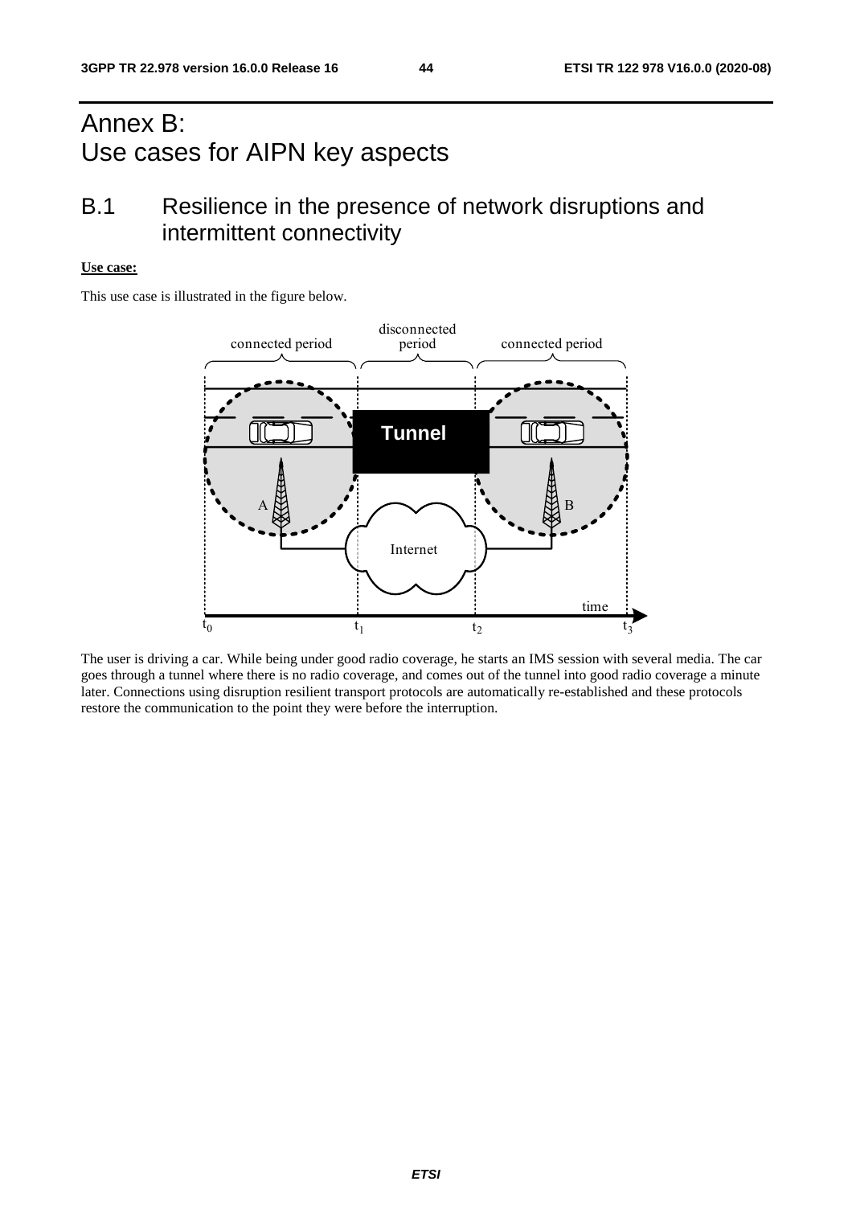# Annex B: Use cases for AIPN key aspects

## B.1 Resilience in the presence of network disruptions and intermittent connectivity

**Use case:**

This use case is illustrated in the figure below.

The user is driving a car. While being under good radio coverage, he starts an IMS session with several media. The car goes through a tunnel where there is no radio coverage, and comes out of the tunnel into good radio coverage a minute later. Connections using disruption resilient transport protocols are automatically re-established and these protocols restore the communication to the point they were before the interruption.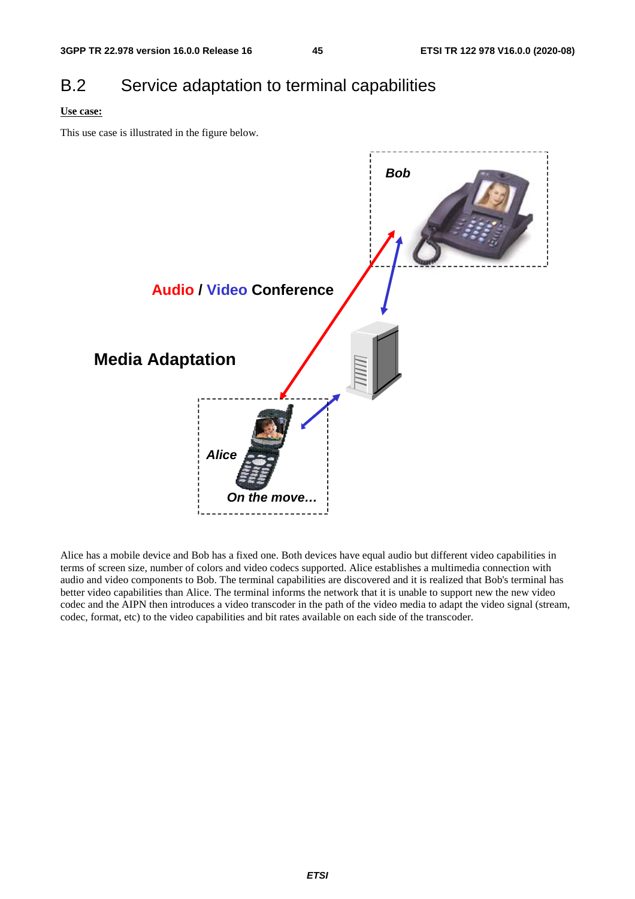## B.2 Service adaptation to terminal capabilities

**Use case:**

This use case is illustrated in the figure below.

Alice has a mobile device and Bob has a fixed one. Both devices have equal audio but different video capabilities in terms of screen size, number of colors and video codecs supported. Alice establishes a multimedia connection with audio and video components to Bob. The terminal capabilities are discovered and it is realized that Bob's terminal has better video capabilities than Alice. The terminal informs the network that it is unable to support new the new video codec and the AIPN then introduces a video transcoder in the path of the video media to adapt the video signal (stream, codec, format, etc) to the video capabilities and bit rates available on each side of the transcoder.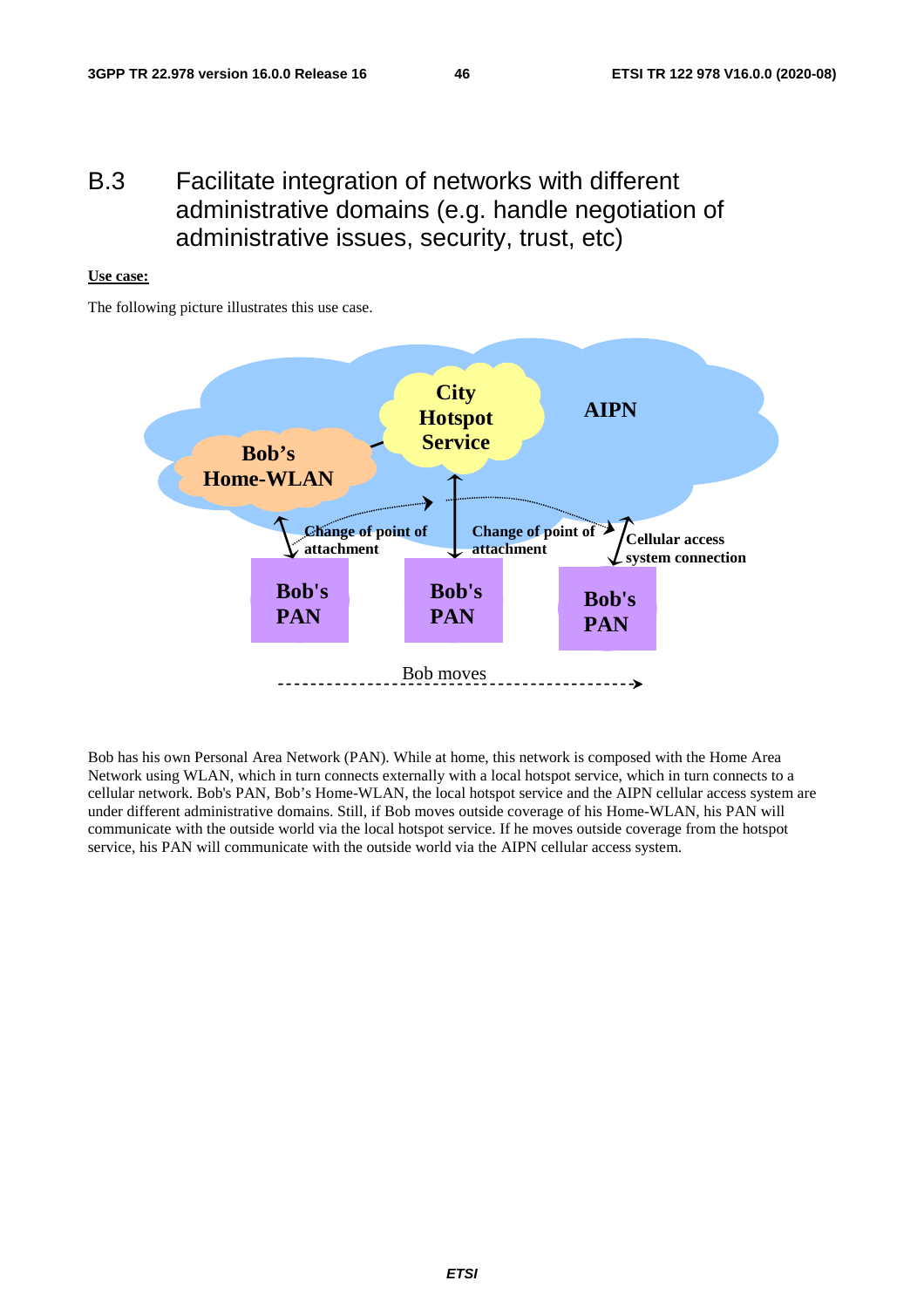# B.3 Facilitate integration of networks with different administrative domains (e.g. handle negotiation of administrative issues, security, trust, etc)

**Use case:**

The following picture illustrates this use case.

Bob has his own Personal Area Network (PAN). While at home, this network is composed with the Home Area Network using WLAN, which in turn connects externally with a local hotspot service, which in turn connects to a cellular network. Bob's PAN, Bob's Home-WLAN, the local hotspot service and the AIPN cellular access system are under different administrative domains. Still, if Bob moves outside coverage of his Home-WLAN, his PAN will communicate with the outside world via the local hotspot service. If he moves outside coverage from the hotspot service, his PAN will communicate with the outside world via the AIPN cellular access system.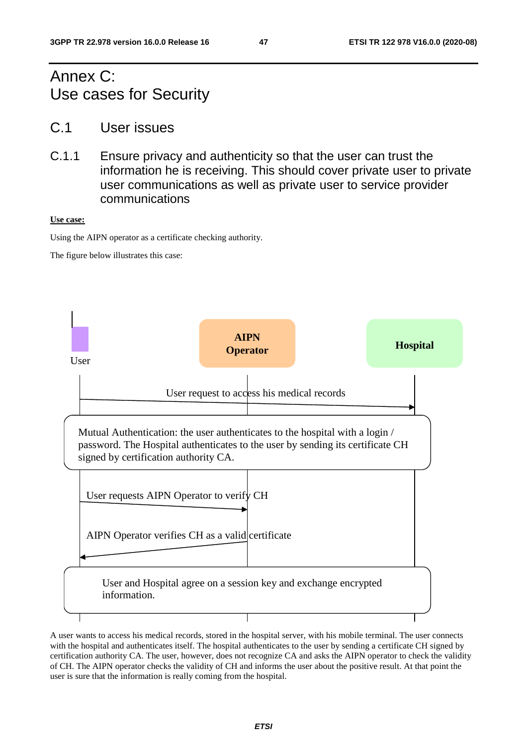# Annex C: Use cases for Security

## C.1 User issues

### C.1.1 Ensure privacy and authenticity so that the user can trust the information he is receiving. This should cover private user to private user communications as well as private user to service provider communications

**Use case:**

Using the AIPN operator as a certificate checking authority.

The figure below illustrates this case:

User

AIPN Operator

Hospital

User request to access his medical records

Mutual Authentication: the user authenticates to the hospital with a login / password. The Hospital authenticates to the user by sending its certificate CH signed by certification authority CA.

User requests AIPN Operator to verify CH

AIPN Operator verifies CH as a valid certificate

User and Hospital agree on a session key and exchange encrypted information.

A user wants to access his medical records, stored in the hospital server, with his mobile terminal. The user connects with the hospital and authenticates itself. The hospital authenticates to the user by sending a certificate CH signed by certification authority CA. The user, however, does not recognize CA and asks the AIPN operator to check the validity of CH. The AIPN operator checks the validity of CH and informs the user about the positive result. At that point the user is sure that the information is really coming from the hospital.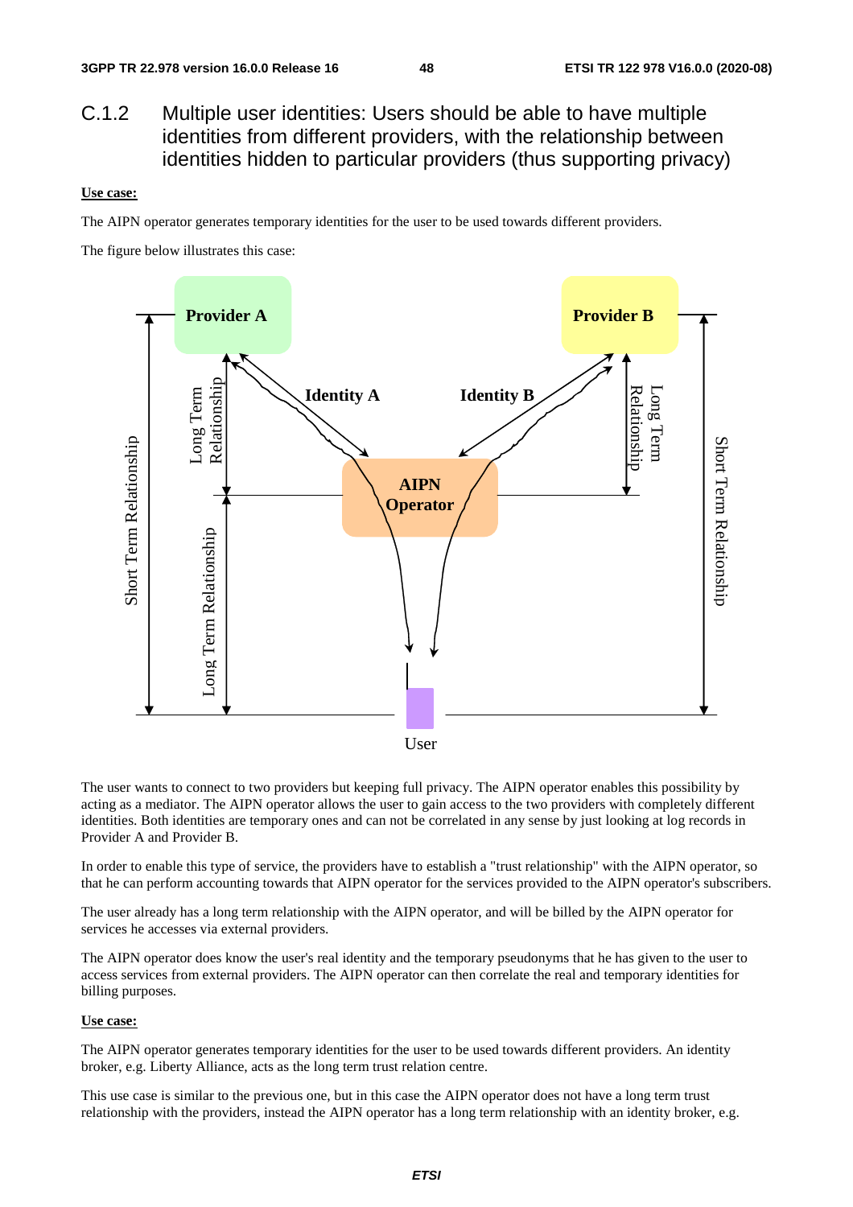## C.1.2 Multiple user identities: Users should be able to have multiple identities from different providers, with the relationship between identities hidden to particular providers (thus supporting privacy)

**Use case:**

The AIPN operator generates temporary identities for the user to be used towards different providers.

The figure below illustrates this case:

The user wants to connect to two providers but keeping full privacy. The AIPN operator enables this possibility by acting as a mediator. The AIPN operator allows the user to gain access to the two providers with completely different identities. Both identities are temporary ones and can not be correlated in any sense by just looking at log records in Provider A and Provider B.

In order to enable this type of service, the providers have to establish a "trust relationship" with the AIPN operator, so that he can perform accounting towards that AIPN operator for the services provided to the AIPN operator's subscribers.

The user already has a long term relationship with the AIPN operator, and will be billed by the AIPN operator for services he accesses via external providers.

The AIPN operator does know the user's real identity and the temporary pseudonyms that he has given to the user to access services from external providers. The AIPN operator can then correlate the real and temporary identities for billing purposes.

**Use case:**

The AIPN operator generates temporary identities for the user to be used towards different providers. An identity broker, e.g. Liberty Alliance, acts as the long term trust relation centre.

This use case is similar to the previous one, but in this case the AIPN operator does not have a long term trust relationship with the providers, instead the AIPN operator has a long term relationship with an identity broker, e.g.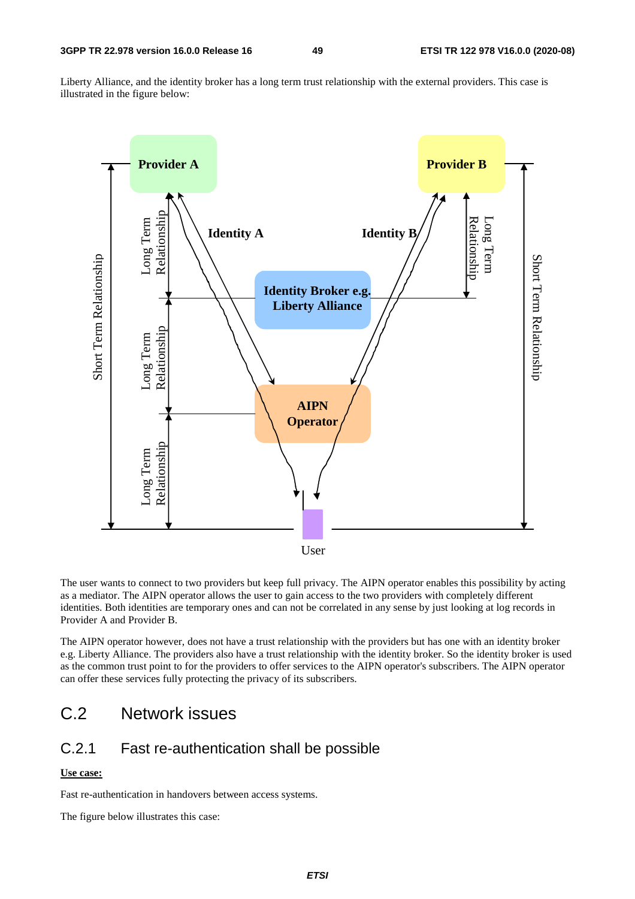Liberty Alliance, and the identity broker has a long term trust relationship with the external providers. This case is illustrated in the figure below:

The user wants to connect to two providers but keep full privacy. The AIPN operator enables this possibility by acting as a mediator. The AIPN operator allows the user to gain access to the two providers with completely different identities. Both identities are temporary ones and can not be correlated in any sense by just looking at log records in Provider A and Provider B.

The AIPN operator however, does not have a trust relationship with the providers but has one with an identity broker e.g. Liberty Alliance. The providers also have a trust relationship with the identity broker. So the identity broker is used as the common trust point to for the providers to offer services to the AIPN operator's subscribers. The AIPN operator can offer these services fully protecting the privacy of its subscribers.

# C.2 Network issues

## C.2.1 Fast re-authentication shall be possible

**Use case:**

Fast re-authentication in handovers between access systems.

The figure below illustrates this case: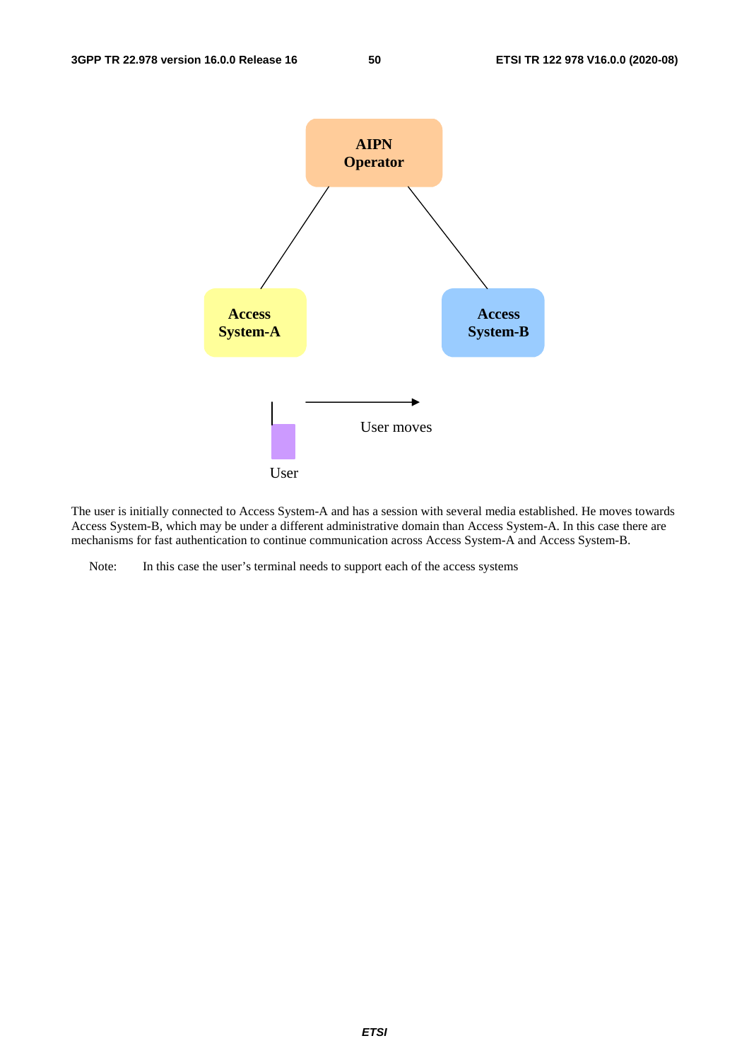The user is initially connected to Access System-A and has a session with several media established. He moves towards Access System-B, which may be under a different administrative domain than Access System-A. In this case there are mechanisms for fast authentication to continue communication across Access System-A and Access System-B.

Note: In this case the user's terminal needs to support each of the access systems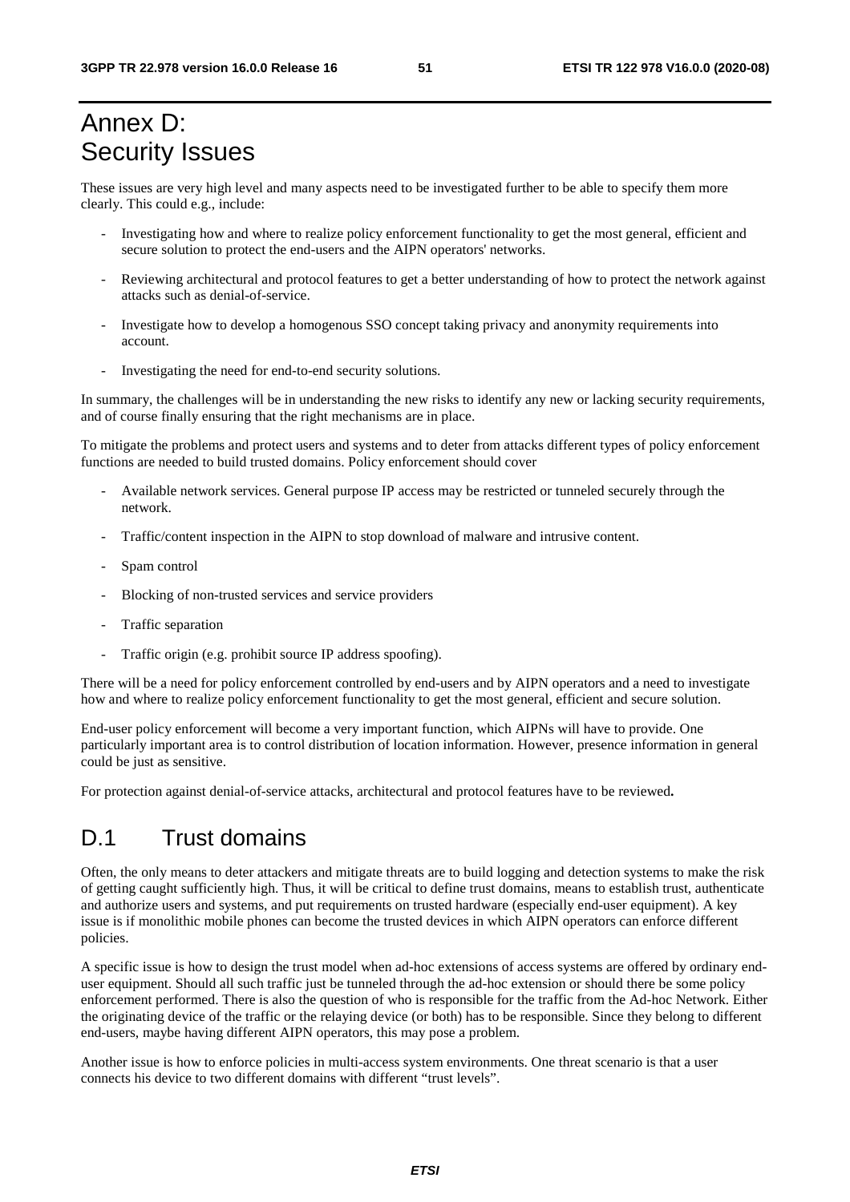# Annex D: Security Issues

These issues are very high level and many aspects need to be investigated further to be able to specify them more clearly. This could e.g., include:

- Investigating how and where to realize policy enforcement functionality to get the most general, efficient and secure solution to protect the end-users and the AIPN operators' networks.
- Reviewing architectural and protocol features to get a better understanding of how to protect the network against attacks such as denial-of-service.
- Investigate how to develop a homogenous SSO concept taking privacy and anonymity requirements into account.
- Investigating the need for end-to-end security solutions.

In summary, the challenges will be in understanding the new risks to identify any new or lacking security requirements, and of course finally ensuring that the right mechanisms are in place.

To mitigate the problems and protect users and systems and to deter from attacks different types of policy enforcement functions are needed to build trusted domains. Policy enforcement should cover

- Available network services. General purpose IP access may be restricted or tunneled securely through the network.
- Traffic/content inspection in the AIPN to stop download of malware and intrusive content.
- Spam control
- Blocking of non-trusted services and service providers
- Traffic separation
- Traffic origin (e.g. prohibit source IP address spoofing).

There will be a need for policy enforcement controlled by end-users and by AIPN operators and a need to investigate how and where to realize policy enforcement functionality to get the most general, efficient and secure solution.

End-user policy enforcement will become a very important function, which AIPNs will have to provide. One particularly important area is to control distribution of location information. However, presence information in general could be just as sensitive.

For protection against denial-of-service attacks, architectural and protocol features have to be reviewed**.**

## D.1 Trust domains

Often, the only means to deter attackers and mitigate threats are to build logging and detection systems to make the risk of getting caught sufficiently high. Thus, it will be critical to define trust domains, means to establish trust, authenticate and authorize users and systems, and put requirements on trusted hardware (especially end-user equipment). A key issue is if monolithic mobile phones can become the trusted devices in which AIPN operators can enforce different policies.

A specific issue is how to design the trust model when ad-hoc extensions of access systems are offered by ordinary end-user equipment. Should all such traffic just be tunneled through the ad-hoc extension or should there be some policy enforcement performed. There is also the question of who is responsible for the traffic from the Ad-hoc Network. Either the originating device of the traffic or the relaying device (or both) has to be responsible. Since they belong to different end-users, maybe having different AIPN operators, this may pose a problem.

Another issue is how to enforce policies in multi-access system environments. One threat scenario is that a user connects his device to two different domains with different "trust levels".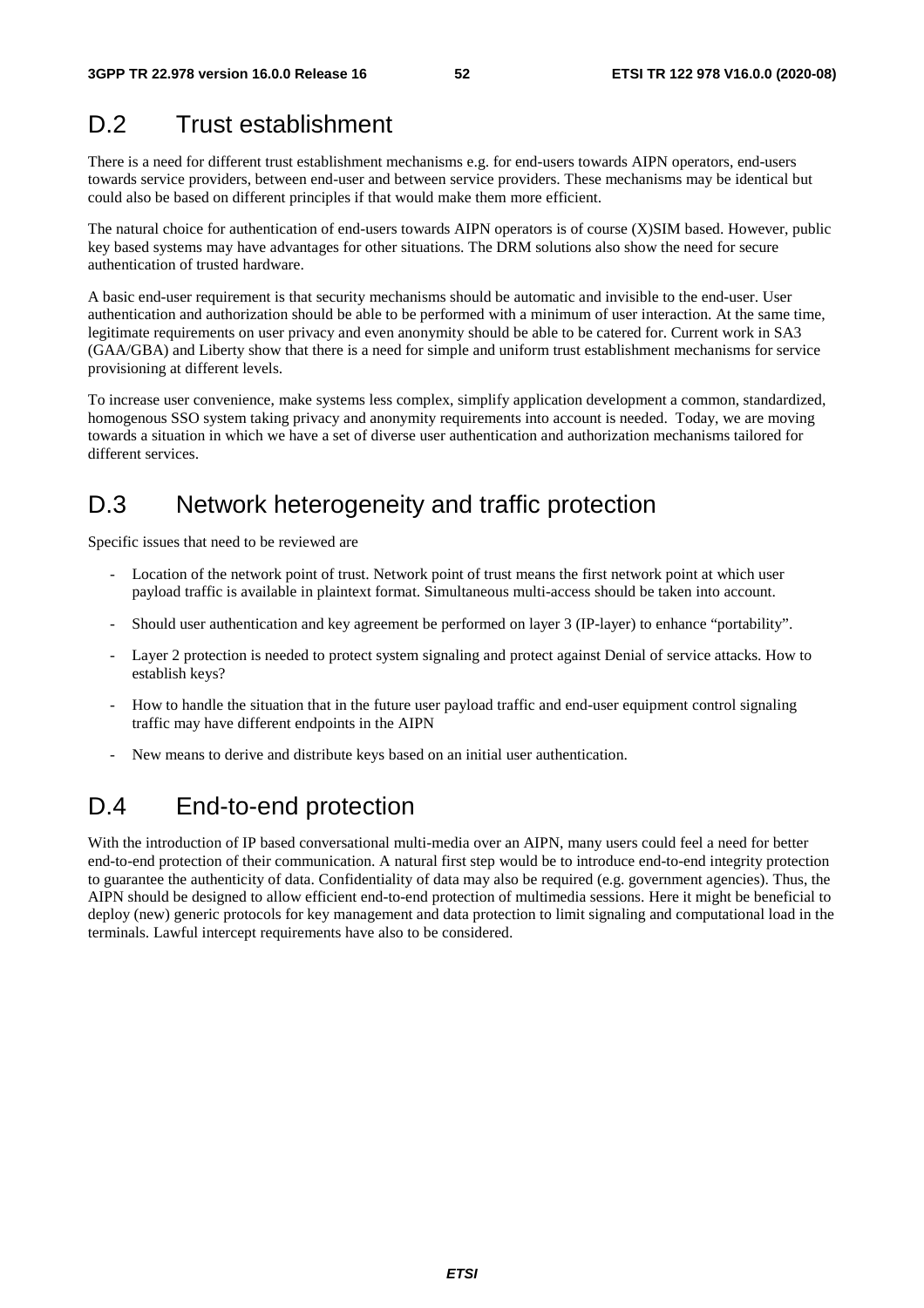# D.2 Trust establishment

There is a need for different trust establishment mechanisms e.g. for end-users towards AIPN operators, end-users towards service providers, between end-user and between service providers. These mechanisms may be identical but could also be based on different principles if that would make them more efficient.

The natural choice for authentication of end-users towards AIPN operators is of course (X)SIM based. However, public key based systems may have advantages for other situations. The DRM solutions also show the need for secure authentication of trusted hardware.

A basic end-user requirement is that security mechanisms should be automatic and invisible to the end-user. User authentication and authorization should be able to be performed with a minimum of user interaction. At the same time, legitimate requirements on user privacy and even anonymity should be able to be catered for. Current work in SA3 (GAA/GBA) and Liberty show that there is a need for simple and uniform trust establishment mechanisms for service provisioning at different levels.

To increase user convenience, make systems less complex, simplify application development a common, standardized, homogenous SSO system taking privacy and anonymity requirements into account is needed. Today, we are moving towards a situation in which we have a set of diverse user authentication and authorization mechanisms tailored for different services.

# D.3 Network heterogeneity and traffic protection

Specific issues that need to be reviewed are

- Location of the network point of trust. Network point of trust means the first network point at which user payload traffic is available in plaintext format. Simultaneous multi-access should be taken into account.
- Should user authentication and key agreement be performed on layer 3 (IP-layer) to enhance "portability".
- Layer 2 protection is needed to protect system signaling and protect against Denial of service attacks. How to establish keys?
- How to handle the situation that in the future user payload traffic and end-user equipment control signaling traffic may have different endpoints in the AIPN
- New means to derive and distribute keys based on an initial user authentication.

# D.4 End-to-end protection

With the introduction of IP based conversational multi-media over an AIPN, many users could feel a need for better end-to-end protection of their communication. A natural first step would be to introduce end-to-end integrity protection to guarantee the authenticity of data. Confidentiality of data may also be required (e.g. government agencies). Thus, the AIPN should be designed to allow efficient end-to-end protection of multimedia sessions. Here it might be beneficial to deploy (new) generic protocols for key management and data protection to limit signaling and computational load in the terminals. Lawful intercept requirements have also to be considered.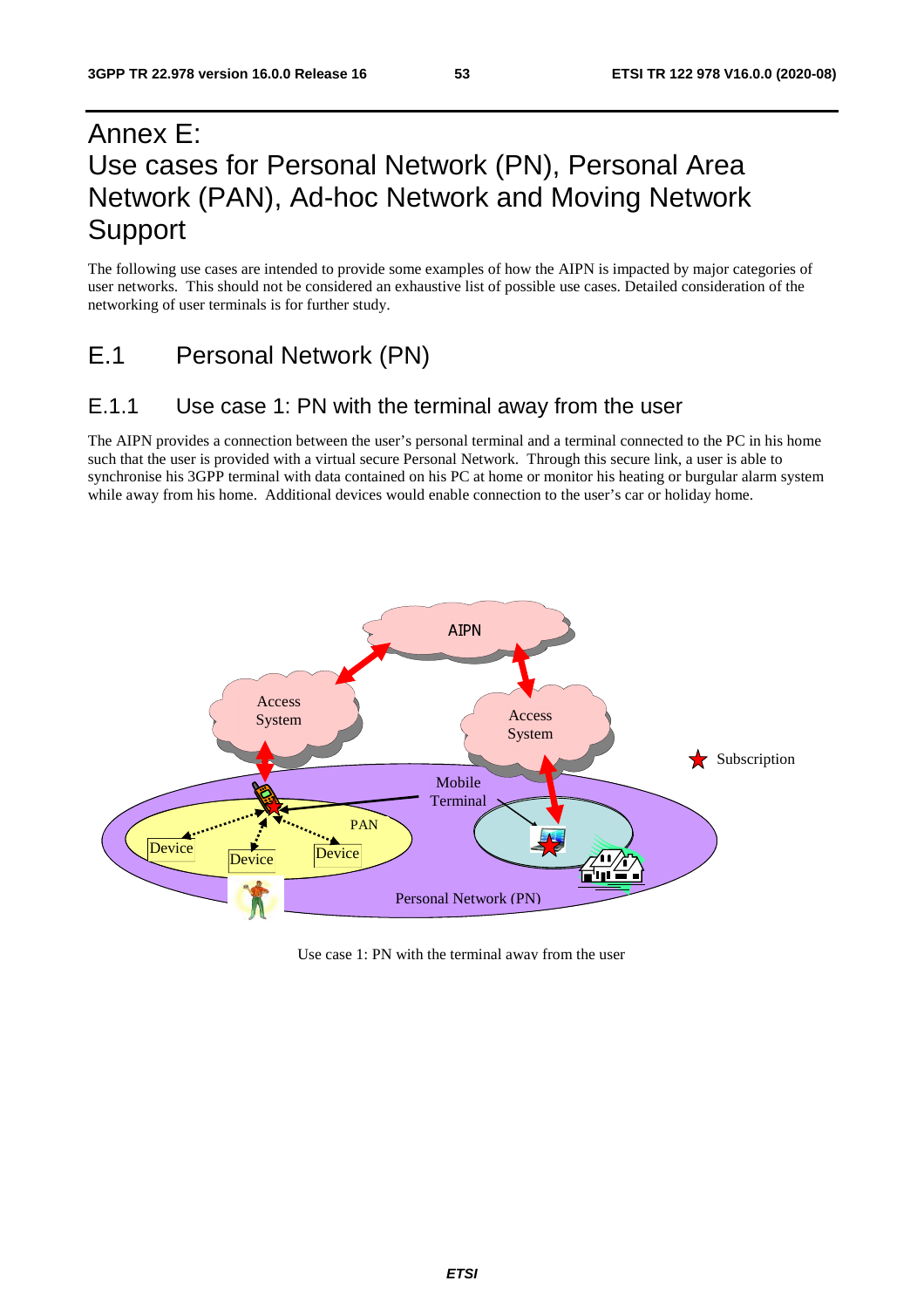# Annex E:
# Use cases for Personal Network (PN), Personal Area Network (PAN), Ad-hoc Network and Moving Network Support

The following use cases are intended to provide some examples of how the AIPN is impacted by major categories of user networks. This should not be considered an exhaustive list of possible use cases. Detailed consideration of the networking of user terminals is for further study.

## E.1 Personal Network (PN)

### E.1.1 Use case 1: PN with the terminal away from the user

The AIPN provides a connection between the user's personal terminal and a terminal connected to the PC in his home such that the user is provided with a virtual secure Personal Network. Through this secure link, a user is able to synchronise his 3GPP terminal with data contained on his PC at home or monitor his heating or burgular alarm system while away from his home. Additional devices would enable connection to the user's car or holiday home.

Use case 1: PN with the terminal away from the user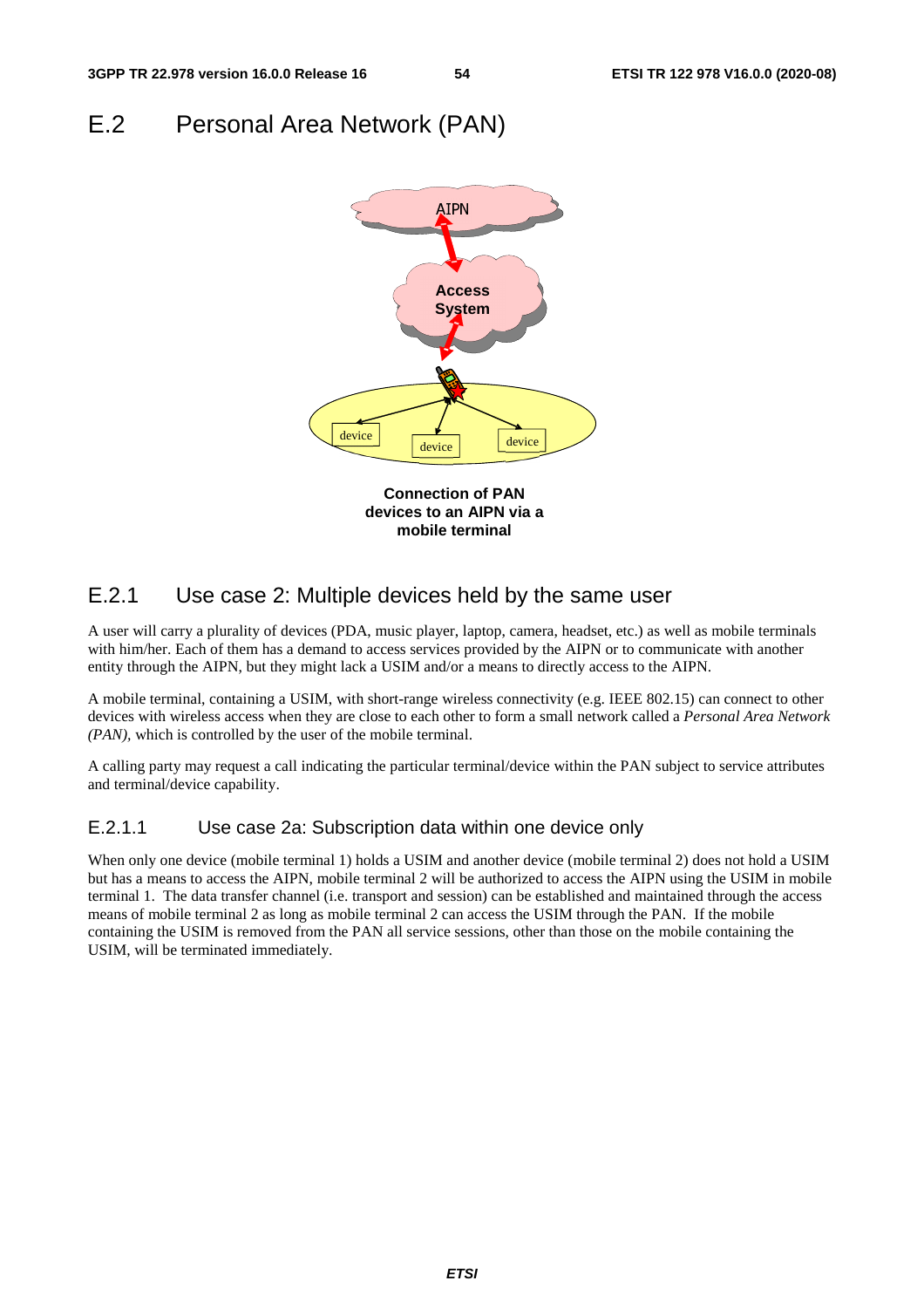# E.2 Personal Area Network (PAN)

**Connection of PAN devices to an AIPN via a mobile terminal**

## E.2.1 Use case 2: Multiple devices held by the same user

A user will carry a plurality of devices (PDA, music player, laptop, camera, headset, etc.) as well as mobile terminals with him/her. Each of them has a demand to access services provided by the AIPN or to communicate with another entity through the AIPN, but they might lack a USIM and/or a means to directly access to the AIPN.

A mobile terminal, containing a USIM, with short-range wireless connectivity (e.g. IEEE 802.15) can connect to other devices with wireless access when they are close to each other to form a small network called a *Personal Area Network (PAN),* which is controlled by the user of the mobile terminal.

A calling party may request a call indicating the particular terminal/device within the PAN subject to service attributes and terminal/device capability.

### E.2.1.1 Use case 2a: Subscription data within one device only

When only one device (mobile terminal 1) holds a USIM and another device (mobile terminal 2) does not hold a USIM but has a means to access the AIPN, mobile terminal 2 will be authorized to access the AIPN using the USIM in mobile terminal 1. The data transfer channel (i.e. transport and session) can be established and maintained through the access means of mobile terminal 2 as long as mobile terminal 2 can access the USIM through the PAN. If the mobile containing the USIM is removed from the PAN all service sessions, other than those on the mobile containing the USIM, will be terminated immediately.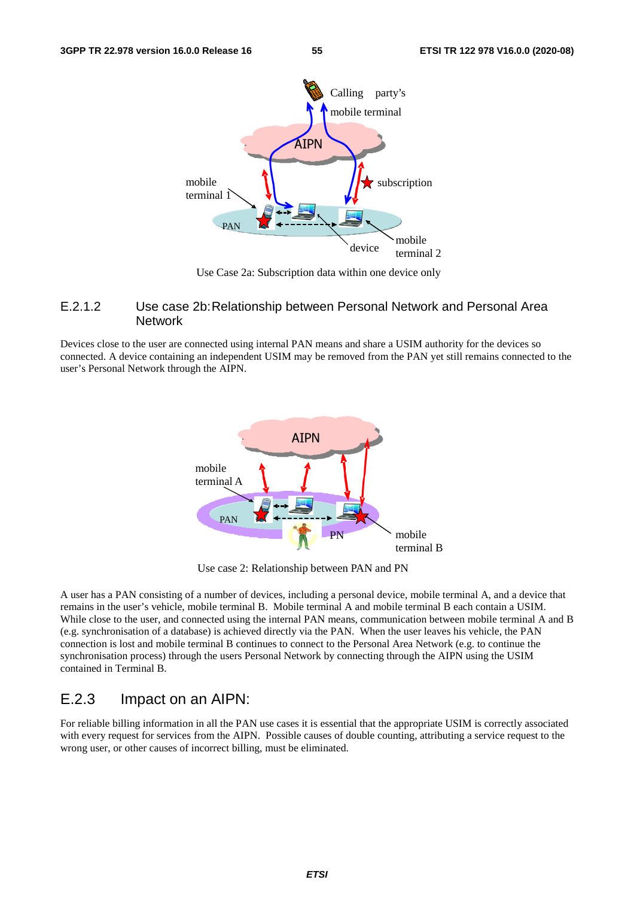Use Case 2a: Subscription data within one device only

### E.2.1.2 Use case 2b: Relationship between Personal Network and Personal Area Network

Devices close to the user are connected using internal PAN means and share a USIM authority for the devices so connected. A device containing an independent USIM may be removed from the PAN yet still remains connected to the user's Personal Network through the AIPN.

Use case 2: Relationship between PAN and PN

A user has a PAN consisting of a number of devices, including a personal device, mobile terminal A, and a device that remains in the user's vehicle, mobile terminal B. Mobile terminal A and mobile terminal B each contain a USIM. While close to the user, and connected using the internal PAN means, communication between mobile terminal A and B (e.g. synchronisation of a database) is achieved directly via the PAN. When the user leaves his vehicle, the PAN connection is lost and mobile terminal B continues to connect to the Personal Area Network (e.g. to continue the synchronisation process) through the users Personal Network by connecting through the AIPN using the USIM contained in Terminal B.

## E.2.3 Impact on an AIPN:

For reliable billing information in all the PAN use cases it is essential that the appropriate USIM is correctly associated with every request for services from the AIPN. Possible causes of double counting, attributing a service request to the wrong user, or other causes of incorrect billing, must be eliminated.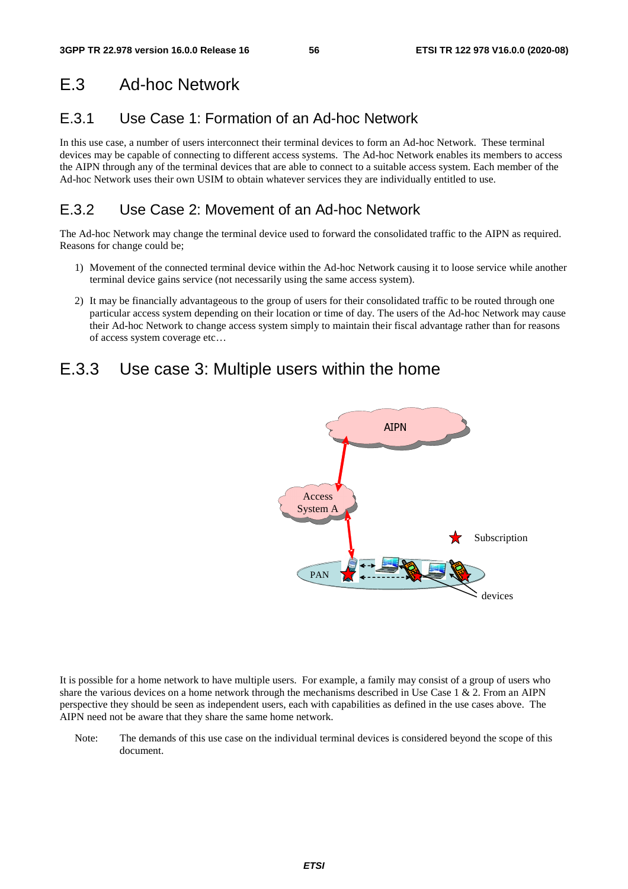## E.3 Ad-hoc Network

### E.3.1 Use Case 1: Formation of an Ad-hoc Network

In this use case, a number of users interconnect their terminal devices to form an Ad-hoc Network. These terminal devices may be capable of connecting to different access systems. The Ad-hoc Network enables its members to access the AIPN through any of the terminal devices that are able to connect to a suitable access system. Each member of the Ad-hoc Network uses their own USIM to obtain whatever services they are individually entitled to use.

### E.3.2 Use Case 2: Movement of an Ad-hoc Network

The Ad-hoc Network may change the terminal device used to forward the consolidated traffic to the AIPN as required. Reasons for change could be;

1) Movement of the connected terminal device within the Ad-hoc Network causing it to loose service while another terminal device gains service (not necessarily using the same access system).

2) It may be financially advantageous to the group of users for their consolidated traffic to be routed through one particular access system depending on their location or time of day. The users of the Ad-hoc Network may cause their Ad-hoc Network to change access system simply to maintain their fiscal advantage rather than for reasons of access system coverage etc…

### E.3.3 Use case 3: Multiple users within the home

It is possible for a home network to have multiple users. For example, a family may consist of a group of users who share the various devices on a home network through the mechanisms described in Use Case 1 & 2. From an AIPN perspective they should be seen as independent users, each with capabilities as defined in the use cases above. The AIPN need not be aware that they share the same home network.

Note: The demands of this use case on the individual terminal devices is considered beyond the scope of this document.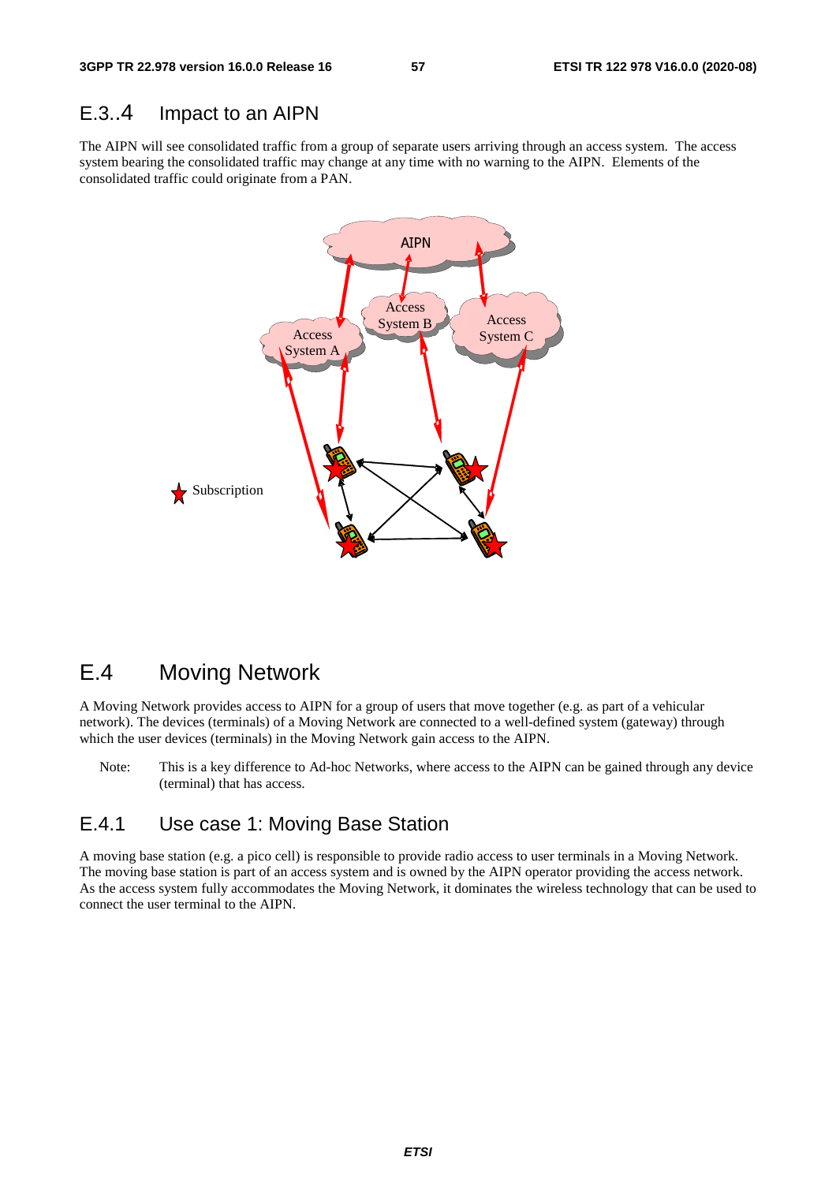### E.3..4 Impact to an AIPN

The AIPN will see consolidated traffic from a group of separate users arriving through an access system. The access system bearing the consolidated traffic may change at any time with no warning to the AIPN. Elements of the consolidated traffic could originate from a PAN.

## E.4 Moving Network

A Moving Network provides access to AIPN for a group of users that move together (e.g. as part of a vehicular network). The devices (terminals) of a Moving Network are connected to a well-defined system (gateway) through which the user devices (terminals) in the Moving Network gain access to the AIPN.

Note: This is a key difference to Ad-hoc Networks, where access to the AIPN can be gained through any device (terminal) that has access.

### E.4.1 Use case 1: Moving Base Station

A moving base station (e.g. a pico cell) is responsible to provide radio access to user terminals in a Moving Network. The moving base station is part of an access system and is owned by the AIPN operator providing the access network. As the access system fully accommodates the Moving Network, it dominates the wireless technology that can be used to connect the user terminal to the AIPN.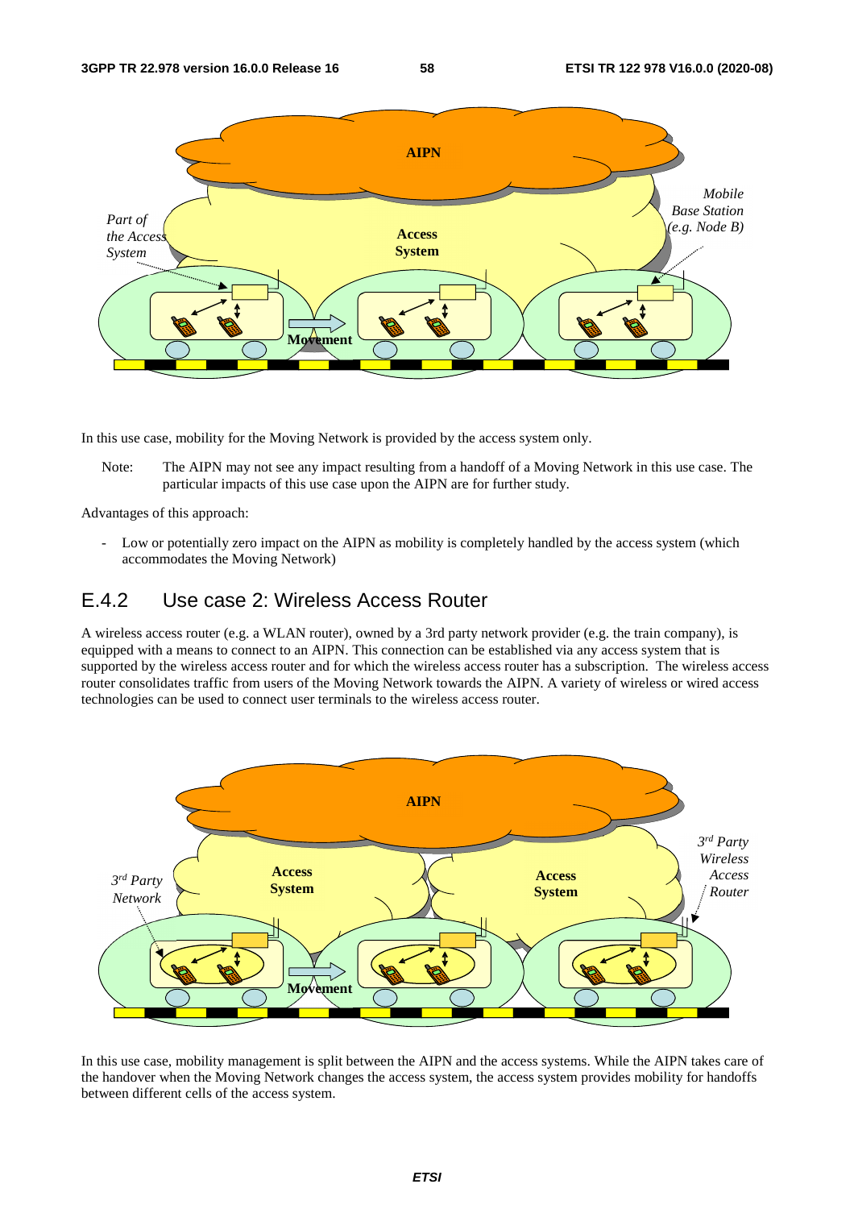In this use case, mobility for the Moving Network is provided by the access system only.

Note: The AIPN may not see any impact resulting from a handoff of a Moving Network in this use case. The particular impacts of this use case upon the AIPN are for further study.

Advantages of this approach:

- Low or potentially zero impact on the AIPN as mobility is completely handled by the access system (which accommodates the Moving Network)

## E.4.2 Use case 2: Wireless Access Router

A wireless access router (e.g. a WLAN router), owned by a 3rd party network provider (e.g. the train company), is equipped with a means to connect to an AIPN. This connection can be established via any access system that is supported by the wireless access router and for which the wireless access router has a subscription. The wireless access router consolidates traffic from users of the Moving Network towards the AIPN. A variety of wireless or wired access technologies can be used to connect user terminals to the wireless access router.

In this use case, mobility management is split between the AIPN and the access systems. While the AIPN takes care of the handover when the Moving Network changes the access system, the access system provides mobility for handoffs between different cells of the access system.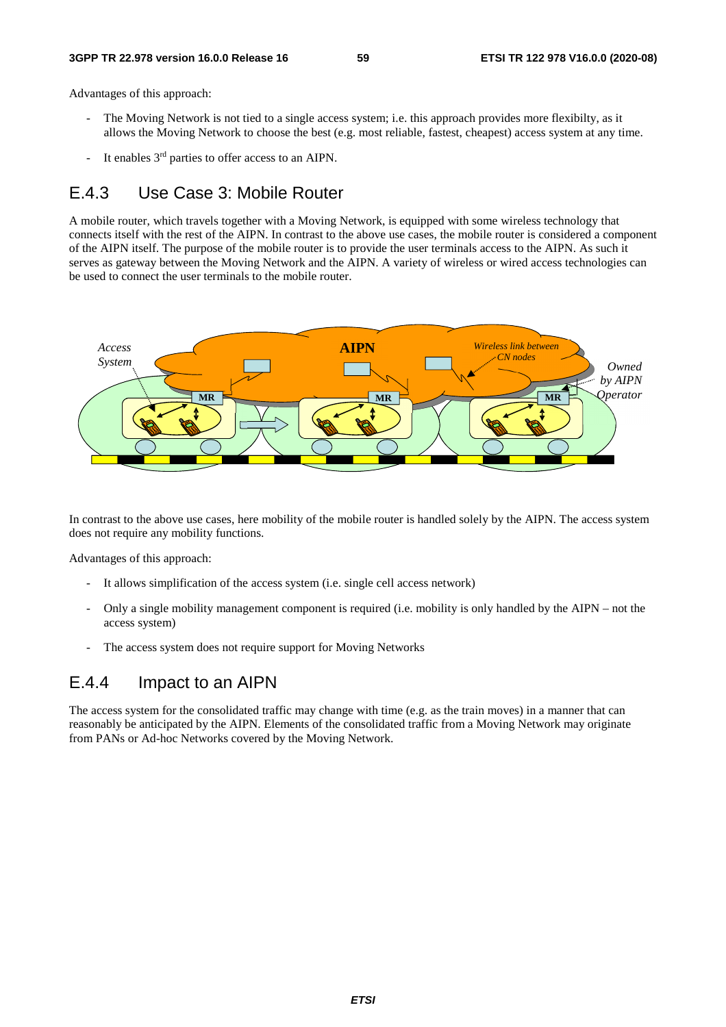Advantages of this approach:

- The Moving Network is not tied to a single access system; i.e. this approach provides more flexibilty, as it allows the Moving Network to choose the best (e.g. most reliable, fastest, cheapest) access system at any time.
- It enables 3rd parties to offer access to an AIPN.

## E.4.3 Use Case 3: Mobile Router

A mobile router, which travels together with a Moving Network, is equipped with some wireless technology that connects itself with the rest of the AIPN. In contrast to the above use cases, the mobile router is considered a component of the AIPN itself. The purpose of the mobile router is to provide the user terminals access to the AIPN. As such it serves as gateway between the Moving Network and the AIPN. A variety of wireless or wired access technologies can be used to connect the user terminals to the mobile router.

In contrast to the above use cases, here mobility of the mobile router is handled solely by the AIPN. The access system does not require any mobility functions.

Advantages of this approach:

- It allows simplification of the access system (i.e. single cell access network)
- Only a single mobility management component is required (i.e. mobility is only handled by the AIPN – not the access system)
- The access system does not require support for Moving Networks

## E.4.4 Impact to an AIPN

The access system for the consolidated traffic may change with time (e.g. as the train moves) in a manner that can reasonably be anticipated by the AIPN. Elements of the consolidated traffic from a Moving Network may originate from PANs or Ad-hoc Networks covered by the Moving Network.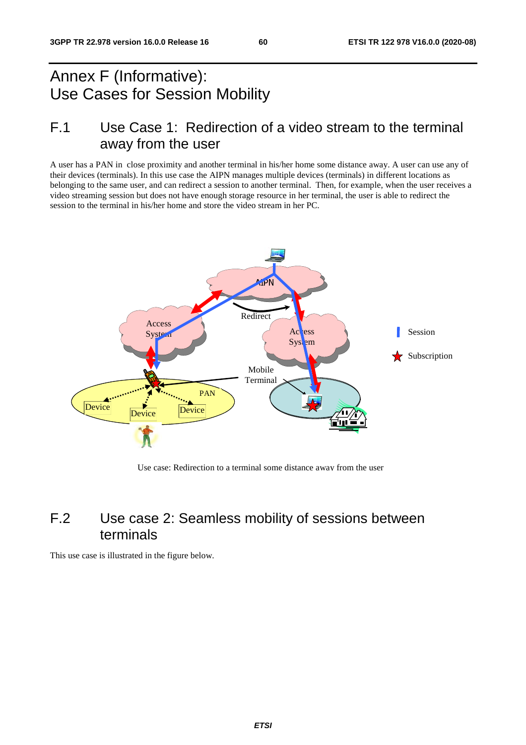# Annex F (Informative): Use Cases for Session Mobility

## F.1 Use Case 1: Redirection of a video stream to the terminal away from the user

A user has a PAN in close proximity and another terminal in his/her home some distance away. A user can use any of their devices (terminals). In this use case the AIPN manages multiple devices (terminals) in different locations as belonging to the same user, and can redirect a session to another terminal. Then, for example, when the user receives a video streaming session but does not have enough storage resource in her terminal, the user is able to redirect the session to the terminal in his/her home and store the video stream in her PC.

Use case: Redirection to a terminal some distance away from the user

## F.2 Use case 2: Seamless mobility of sessions between terminals

This use case is illustrated in the figure below.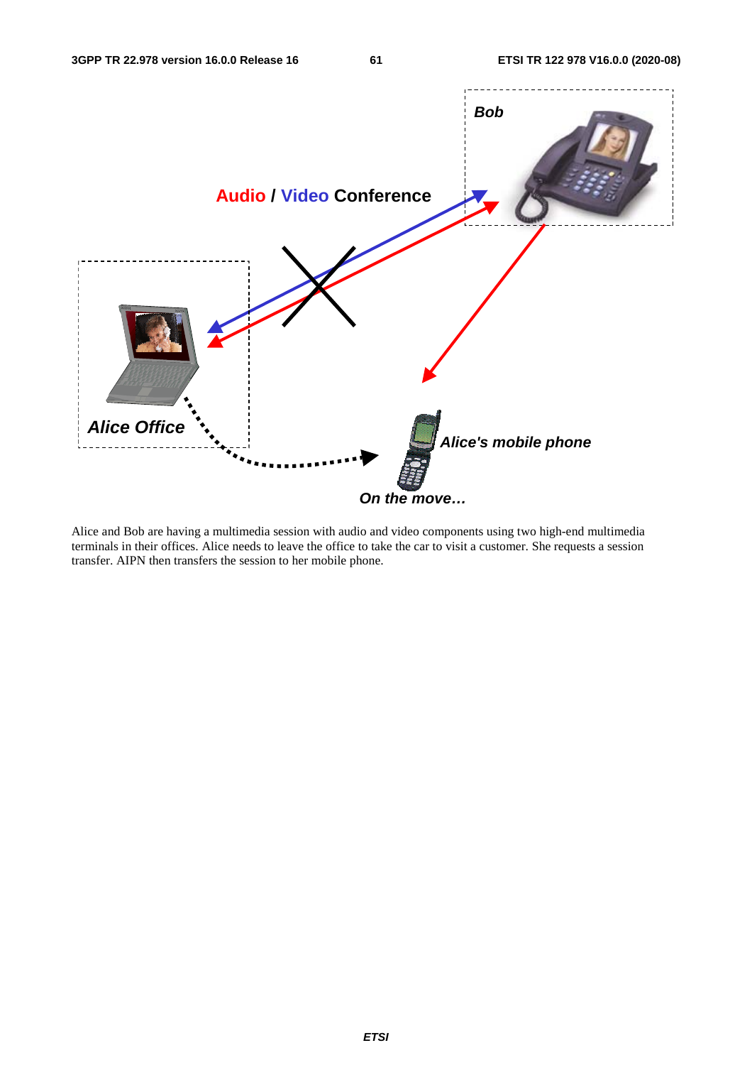Alice and Bob are having a multimedia session with audio and video components using two high-end multimedia terminals in their offices. Alice needs to leave the office to take the car to visit a customer. She requests a session transfer. AIPN then transfers the session to her mobile phone.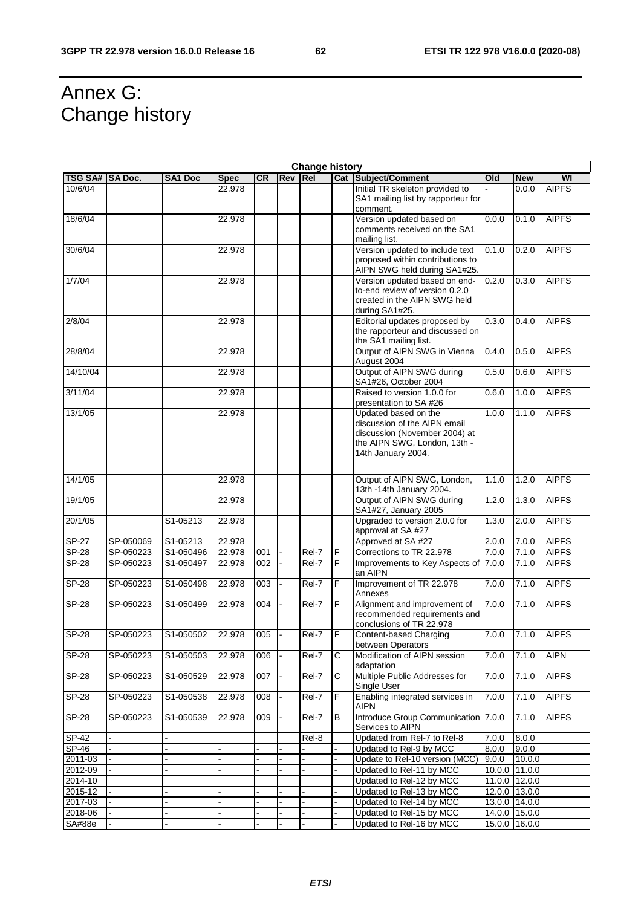# Annex G: Change history

| Change history | | | | | | | | | | | |
|---|---|---|---|---|---|---|---|---|---|---|---|
| TSG SA# | SA Doc. | SA1 Doc | Spec | CR | Rev | Rel | Cat | Subject/Comment | Old | New | WI |
| 10/6/04 | | | 22.978 | | | | | Initial TR skeleton provided to SA1 mailing list by rapporteur for comment. | - | 0.0.0 | AIPFS |
| 18/6/04 | | | 22.978 | | | | | Version updated based on comments received on the SA1 mailing list. | 0.0.0 | 0.1.0 | AIPFS |
| 30/6/04 | | | 22.978 | | | | | Version updated to include text proposed within contributions to AIPN SWG held during SA1#25. | 0.1.0 | 0.2.0 | AIPFS |
| 1/7/04 | | | 22.978 | | | | | Version updated based on end-to-end review of version 0.2.0 created in the AIPN SWG held during SA1#25. | 0.2.0 | 0.3.0 | AIPFS |
| 2/8/04 | | | 22.978 | | | | | Editorial updates proposed by the rapporteur and discussed on the SA1 mailing list. | 0.3.0 | 0.4.0 | AIPFS |
| 28/8/04 | | | 22.978 | | | | | Output of AIPN SWG in Vienna August 2004 | 0.4.0 | 0.5.0 | AIPFS |
| 14/10/04 | | | 22.978 | | | | | Output of AIPN SWG during SA1#26, October 2004 | 0.5.0 | 0.6.0 | AIPFS |
| 3/11/04 | | | 22.978 | | | | | Raised to version 1.0.0 for presentation to SA #26 | 0.6.0 | 1.0.0 | AIPFS |
| 13/1/05 | | | 22.978 | | | | | Updated based on the discussion of the AIPN email discussion (November 2004) at the AIPN SWG, London, 13th - 14th January 2004. | 1.0.0 | 1.1.0 | AIPFS |
| 14/1/05 | | | 22.978 | | | | | Output of AIPN SWG, London, 13th -14th January 2004. | 1.1.0 | 1.2.0 | AIPFS |
| 19/1/05 | | | 22.978 | | | | | Output of AIPN SWG during SA1#27, January 2005 | 1.2.0 | 1.3.0 | AIPFS |
| 20/1/05 | | S1-05213 | 22.978 | | | | | Upgraded to version 2.0.0 for approval at SA #27 | 1.3.0 | 2.0.0 | AIPFS |
| SP-27 | SP-050069 | S1-05213 | 22.978 | | | | | Approved at SA #27 | 2.0.0 | 7.0.0 | AIPFS |
| SP-28 | SP-050223 | S1-050496 | 22.978 | 001 | - | Rel-7 | F | Corrections to TR 22.978 | 7.0.0 | 7.1.0 | AIPFS |
| SP-28 | SP-050223 | S1-050497 | 22.978 | 002 | - | Rel-7 | F | Improvements to Key Aspects of an AIPN | 7.0.0 | 7.1.0 | AIPFS |
| SP-28 | SP-050223 | S1-050498 | 22.978 | 003 | - | Rel-7 | F | Improvement of TR 22.978 Annexes | 7.0.0 | 7.1.0 | AIPFS |
| SP-28 | SP-050223 | S1-050499 | 22.978 | 004 | - | Rel-7 | F | Alignment and improvement of recommended requirements and conclusions of TR 22.978 | 7.0.0 | 7.1.0 | AIPFS |
| SP-28 | SP-050223 | S1-050502 | 22.978 | 005 | - | Rel-7 | F | Content-based Charging between Operators | 7.0.0 | 7.1.0 | AIPFS |
| SP-28 | SP-050223 | S1-050503 | 22.978 | 006 | - | Rel-7 | C | Modification of AIPN session adaptation | 7.0.0 | 7.1.0 | AIPN |
| SP-28 | SP-050223 | S1-050529 | 22.978 | 007 | - | Rel-7 | C | Multiple Public Addresses for Single User | 7.0.0 | 7.1.0 | AIPFS |
| SP-28 | SP-050223 | S1-050538 | 22.978 | 008 | - | Rel-7 | F | Enabling integrated services in AIPN | 7.0.0 | 7.1.0 | AIPFS |
| SP-28 | SP-050223 | S1-050539 | 22.978 | 009 | - | Rel-7 | B | Introduce Group Communication Services to AIPN | 7.0.0 | 7.1.0 | AIPFS |
| SP-42 | - | - | | | | Rel-8 | | Updated from Rel-7 to Rel-8 | 7.0.0 | 8.0.0 | |
| SP-46 | - | - | - | - | - | - | - | Updated to Rel-9 by MCC | 8.0.0 | 9.0.0 | |
| 2011-03 | - | - | - | - | - | - | - | Update to Rel-10 version (MCC) | 9.0.0 | 10.0.0 | |
| 2012-09 | - | - | - | - | - | - | - | Updated to Rel-11 by MCC | 10.0.0 | 11.0.0 | |
| 2014-10 | | | | | | | | Updated to Rel-12 by MCC | 11.0.0 | 12.0.0 | |
| 2015-12 | - | - | - | - | - | - | - | Updated to Rel-13 by MCC | 12.0.0 | 13.0.0 | |
| 2017-03 | - | - | - | - | - | - | - | Updated to Rel-14 by MCC | 13.0.0 | 14.0.0 | |
| 2018-06 | - | - | - | - | - | - | - | Updated to Rel-15 by MCC | 14.0.0 | 15.0.0 | |
| SA#88e | - | - | - | - | - | - | - | Updated to Rel-16 by MCC | 15.0.0 | 16.0.0 | |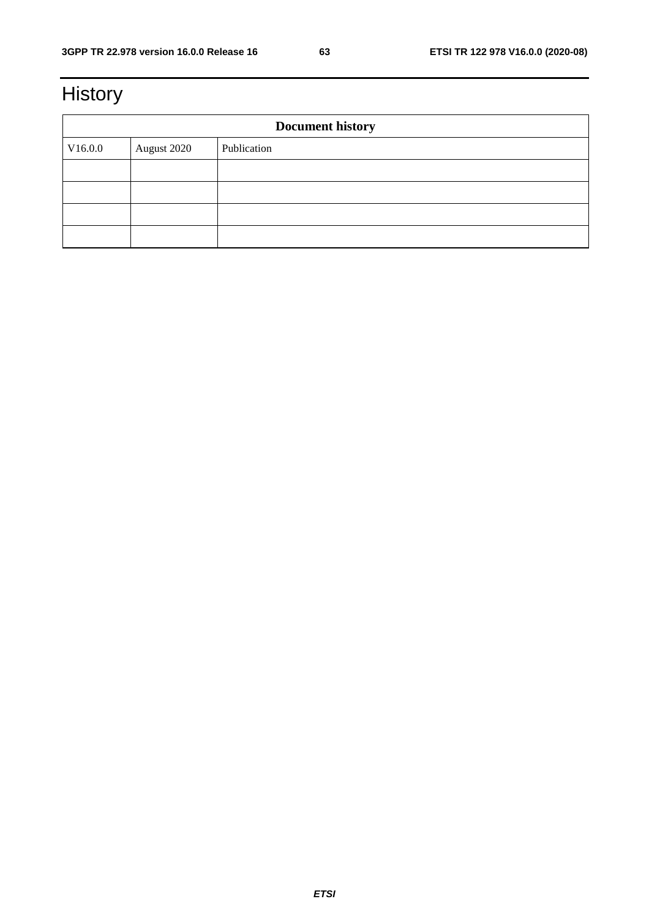# History

| Document history | | |
|---|---|---|
| V16.0.0 | August 2020 | Publication |
| | | |
| | | |
| | | |
| | | |